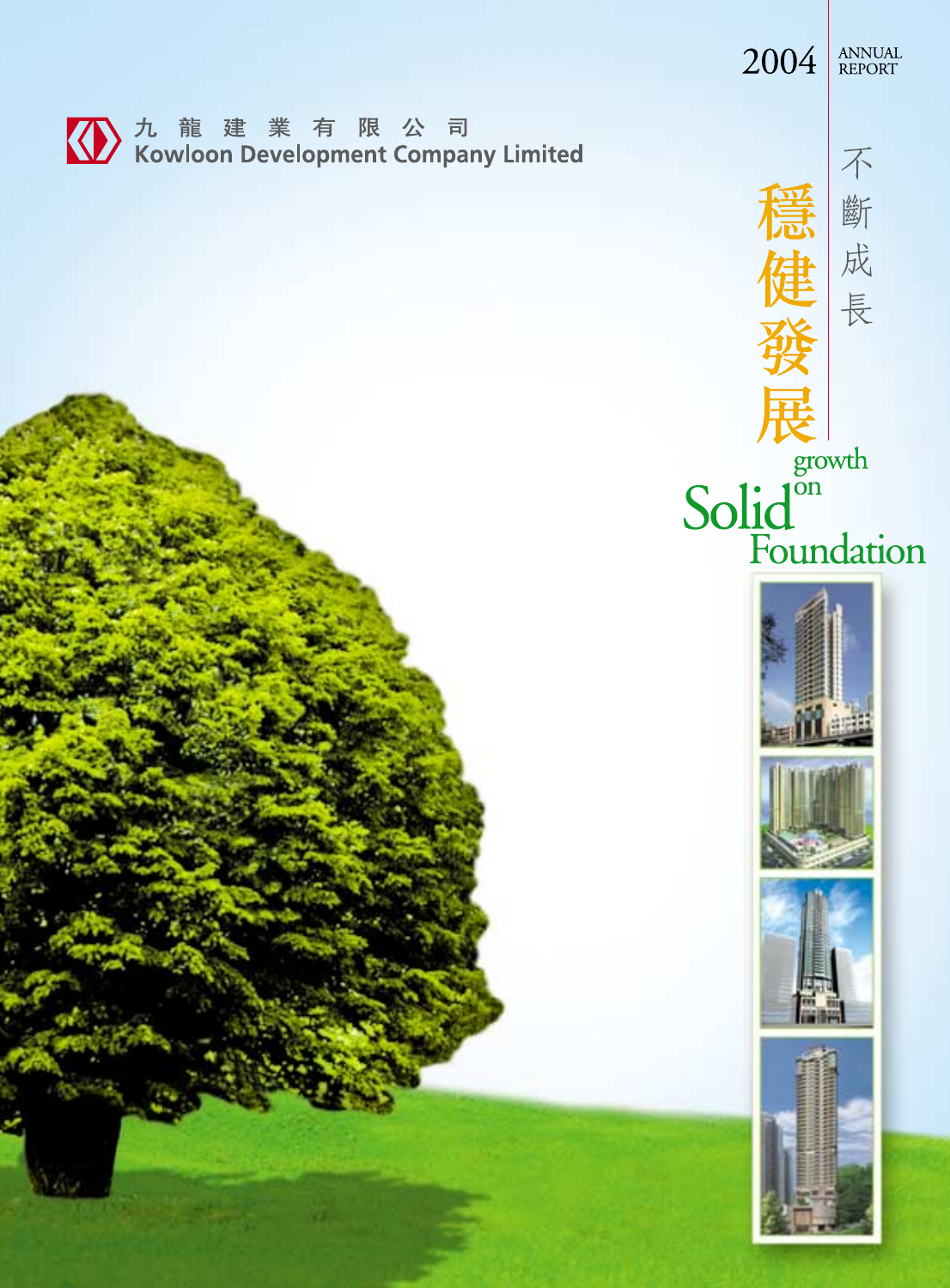九 龍 建 業 有 限 公 司
Kowloon Development Company Limited

2004 ANNUAL REPORT

# 穩健發展 不斷成長

# Solid growth on Foundation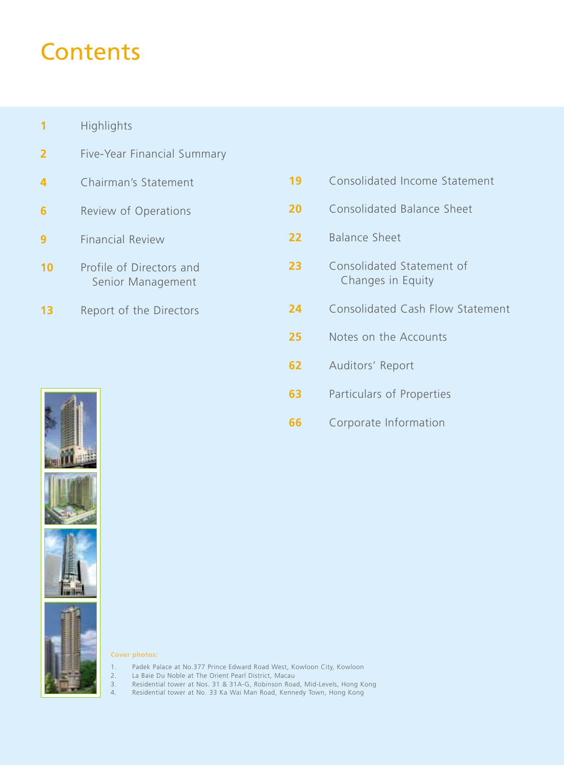# Contents

| | |
|---|---|
| 1 | Highlights |
| 2 | Five-Year Financial Summary |
| 4 | Chairman's Statement |
| 6 | Review of Operations |
| 9 | Financial Review |
| 10 | Profile of Directors and Senior Management |
| 13 | Report of the Directors |
| 19 | Consolidated Income Statement |
| 20 | Consolidated Balance Sheet |
| 22 | Balance Sheet |
| 23 | Consolidated Statement of Changes in Equity |
| 24 | Consolidated Cash Flow Statement |
| 25 | Notes on the Accounts |
| 62 | Auditors' Report |
| 63 | Particulars of Properties |
| 66 | Corporate Information |

**Cover photos:**

1. Padek Palace at No.377 Prince Edward Road West, Kowloon City, Kowloon
2. La Baie Du Noble at The Orient Pearl District, Macau
3. Residential tower at Nos. 31 & 31A-G, Robinson Road, Mid-Levels, Hong Kong
4. Residential tower at No. 33 Ka Wai Man Road, Kennedy Town, Hong Kong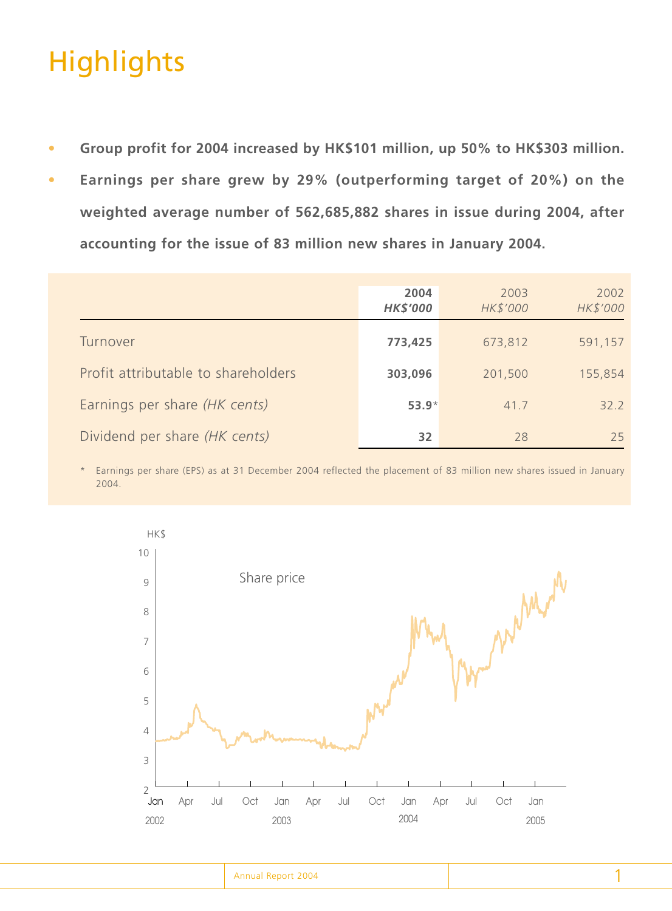# Highlights

- **Group profit for 2004 increased by HK$101 million, up 50% to HK$303 million.**
- **Earnings per share grew by 29% (outperforming target of 20%) on the weighted average number of 562,685,882 shares in issue during 2004, after accounting for the issue of 83 million new shares in January 2004.**

| | **2004** *HK$'000* | 2003 *HK$'000* | 2002 *HK$'000* |
|---|---|---|---|
| Turnover | **773,425** | 673,812 | 591,157 |
| Profit attributable to shareholders | **303,096** | 201,500 | 155,854 |
| Earnings per share *(HK cents)* | **53.9**\* | 41.7 | 32.2 |
| Dividend per share *(HK cents)* | **32** | 28 | 25 |

\* Earnings per share (EPS) as at 31 December 2004 reflected the placement of 83 million new shares issued in January 2004.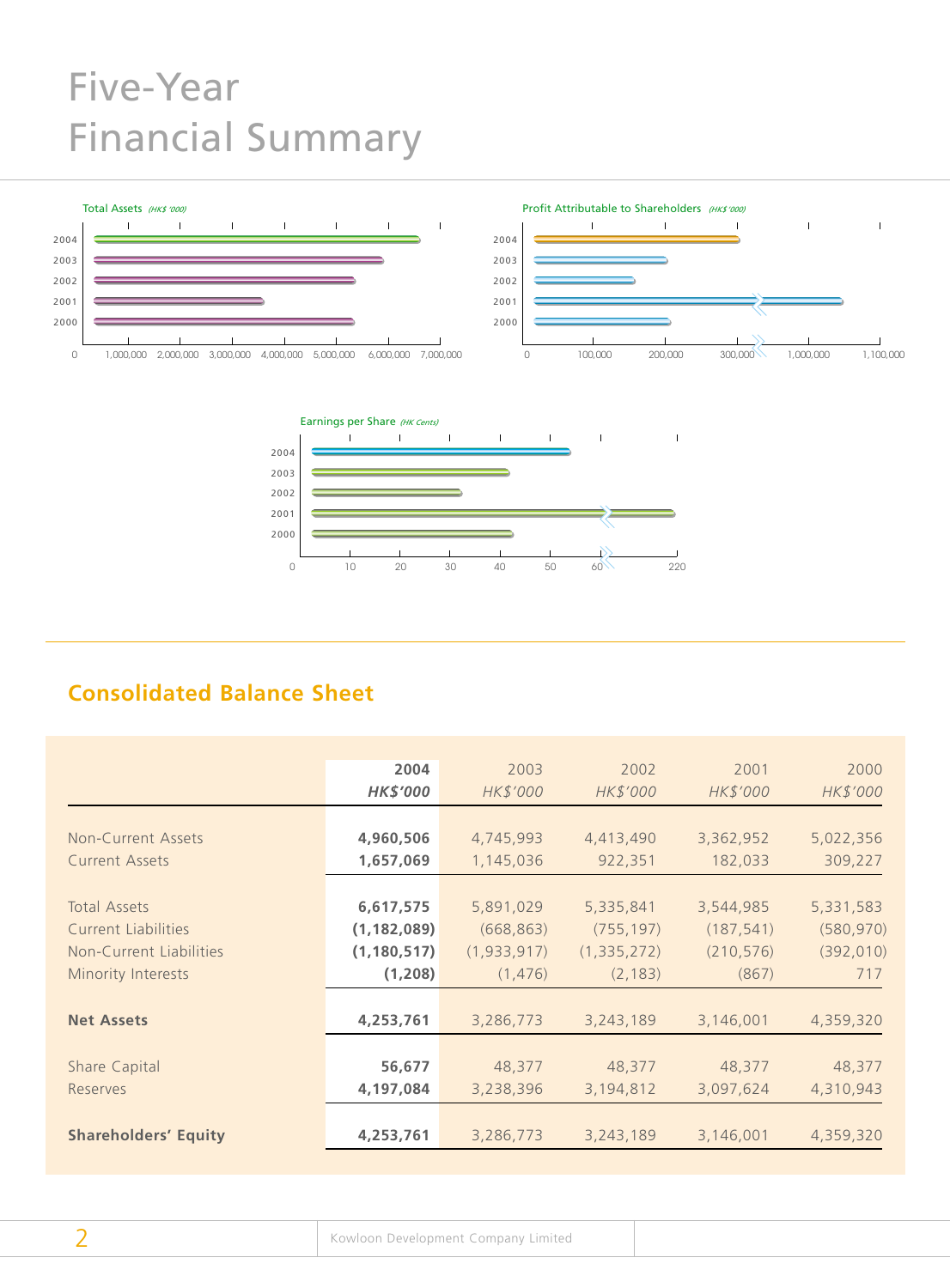# Five-Year Financial Summary

Total Assets *(HK$ '000)*

Profit Attributable to Shareholders *(HK$ '000)*

Earnings per Share *(HK Cents)*

## Consolidated Balance Sheet

| | **2004** | 2003 | 2002 | 2001 | 2000 |
|---|---|---|---|---|---|
| | ***HK$'000*** | *HK$'000* | *HK$'000* | *HK$'000* | *HK$'000* |
| Non-Current Assets | **4,960,506** | 4,745,993 | 4,413,490 | 3,362,952 | 5,022,356 |
| Current Assets | **1,657,069** | 1,145,036 | 922,351 | 182,033 | 309,227 |
| Total Assets | **6,617,575** | 5,891,029 | 5,335,841 | 3,544,985 | 5,331,583 |
| Current Liabilities | **(1,182,089)** | (668,863) | (755,197) | (187,541) | (580,970) |
| Non-Current Liabilities | **(1,180,517)** | (1,933,917) | (1,335,272) | (210,576) | (392,010) |
| Minority Interests | **(1,208)** | (1,476) | (2,183) | (867) | 717 |
| **Net Assets** | **4,253,761** | 3,286,773 | 3,243,189 | 3,146,001 | 4,359,320 |
| Share Capital | **56,677** | 48,377 | 48,377 | 48,377 | 48,377 |
| Reserves | **4,197,084** | 3,238,396 | 3,194,812 | 3,097,624 | 4,310,943 |
| **Shareholders' Equity** | **4,253,761** | 3,286,773 | 3,243,189 | 3,146,001 | 4,359,320 |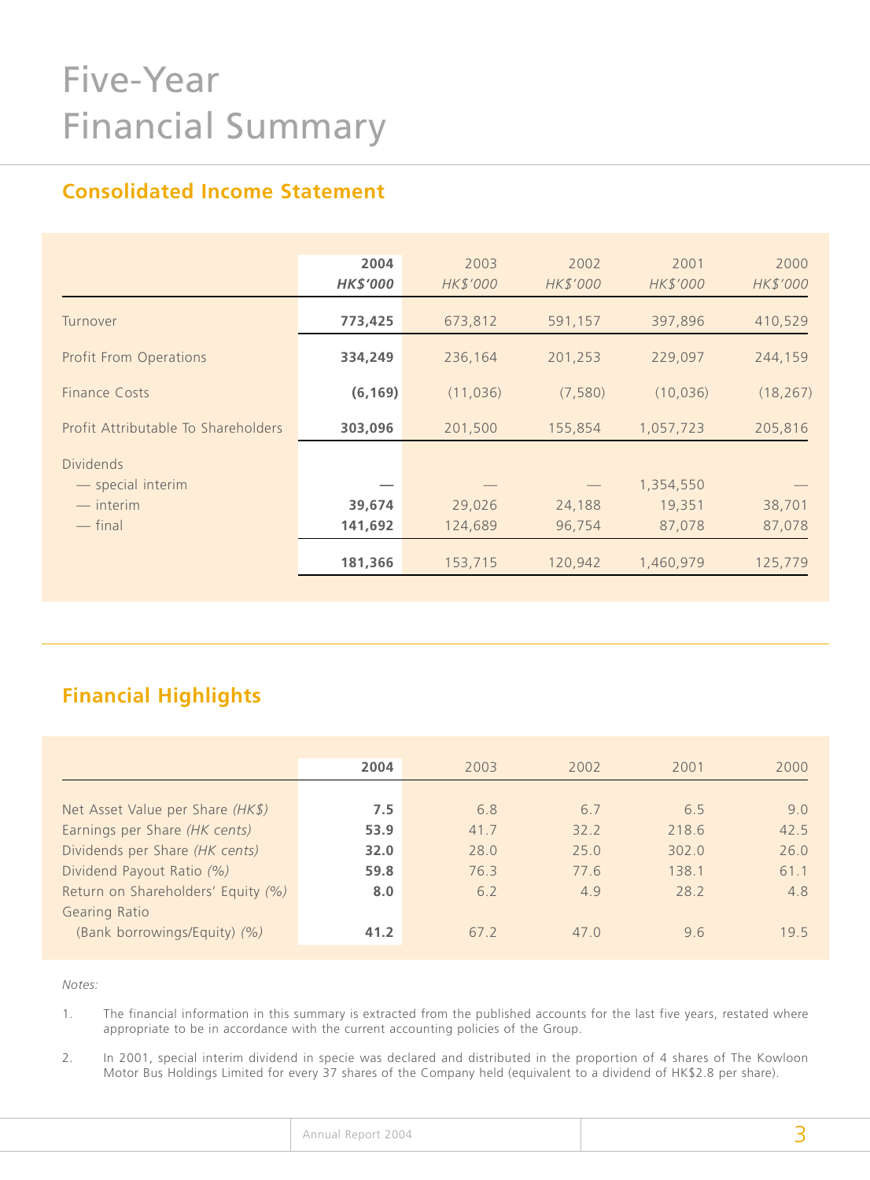# Five-Year Financial Summary

## Consolidated Income Statement

| | **2004** | 2003 | 2002 | 2001 | 2000 |
|---|---|---|---|---|---|
| | ***HK$'000*** | *HK$'000* | *HK$'000* | *HK$'000* | *HK$'000* |
| Turnover | **773,425** | 673,812 | 591,157 | 397,896 | 410,529 |
| Profit From Operations | **334,249** | 236,164 | 201,253 | 229,097 | 244,159 |
| Finance Costs | **(6,169)** | (11,036) | (7,580) | (10,036) | (18,267) |
| Profit Attributable To Shareholders | **303,096** | 201,500 | 155,854 | 1,057,723 | 205,816 |
| Dividends | | | | | |
| — special interim | **—** | — | — | 1,354,550 | — |
| — interim | **39,674** | 29,026 | 24,188 | 19,351 | 38,701 |
| — final | **141,692** | 124,689 | 96,754 | 87,078 | 87,078 |
| | **181,366** | 153,715 | 120,942 | 1,460,979 | 125,779 |

## Financial Highlights

| | **2004** | 2003 | 2002 | 2001 | 2000 |
|---|---|---|---|---|---|
| Net Asset Value per Share *(HK$)* | **7.5** | 6.8 | 6.7 | 6.5 | 9.0 |
| Earnings per Share *(HK cents)* | **53.9** | 41.7 | 32.2 | 218.6 | 42.5 |
| Dividends per Share *(HK cents)* | **32.0** | 28.0 | 25.0 | 302.0 | 26.0 |
| Dividend Payout Ratio *(%)* | **59.8** | 76.3 | 77.6 | 138.1 | 61.1 |
| Return on Shareholders' Equity *(%)* | **8.0** | 6.2 | 4.9 | 28.2 | 4.8 |
| Gearing Ratio (Bank borrowings/Equity) *(%)* | **41.2** | 67.2 | 47.0 | 9.6 | 19.5 |

*Notes:*

1. The financial information in this summary is extracted from the published accounts for the last five years, restated where appropriate to be in accordance with the current accounting policies of the Group.

2. In 2001, special interim dividend in specie was declared and distributed in the proportion of 4 shares of The Kowloon Motor Bus Holdings Limited for every 37 shares of the Company held (equivalent to a dividend of HK$2.8 per share).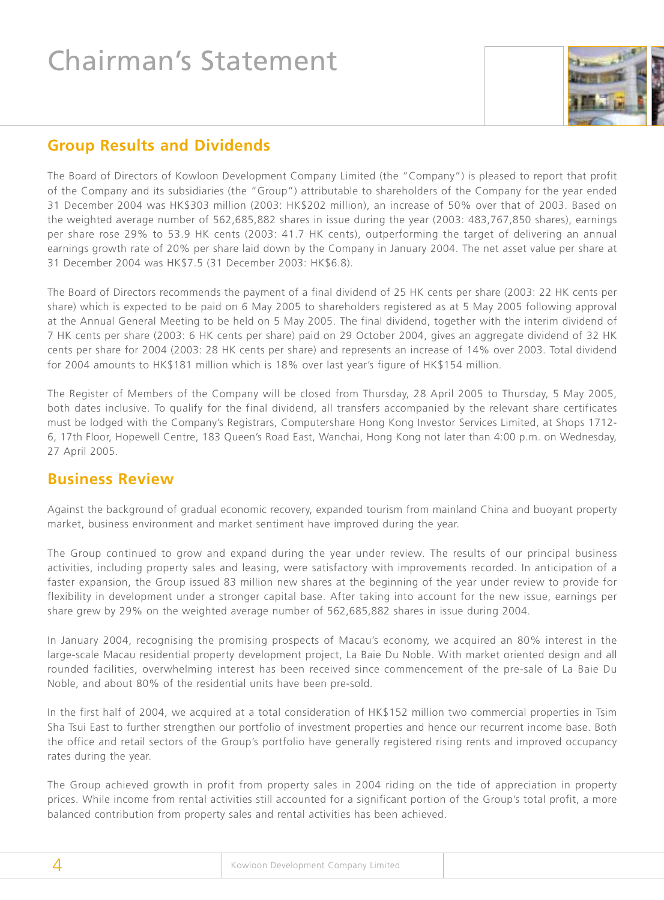# Chairman's Statement

## Group Results and Dividends

The Board of Directors of Kowloon Development Company Limited (the "Company") is pleased to report that profit of the Company and its subsidiaries (the "Group") attributable to shareholders of the Company for the year ended 31 December 2004 was HK$303 million (2003: HK$202 million), an increase of 50% over that of 2003. Based on the weighted average number of 562,685,882 shares in issue during the year (2003: 483,767,850 shares), earnings per share rose 29% to 53.9 HK cents (2003: 41.7 HK cents), outperforming the target of delivering an annual earnings growth rate of 20% per share laid down by the Company in January 2004. The net asset value per share at 31 December 2004 was HK$7.5 (31 December 2003: HK$6.8).

The Board of Directors recommends the payment of a final dividend of 25 HK cents per share (2003: 22 HK cents per share) which is expected to be paid on 6 May 2005 to shareholders registered as at 5 May 2005 following approval at the Annual General Meeting to be held on 5 May 2005. The final dividend, together with the interim dividend of 7 HK cents per share (2003: 6 HK cents per share) paid on 29 October 2004, gives an aggregate dividend of 32 HK cents per share for 2004 (2003: 28 HK cents per share) and represents an increase of 14% over 2003. Total dividend for 2004 amounts to HK$181 million which is 18% over last year's figure of HK$154 million.

The Register of Members of the Company will be closed from Thursday, 28 April 2005 to Thursday, 5 May 2005, both dates inclusive. To qualify for the final dividend, all transfers accompanied by the relevant share certificates must be lodged with the Company's Registrars, Computershare Hong Kong Investor Services Limited, at Shops 1712-6, 17th Floor, Hopewell Centre, 183 Queen's Road East, Wanchai, Hong Kong not later than 4:00 p.m. on Wednesday, 27 April 2005.

## Business Review

Against the background of gradual economic recovery, expanded tourism from mainland China and buoyant property market, business environment and market sentiment have improved during the year.

The Group continued to grow and expand during the year under review. The results of our principal business activities, including property sales and leasing, were satisfactory with improvements recorded. In anticipation of a faster expansion, the Group issued 83 million new shares at the beginning of the year under review to provide for flexibility in development under a stronger capital base. After taking into account for the new issue, earnings per share grew by 29% on the weighted average number of 562,685,882 shares in issue during 2004.

In January 2004, recognising the promising prospects of Macau's economy, we acquired an 80% interest in the large-scale Macau residential property development project, La Baie Du Noble. With market oriented design and all rounded facilities, overwhelming interest has been received since commencement of the pre-sale of La Baie Du Noble, and about 80% of the residential units have been pre-sold.

In the first half of 2004, we acquired at a total consideration of HK$152 million two commercial properties in Tsim Sha Tsui East to further strengthen our portfolio of investment properties and hence our recurrent income base. Both the office and retail sectors of the Group's portfolio have generally registered rising rents and improved occupancy rates during the year.

The Group achieved growth in profit from property sales in 2004 riding on the tide of appreciation in property prices. While income from rental activities still accounted for a significant portion of the Group's total profit, a more balanced contribution from property sales and rental activities has been achieved.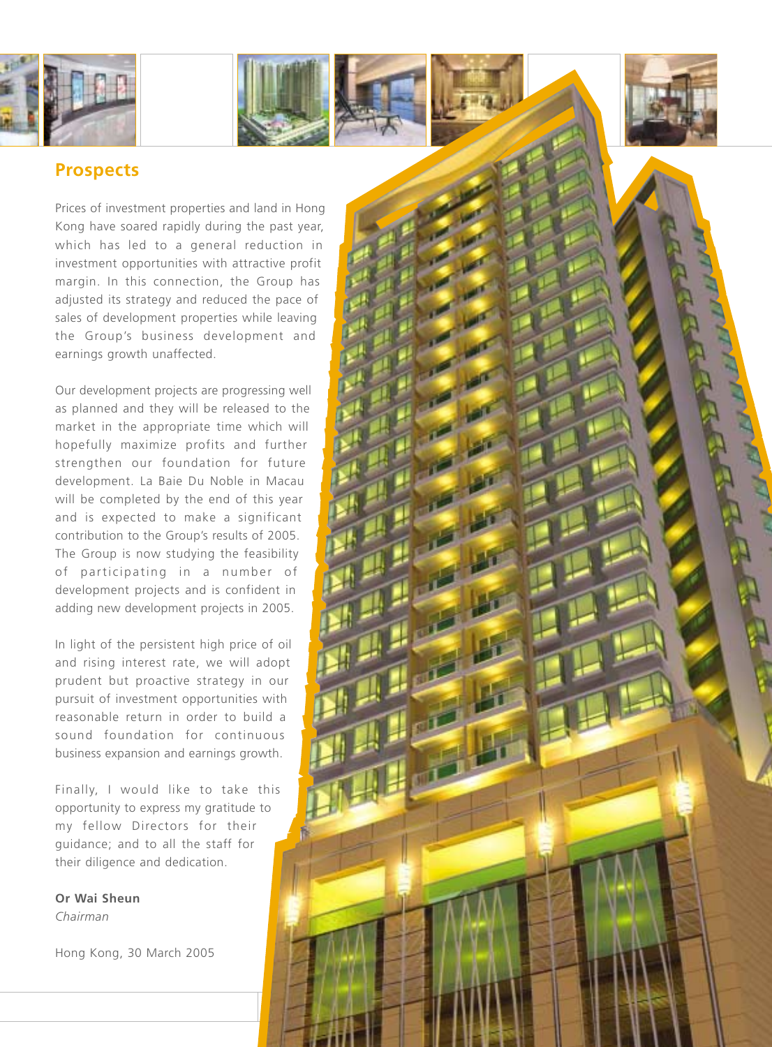## Prospects

Prices of investment properties and land in Hong Kong have soared rapidly during the past year, which has led to a general reduction in investment opportunities with attractive profit margin. In this connection, the Group has adjusted its strategy and reduced the pace of sales of development properties while leaving the Group's business development and earnings growth unaffected.

Our development projects are progressing well as planned and they will be released to the market in the appropriate time which will hopefully maximize profits and further strengthen our foundation for future development. La Baie Du Noble in Macau will be completed by the end of this year and is expected to make a significant contribution to the Group's results of 2005. The Group is now studying the feasibility of participating in a number of development projects and is confident in adding new development projects in 2005.

In light of the persistent high price of oil and rising interest rate, we will adopt prudent but proactive strategy in our pursuit of investment opportunities with reasonable return in order to build a sound foundation for continuous business expansion and earnings growth.

Finally, I would like to take this opportunity to express my gratitude to my fellow Directors for their guidance; and to all the staff for their diligence and dedication.

**Or Wai Sheun**
*Chairman*

Hong Kong, 30 March 2005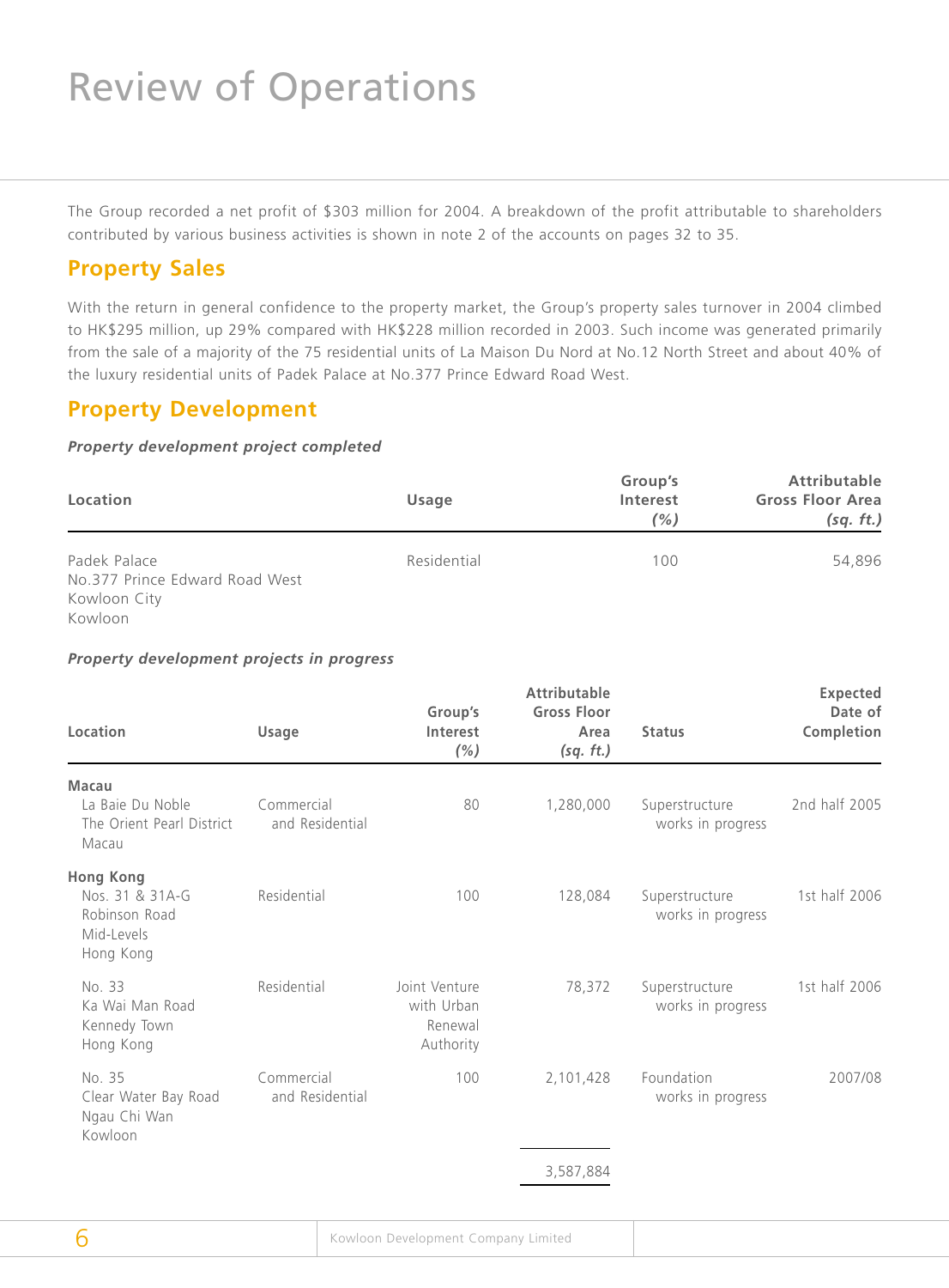# Review of Operations

The Group recorded a net profit of $303 million for 2004. A breakdown of the profit attributable to shareholders contributed by various business activities is shown in note 2 of the accounts on pages 32 to 35.

## Property Sales

With the return in general confidence to the property market, the Group's property sales turnover in 2004 climbed to HK$295 million, up 29% compared with HK$228 million recorded in 2003. Such income was generated primarily from the sale of a majority of the 75 residential units of La Maison Du Nord at No.12 North Street and about 40% of the luxury residential units of Padek Palace at No.377 Prince Edward Road West.

## Property Development

***Property development project completed***

| Location | Usage | Group's Interest *(%)* | Attributable Gross Floor Area *(sq. ft.)* |
|---|---|---|---|
| Padek Palace<br>No.377 Prince Edward Road West<br>Kowloon City<br>Kowloon | Residential | 100 | 54,896 |

***Property development projects in progress***

| Location | Usage | Group's Interest *(%)* | Attributable Gross Floor Area *(sq. ft.)* | Status | Expected Date of Completion |
|---|---|---|---|---|---|
| **Macau** | | | | | |
| La Baie Du Noble<br>The Orient Pearl District<br>Macau | Commercial and Residential | 80 | 1,280,000 | Superstructure works in progress | 2nd half 2005 |
| **Hong Kong** | | | | | |
| Nos. 31 & 31A-G<br>Robinson Road<br>Mid-Levels<br>Hong Kong | Residential | 100 | 128,084 | Superstructure works in progress | 1st half 2006 |
| No. 33<br>Ka Wai Man Road<br>Kennedy Town<br>Hong Kong | Residential | Joint Venture with Urban Renewal Authority | 78,372 | Superstructure works in progress | 1st half 2006 |
| No. 35<br>Clear Water Bay Road<br>Ngau Chi Wan<br>Kowloon | Commercial and Residential | 100 | 2,101,428 | Foundation works in progress | 2007/08 |
| | | | 3,587,884 | | |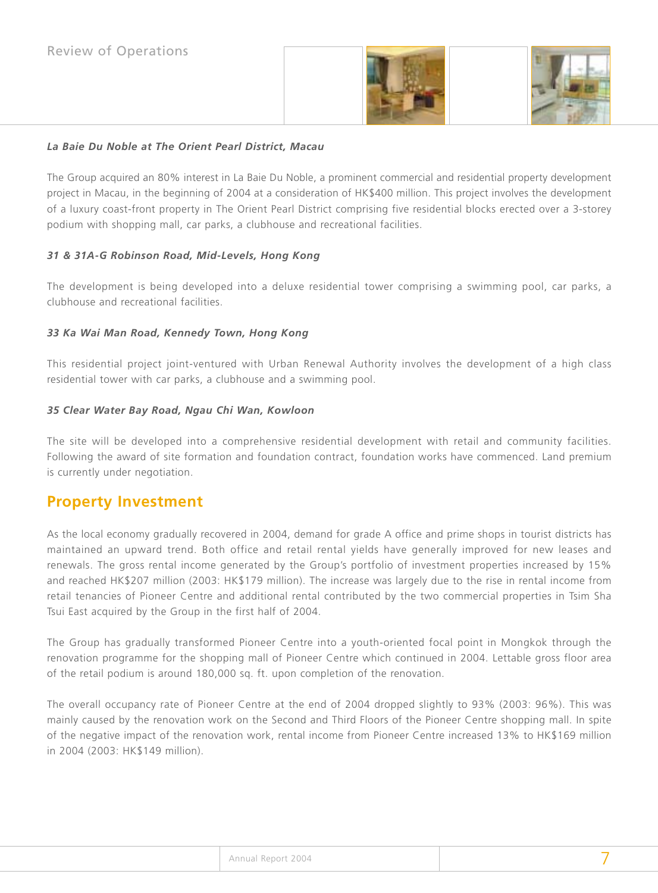***La Baie Du Noble at The Orient Pearl District, Macau***

The Group acquired an 80% interest in La Baie Du Noble, a prominent commercial and residential property development project in Macau, in the beginning of 2004 at a consideration of HK$400 million. This project involves the development of a luxury coast-front property in The Orient Pearl District comprising five residential blocks erected over a 3-storey podium with shopping mall, car parks, a clubhouse and recreational facilities.

***31 & 31A-G Robinson Road, Mid-Levels, Hong Kong***

The development is being developed into a deluxe residential tower comprising a swimming pool, car parks, a clubhouse and recreational facilities.

***33 Ka Wai Man Road, Kennedy Town, Hong Kong***

This residential project joint-ventured with Urban Renewal Authority involves the development of a high class residential tower with car parks, a clubhouse and a swimming pool.

***35 Clear Water Bay Road, Ngau Chi Wan, Kowloon***

The site will be developed into a comprehensive residential development with retail and community facilities. Following the award of site formation and foundation contract, foundation works have commenced. Land premium is currently under negotiation.

## Property Investment

As the local economy gradually recovered in 2004, demand for grade A office and prime shops in tourist districts has maintained an upward trend. Both office and retail rental yields have generally improved for new leases and renewals. The gross rental income generated by the Group's portfolio of investment properties increased by 15% and reached HK$207 million (2003: HK$179 million). The increase was largely due to the rise in rental income from retail tenancies of Pioneer Centre and additional rental contributed by the two commercial properties in Tsim Sha Tsui East acquired by the Group in the first half of 2004.

The Group has gradually transformed Pioneer Centre into a youth-oriented focal point in Mongkok through the renovation programme for the shopping mall of Pioneer Centre which continued in 2004. Lettable gross floor area of the retail podium is around 180,000 sq. ft. upon completion of the renovation.

The overall occupancy rate of Pioneer Centre at the end of 2004 dropped slightly to 93% (2003: 96%). This was mainly caused by the renovation work on the Second and Third Floors of the Pioneer Centre shopping mall. In spite of the negative impact of the renovation work, rental income from Pioneer Centre increased 13% to HK$169 million in 2004 (2003: HK$149 million).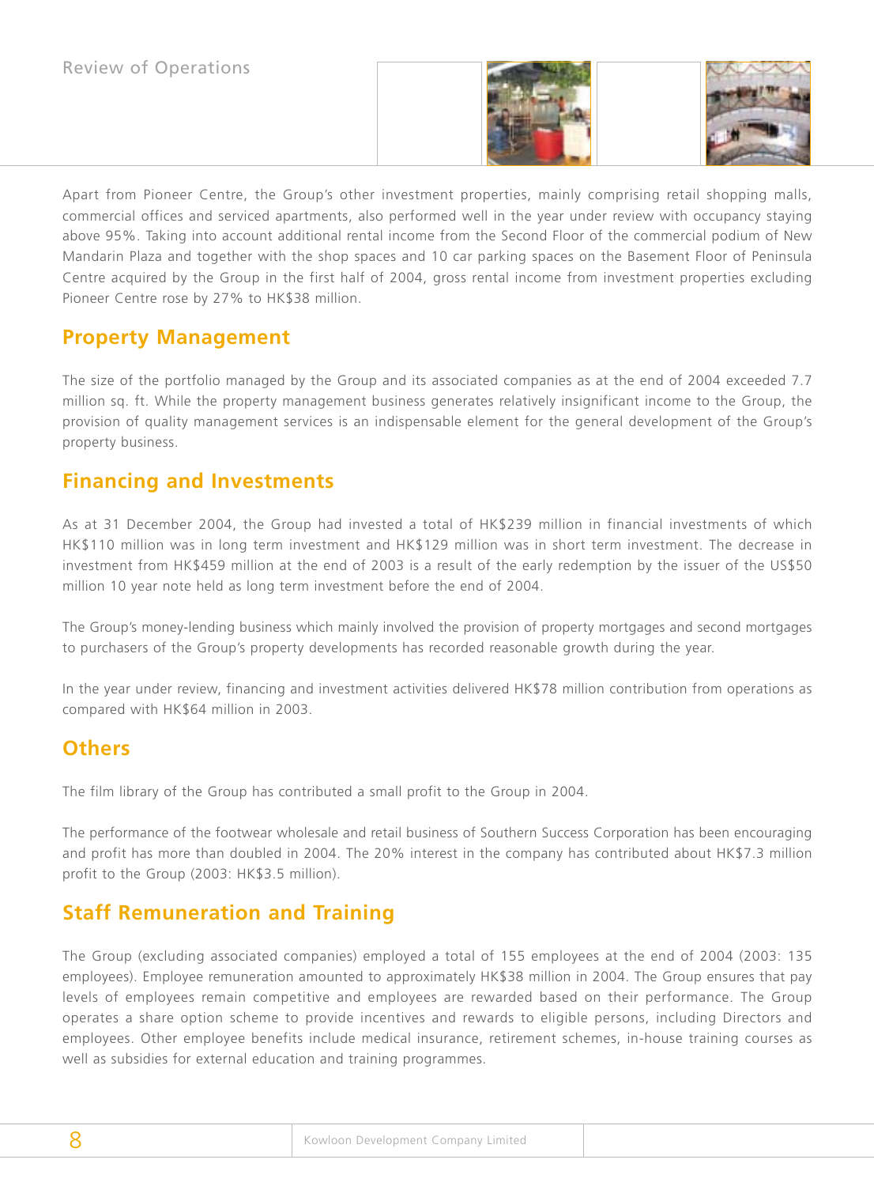Apart from Pioneer Centre, the Group's other investment properties, mainly comprising retail shopping malls, commercial offices and serviced apartments, also performed well in the year under review with occupancy staying above 95%. Taking into account additional rental income from the Second Floor of the commercial podium of New Mandarin Plaza and together with the shop spaces and 10 car parking spaces on the Basement Floor of Peninsula Centre acquired by the Group in the first half of 2004, gross rental income from investment properties excluding Pioneer Centre rose by 27% to HK$38 million.

## Property Management

The size of the portfolio managed by the Group and its associated companies as at the end of 2004 exceeded 7.7 million sq. ft. While the property management business generates relatively insignificant income to the Group, the provision of quality management services is an indispensable element for the general development of the Group's property business.

## Financing and Investments

As at 31 December 2004, the Group had invested a total of HK$239 million in financial investments of which HK$110 million was in long term investment and HK$129 million was in short term investment. The decrease in investment from HK$459 million at the end of 2003 is a result of the early redemption by the issuer of the US$50 million 10 year note held as long term investment before the end of 2004.

The Group's money-lending business which mainly involved the provision of property mortgages and second mortgages to purchasers of the Group's property developments has recorded reasonable growth during the year.

In the year under review, financing and investment activities delivered HK$78 million contribution from operations as compared with HK$64 million in 2003.

## Others

The film library of the Group has contributed a small profit to the Group in 2004.

The performance of the footwear wholesale and retail business of Southern Success Corporation has been encouraging and profit has more than doubled in 2004. The 20% interest in the company has contributed about HK$7.3 million profit to the Group (2003: HK$3.5 million).

## Staff Remuneration and Training

The Group (excluding associated companies) employed a total of 155 employees at the end of 2004 (2003: 135 employees). Employee remuneration amounted to approximately HK$38 million in 2004. The Group ensures that pay levels of employees remain competitive and employees are rewarded based on their performance. The Group operates a share option scheme to provide incentives and rewards to eligible persons, including Directors and employees. Other employee benefits include medical insurance, retirement schemes, in-house training courses as well as subsidies for external education and training programmes.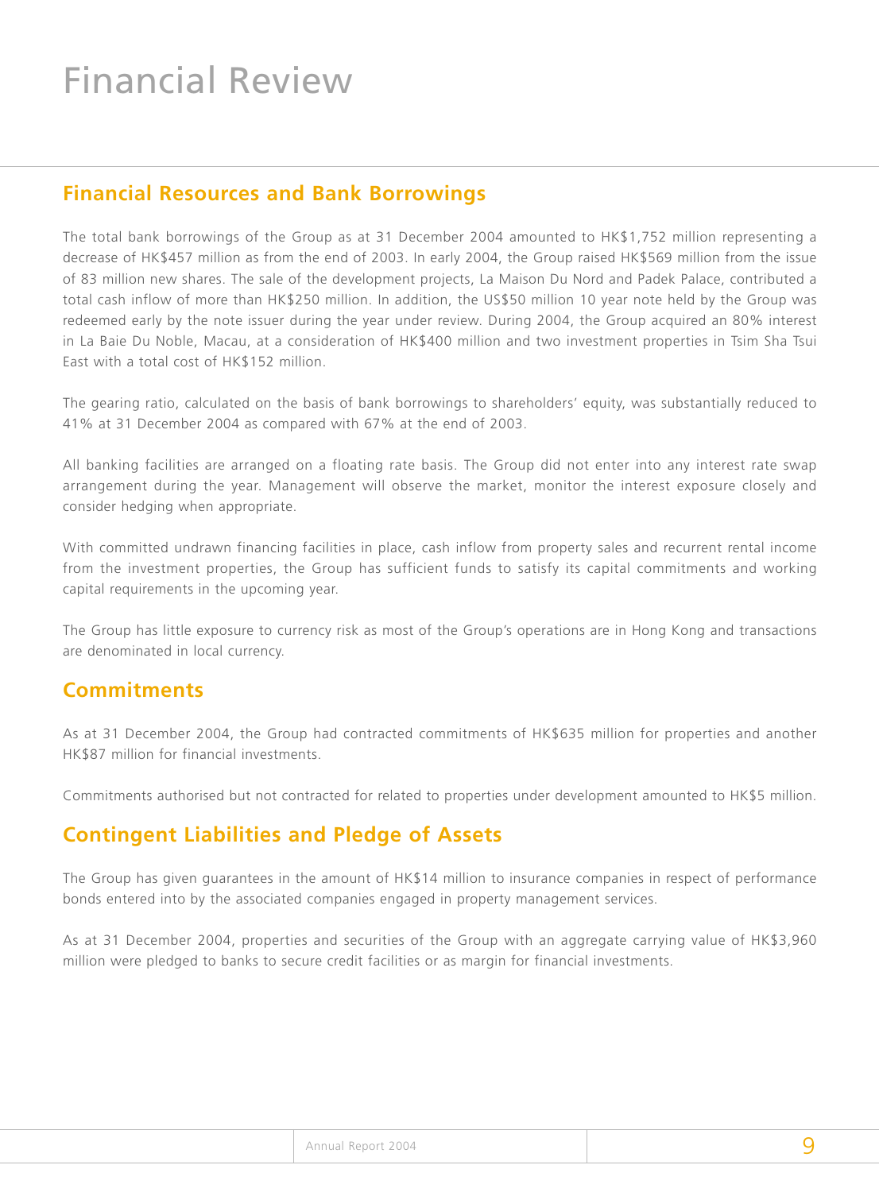# Financial Review

## Financial Resources and Bank Borrowings

The total bank borrowings of the Group as at 31 December 2004 amounted to HK$1,752 million representing a decrease of HK$457 million as from the end of 2003. In early 2004, the Group raised HK$569 million from the issue of 83 million new shares. The sale of the development projects, La Maison Du Nord and Padek Palace, contributed a total cash inflow of more than HK$250 million. In addition, the US$50 million 10 year note held by the Group was redeemed early by the note issuer during the year under review. During 2004, the Group acquired an 80% interest in La Baie Du Noble, Macau, at a consideration of HK$400 million and two investment properties in Tsim Sha Tsui East with a total cost of HK$152 million.

The gearing ratio, calculated on the basis of bank borrowings to shareholders' equity, was substantially reduced to 41% at 31 December 2004 as compared with 67% at the end of 2003.

All banking facilities are arranged on a floating rate basis. The Group did not enter into any interest rate swap arrangement during the year. Management will observe the market, monitor the interest exposure closely and consider hedging when appropriate.

With committed undrawn financing facilities in place, cash inflow from property sales and recurrent rental income from the investment properties, the Group has sufficient funds to satisfy its capital commitments and working capital requirements in the upcoming year.

The Group has little exposure to currency risk as most of the Group's operations are in Hong Kong and transactions are denominated in local currency.

## Commitments

As at 31 December 2004, the Group had contracted commitments of HK$635 million for properties and another HK$87 million for financial investments.

Commitments authorised but not contracted for related to properties under development amounted to HK$5 million.

## Contingent Liabilities and Pledge of Assets

The Group has given guarantees in the amount of HK$14 million to insurance companies in respect of performance bonds entered into by the associated companies engaged in property management services.

As at 31 December 2004, properties and securities of the Group with an aggregate carrying value of HK$3,960 million were pledged to banks to secure credit facilities or as margin for financial investments.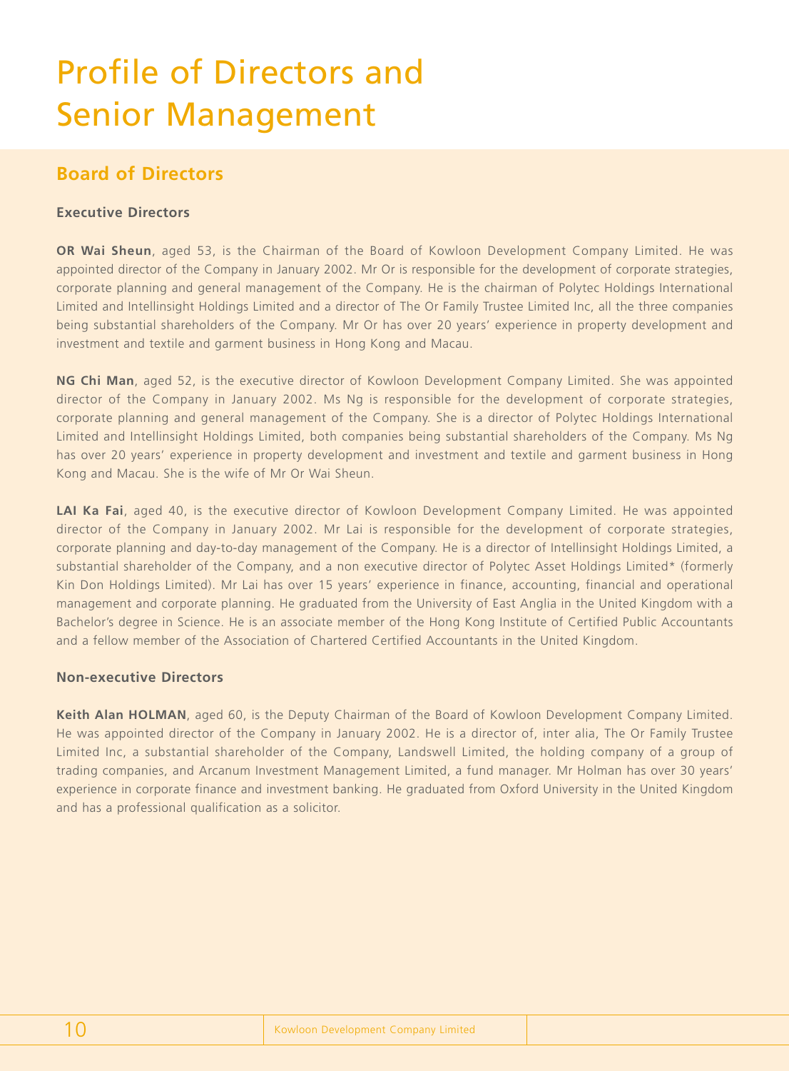# Profile of Directors and Senior Management

## Board of Directors

### Executive Directors

**OR Wai Sheun**, aged 53, is the Chairman of the Board of Kowloon Development Company Limited. He was appointed director of the Company in January 2002. Mr Or is responsible for the development of corporate strategies, corporate planning and general management of the Company. He is the chairman of Polytec Holdings International Limited and Intellinsight Holdings Limited and a director of The Or Family Trustee Limited Inc, all the three companies being substantial shareholders of the Company. Mr Or has over 20 years' experience in property development and investment and textile and garment business in Hong Kong and Macau.

**NG Chi Man**, aged 52, is the executive director of Kowloon Development Company Limited. She was appointed director of the Company in January 2002. Ms Ng is responsible for the development of corporate strategies, corporate planning and general management of the Company. She is a director of Polytec Holdings International Limited and Intellinsight Holdings Limited, both companies being substantial shareholders of the Company. Ms Ng has over 20 years' experience in property development and investment and textile and garment business in Hong Kong and Macau. She is the wife of Mr Or Wai Sheun.

**LAI Ka Fai**, aged 40, is the executive director of Kowloon Development Company Limited. He was appointed director of the Company in January 2002. Mr Lai is responsible for the development of corporate strategies, corporate planning and day-to-day management of the Company. He is a director of Intellinsight Holdings Limited, a substantial shareholder of the Company, and a non executive director of Polytec Asset Holdings Limited* (formerly Kin Don Holdings Limited). Mr Lai has over 15 years' experience in finance, accounting, financial and operational management and corporate planning. He graduated from the University of East Anglia in the United Kingdom with a Bachelor's degree in Science. He is an associate member of the Hong Kong Institute of Certified Public Accountants and a fellow member of the Association of Chartered Certified Accountants in the United Kingdom.

### Non-executive Directors

**Keith Alan HOLMAN**, aged 60, is the Deputy Chairman of the Board of Kowloon Development Company Limited. He was appointed director of the Company in January 2002. He is a director of, inter alia, The Or Family Trustee Limited Inc, a substantial shareholder of the Company, Landswell Limited, the holding company of a group of trading companies, and Arcanum Investment Management Limited, a fund manager. Mr Holman has over 30 years' experience in corporate finance and investment banking. He graduated from Oxford University in the United Kingdom and has a professional qualification as a solicitor.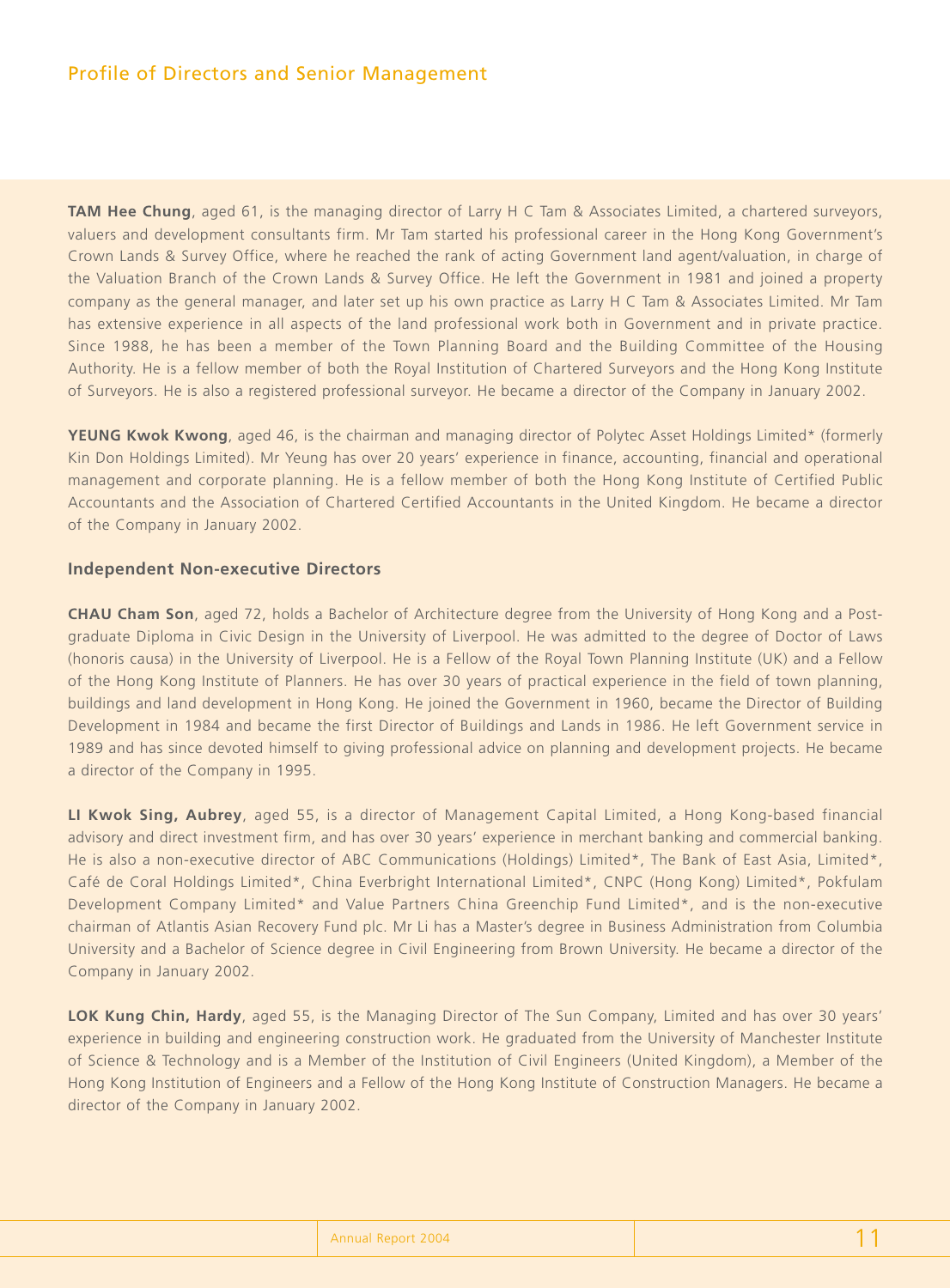## Profile of Directors and Senior Management

**TAM Hee Chung**, aged 61, is the managing director of Larry H C Tam & Associates Limited, a chartered surveyors, valuers and development consultants firm. Mr Tam started his professional career in the Hong Kong Government's Crown Lands & Survey Office, where he reached the rank of acting Government land agent/valuation, in charge of the Valuation Branch of the Crown Lands & Survey Office. He left the Government in 1981 and joined a property company as the general manager, and later set up his own practice as Larry H C Tam & Associates Limited. Mr Tam has extensive experience in all aspects of the land professional work both in Government and in private practice. Since 1988, he has been a member of the Town Planning Board and the Building Committee of the Housing Authority. He is a fellow member of both the Royal Institution of Chartered Surveyors and the Hong Kong Institute of Surveyors. He is also a registered professional surveyor. He became a director of the Company in January 2002.

**YEUNG Kwok Kwong**, aged 46, is the chairman and managing director of Polytec Asset Holdings Limited* (formerly Kin Don Holdings Limited). Mr Yeung has over 20 years' experience in finance, accounting, financial and operational management and corporate planning. He is a fellow member of both the Hong Kong Institute of Certified Public Accountants and the Association of Chartered Certified Accountants in the United Kingdom. He became a director of the Company in January 2002.

### Independent Non-executive Directors

**CHAU Cham Son**, aged 72, holds a Bachelor of Architecture degree from the University of Hong Kong and a Post-graduate Diploma in Civic Design in the University of Liverpool. He was admitted to the degree of Doctor of Laws (honoris causa) in the University of Liverpool. He is a Fellow of the Royal Town Planning Institute (UK) and a Fellow of the Hong Kong Institute of Planners. He has over 30 years of practical experience in the field of town planning, buildings and land development in Hong Kong. He joined the Government in 1960, became the Director of Building Development in 1984 and became the first Director of Buildings and Lands in 1986. He left Government service in 1989 and has since devoted himself to giving professional advice on planning and development projects. He became a director of the Company in 1995.

**LI Kwok Sing, Aubrey**, aged 55, is a director of Management Capital Limited, a Hong Kong-based financial advisory and direct investment firm, and has over 30 years' experience in merchant banking and commercial banking. He is also a non-executive director of ABC Communications (Holdings) Limited*, The Bank of East Asia, Limited*, Café de Coral Holdings Limited*, China Everbright International Limited*, CNPC (Hong Kong) Limited*, Pokfulam Development Company Limited* and Value Partners China Greenchip Fund Limited*, and is the non-executive chairman of Atlantis Asian Recovery Fund plc. Mr Li has a Master's degree in Business Administration from Columbia University and a Bachelor of Science degree in Civil Engineering from Brown University. He became a director of the Company in January 2002.

**LOK Kung Chin, Hardy**, aged 55, is the Managing Director of The Sun Company, Limited and has over 30 years' experience in building and engineering construction work. He graduated from the University of Manchester Institute of Science & Technology and is a Member of the Institution of Civil Engineers (United Kingdom), a Member of the Hong Kong Institution of Engineers and a Fellow of the Hong Kong Institute of Construction Managers. He became a director of the Company in January 2002.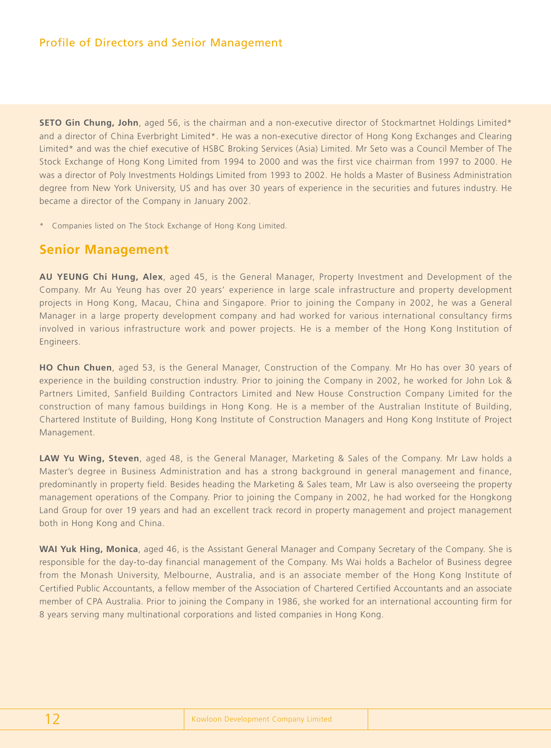**SETO Gin Chung, John**, aged 56, is the chairman and a non-executive director of Stockmartnet Holdings Limited* and a director of China Everbright Limited*. He was a non-executive director of Hong Kong Exchanges and Clearing Limited* and was the chief executive of HSBC Broking Services (Asia) Limited. Mr Seto was a Council Member of The Stock Exchange of Hong Kong Limited from 1994 to 2000 and was the first vice chairman from 1997 to 2000. He was a director of Poly Investments Holdings Limited from 1993 to 2002. He holds a Master of Business Administration degree from New York University, US and has over 30 years of experience in the securities and futures industry. He became a director of the Company in January 2002.

\* Companies listed on The Stock Exchange of Hong Kong Limited.

## Senior Management

**AU YEUNG Chi Hung, Alex**, aged 45, is the General Manager, Property Investment and Development of the Company. Mr Au Yeung has over 20 years' experience in large scale infrastructure and property development projects in Hong Kong, Macau, China and Singapore. Prior to joining the Company in 2002, he was a General Manager in a large property development company and had worked for various international consultancy firms involved in various infrastructure work and power projects. He is a member of the Hong Kong Institution of Engineers.

**HO Chun Chuen**, aged 53, is the General Manager, Construction of the Company. Mr Ho has over 30 years of experience in the building construction industry. Prior to joining the Company in 2002, he worked for John Lok & Partners Limited, Sanfield Building Contractors Limited and New House Construction Company Limited for the construction of many famous buildings in Hong Kong. He is a member of the Australian Institute of Building, Chartered Institute of Building, Hong Kong Institute of Construction Managers and Hong Kong Institute of Project Management.

**LAW Yu Wing, Steven**, aged 48, is the General Manager, Marketing & Sales of the Company. Mr Law holds a Master's degree in Business Administration and has a strong background in general management and finance, predominantly in property field. Besides heading the Marketing & Sales team, Mr Law is also overseeing the property management operations of the Company. Prior to joining the Company in 2002, he had worked for the Hongkong Land Group for over 19 years and had an excellent track record in property management and project management both in Hong Kong and China.

**WAI Yuk Hing, Monica**, aged 46, is the Assistant General Manager and Company Secretary of the Company. She is responsible for the day-to-day financial management of the Company. Ms Wai holds a Bachelor of Business degree from the Monash University, Melbourne, Australia, and is an associate member of the Hong Kong Institute of Certified Public Accountants, a fellow member of the Association of Chartered Certified Accountants and an associate member of CPA Australia. Prior to joining the Company in 1986, she worked for an international accounting firm for 8 years serving many multinational corporations and listed companies in Hong Kong.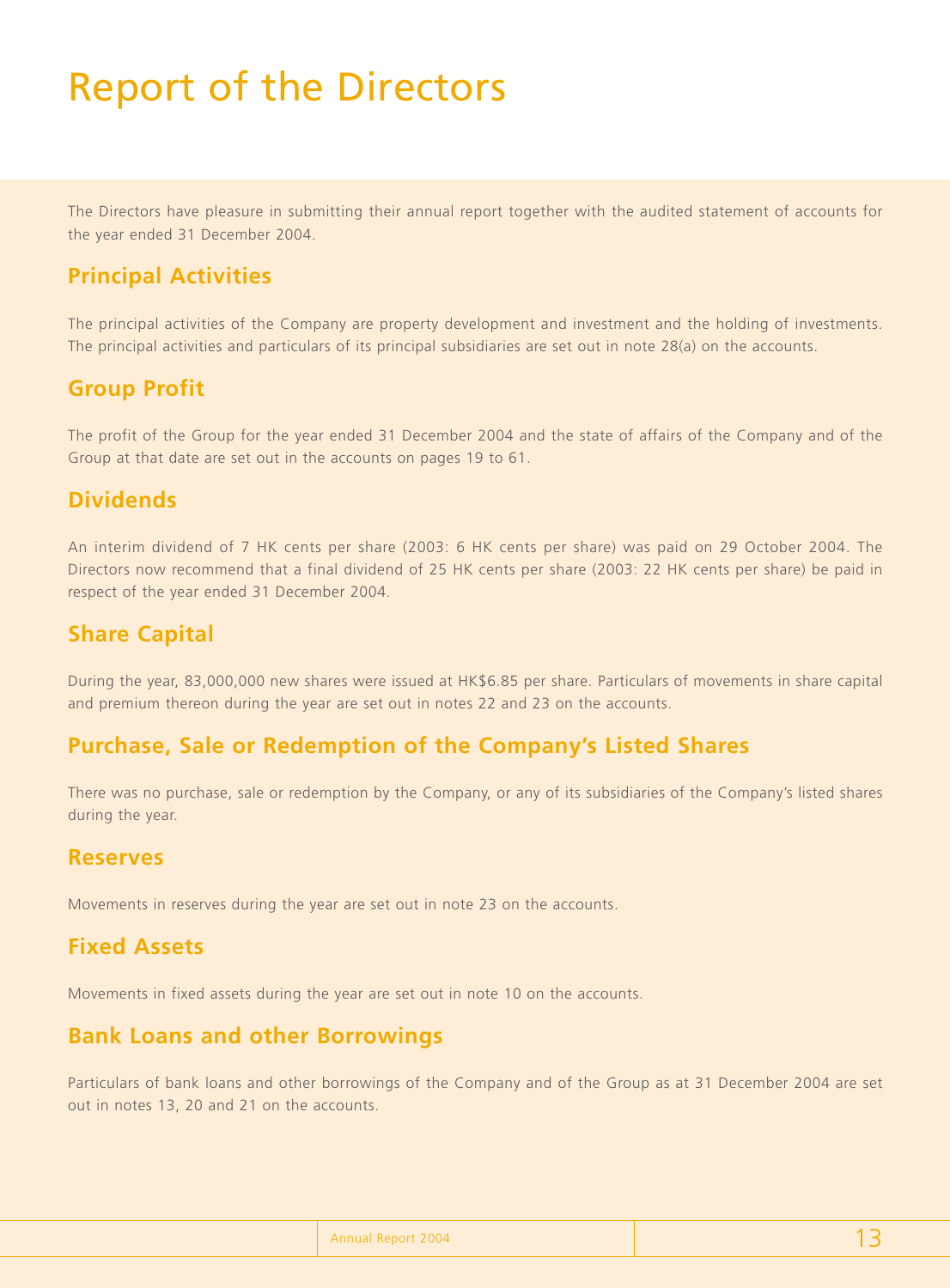# Report of the Directors

The Directors have pleasure in submitting their annual report together with the audited statement of accounts for the year ended 31 December 2004.

## Principal Activities

The principal activities of the Company are property development and investment and the holding of investments. The principal activities and particulars of its principal subsidiaries are set out in note 28(a) on the accounts.

## Group Profit

The profit of the Group for the year ended 31 December 2004 and the state of affairs of the Company and of the Group at that date are set out in the accounts on pages 19 to 61.

## Dividends

An interim dividend of 7 HK cents per share (2003: 6 HK cents per share) was paid on 29 October 2004. The Directors now recommend that a final dividend of 25 HK cents per share (2003: 22 HK cents per share) be paid in respect of the year ended 31 December 2004.

## Share Capital

During the year, 83,000,000 new shares were issued at HK$6.85 per share. Particulars of movements in share capital and premium thereon during the year are set out in notes 22 and 23 on the accounts.

## Purchase, Sale or Redemption of the Company's Listed Shares

There was no purchase, sale or redemption by the Company, or any of its subsidiaries of the Company's listed shares during the year.

## Reserves

Movements in reserves during the year are set out in note 23 on the accounts.

## Fixed Assets

Movements in fixed assets during the year are set out in note 10 on the accounts.

## Bank Loans and other Borrowings

Particulars of bank loans and other borrowings of the Company and of the Group as at 31 December 2004 are set out in notes 13, 20 and 21 on the accounts.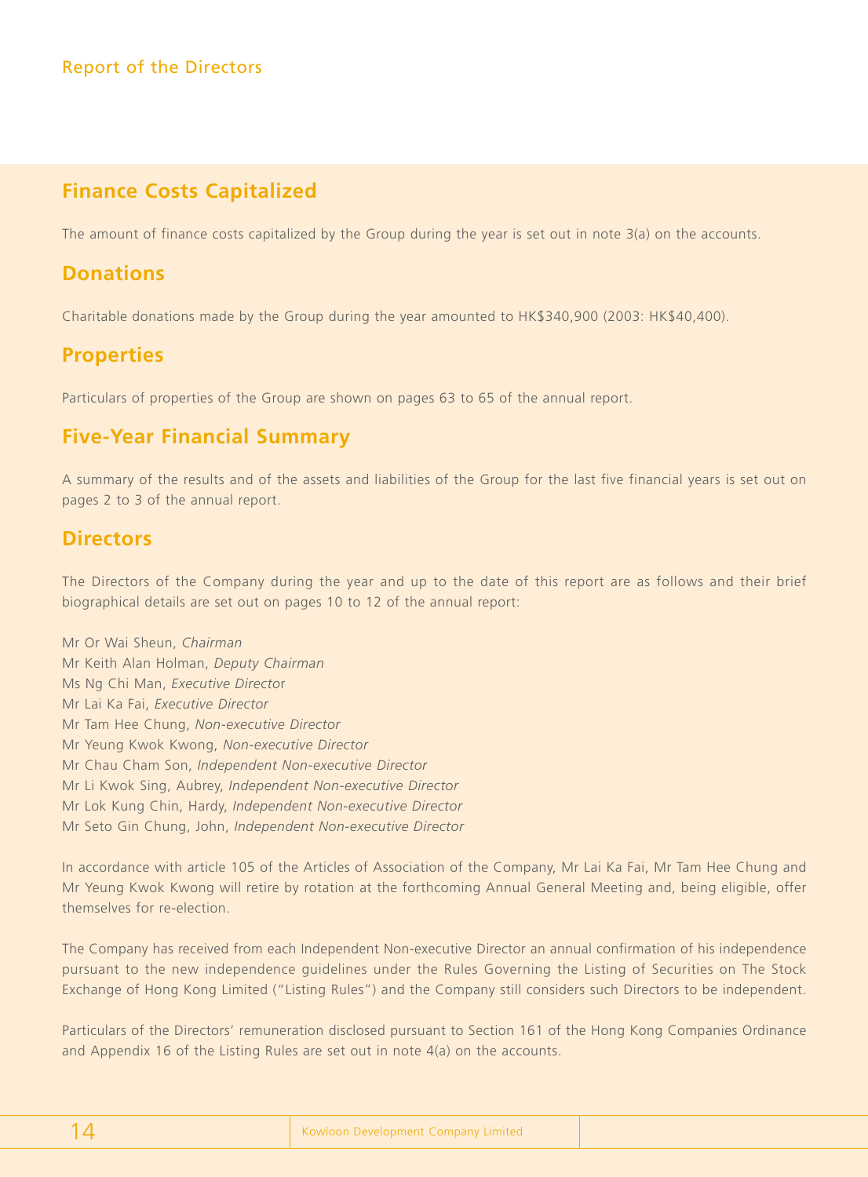## Finance Costs Capitalized

The amount of finance costs capitalized by the Group during the year is set out in note 3(a) on the accounts.

## Donations

Charitable donations made by the Group during the year amounted to HK$340,900 (2003: HK$40,400).

## Properties

Particulars of properties of the Group are shown on pages 63 to 65 of the annual report.

## Five-Year Financial Summary

A summary of the results and of the assets and liabilities of the Group for the last five financial years is set out on pages 2 to 3 of the annual report.

## Directors

The Directors of the Company during the year and up to the date of this report are as follows and their brief biographical details are set out on pages 10 to 12 of the annual report:

Mr Or Wai Sheun, *Chairman*
Mr Keith Alan Holman, *Deputy Chairman*
Ms Ng Chi Man, *Executive Director*
Mr Lai Ka Fai, *Executive Director*
Mr Tam Hee Chung, *Non-executive Director*
Mr Yeung Kwok Kwong, *Non-executive Director*
Mr Chau Cham Son, *Independent Non-executive Director*
Mr Li Kwok Sing, Aubrey, *Independent Non-executive Director*
Mr Lok Kung Chin, Hardy, *Independent Non-executive Director*
Mr Seto Gin Chung, John, *Independent Non-executive Director*

In accordance with article 105 of the Articles of Association of the Company, Mr Lai Ka Fai, Mr Tam Hee Chung and Mr Yeung Kwok Kwong will retire by rotation at the forthcoming Annual General Meeting and, being eligible, offer themselves for re-election.

The Company has received from each Independent Non-executive Director an annual confirmation of his independence pursuant to the new independence guidelines under the Rules Governing the Listing of Securities on The Stock Exchange of Hong Kong Limited ("Listing Rules") and the Company still considers such Directors to be independent.

Particulars of the Directors' remuneration disclosed pursuant to Section 161 of the Hong Kong Companies Ordinance and Appendix 16 of the Listing Rules are set out in note 4(a) on the accounts.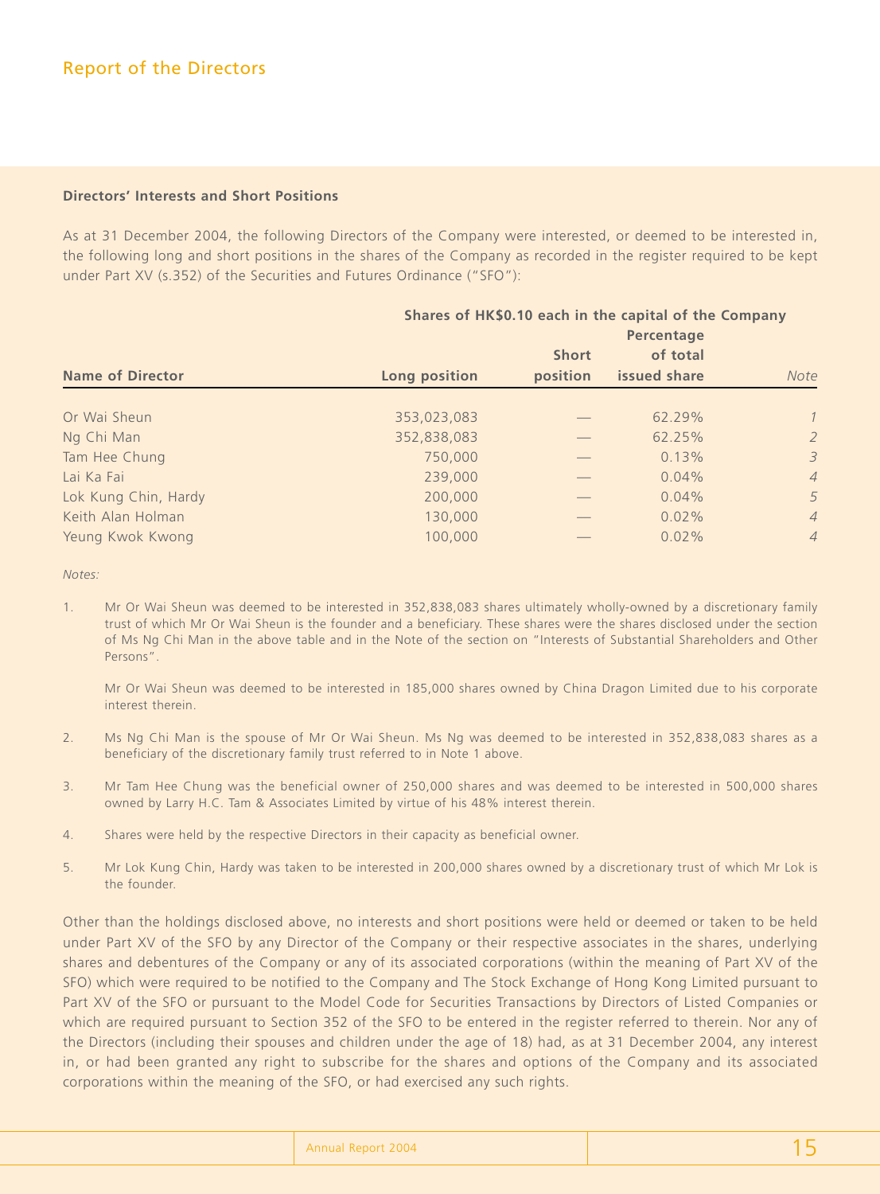### Directors' Interests and Short Positions

As at 31 December 2004, the following Directors of the Company were interested, or deemed to be interested in, the following long and short positions in the shares of the Company as recorded in the register required to be kept under Part XV (s.352) of the Securities and Futures Ordinance ("SFO"):

| | Shares of HK$0.10 each in the capital of the Company | | | |
|---|---|---|---|---|
| **Name of Director** | **Long position** | **Short position** | **Percentage of total issued share** | *Note* |
| Or Wai Sheun | 353,023,083 | — | 62.29% | *1* |
| Ng Chi Man | 352,838,083 | — | 62.25% | *2* |
| Tam Hee Chung | 750,000 | — | 0.13% | *3* |
| Lai Ka Fai | 239,000 | — | 0.04% | *4* |
| Lok Kung Chin, Hardy | 200,000 | — | 0.04% | *5* |
| Keith Alan Holman | 130,000 | — | 0.02% | *4* |
| Yeung Kwok Kwong | 100,000 | — | 0.02% | *4* |

*Notes:*

1. Mr Or Wai Sheun was deemed to be interested in 352,838,083 shares ultimately wholly-owned by a discretionary family trust of which Mr Or Wai Sheun is the founder and a beneficiary. These shares were the shares disclosed under the section of Ms Ng Chi Man in the above table and in the Note of the section on "Interests of Substantial Shareholders and Other Persons".

   Mr Or Wai Sheun was deemed to be interested in 185,000 shares owned by China Dragon Limited due to his corporate interest therein.

2. Ms Ng Chi Man is the spouse of Mr Or Wai Sheun. Ms Ng was deemed to be interested in 352,838,083 shares as a beneficiary of the discretionary family trust referred to in Note 1 above.

3. Mr Tam Hee Chung was the beneficial owner of 250,000 shares and was deemed to be interested in 500,000 shares owned by Larry H.C. Tam & Associates Limited by virtue of his 48% interest therein.

4. Shares were held by the respective Directors in their capacity as beneficial owner.

5. Mr Lok Kung Chin, Hardy was taken to be interested in 200,000 shares owned by a discretionary trust of which Mr Lok is the founder.

Other than the holdings disclosed above, no interests and short positions were held or deemed or taken to be held under Part XV of the SFO by any Director of the Company or their respective associates in the shares, underlying shares and debentures of the Company or any of its associated corporations (within the meaning of Part XV of the SFO) which were required to be notified to the Company and The Stock Exchange of Hong Kong Limited pursuant to Part XV of the SFO or pursuant to the Model Code for Securities Transactions by Directors of Listed Companies or which are required pursuant to Section 352 of the SFO to be entered in the register referred to therein. Nor any of the Directors (including their spouses and children under the age of 18) had, as at 31 December 2004, any interest in, or had been granted any right to subscribe for the shares and options of the Company and its associated corporations within the meaning of the SFO, or had exercised any such rights.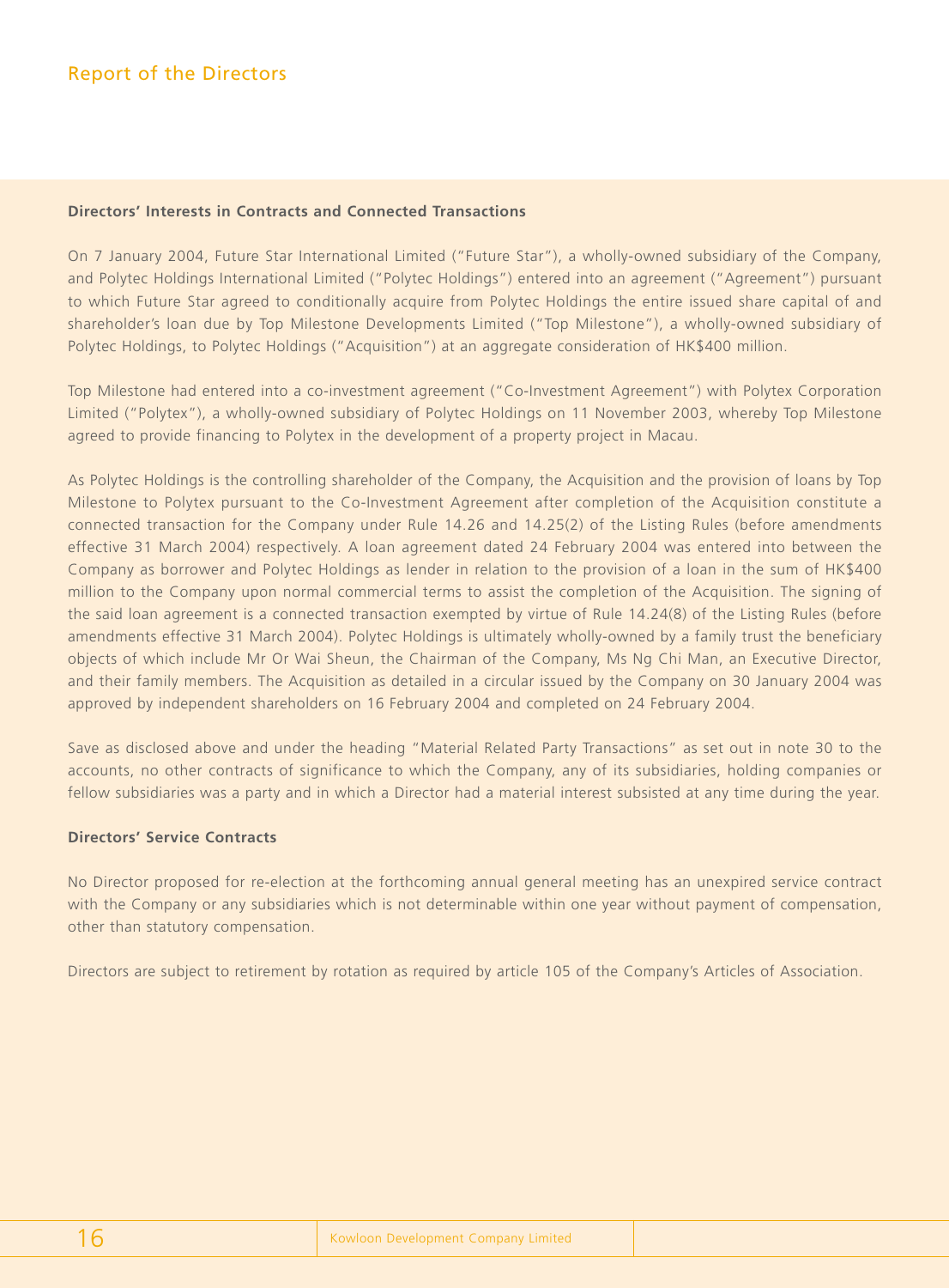### Directors' Interests in Contracts and Connected Transactions

On 7 January 2004, Future Star International Limited ("Future Star"), a wholly-owned subsidiary of the Company, and Polytec Holdings International Limited ("Polytec Holdings") entered into an agreement ("Agreement") pursuant to which Future Star agreed to conditionally acquire from Polytec Holdings the entire issued share capital of and shareholder's loan due by Top Milestone Developments Limited ("Top Milestone"), a wholly-owned subsidiary of Polytec Holdings, to Polytec Holdings ("Acquisition") at an aggregate consideration of HK$400 million.

Top Milestone had entered into a co-investment agreement ("Co-Investment Agreement") with Polytex Corporation Limited ("Polytex"), a wholly-owned subsidiary of Polytec Holdings on 11 November 2003, whereby Top Milestone agreed to provide financing to Polytex in the development of a property project in Macau.

As Polytec Holdings is the controlling shareholder of the Company, the Acquisition and the provision of loans by Top Milestone to Polytex pursuant to the Co-Investment Agreement after completion of the Acquisition constitute a connected transaction for the Company under Rule 14.26 and 14.25(2) of the Listing Rules (before amendments effective 31 March 2004) respectively. A loan agreement dated 24 February 2004 was entered into between the Company as borrower and Polytec Holdings as lender in relation to the provision of a loan in the sum of HK$400 million to the Company upon normal commercial terms to assist the completion of the Acquisition. The signing of the said loan agreement is a connected transaction exempted by virtue of Rule 14.24(8) of the Listing Rules (before amendments effective 31 March 2004). Polytec Holdings is ultimately wholly-owned by a family trust the beneficiary objects of which include Mr Or Wai Sheun, the Chairman of the Company, Ms Ng Chi Man, an Executive Director, and their family members. The Acquisition as detailed in a circular issued by the Company on 30 January 2004 was approved by independent shareholders on 16 February 2004 and completed on 24 February 2004.

Save as disclosed above and under the heading "Material Related Party Transactions" as set out in note 30 to the accounts, no other contracts of significance to which the Company, any of its subsidiaries, holding companies or fellow subsidiaries was a party and in which a Director had a material interest subsisted at any time during the year.

### Directors' Service Contracts

No Director proposed for re-election at the forthcoming annual general meeting has an unexpired service contract with the Company or any subsidiaries which is not determinable within one year without payment of compensation, other than statutory compensation.

Directors are subject to retirement by rotation as required by article 105 of the Company's Articles of Association.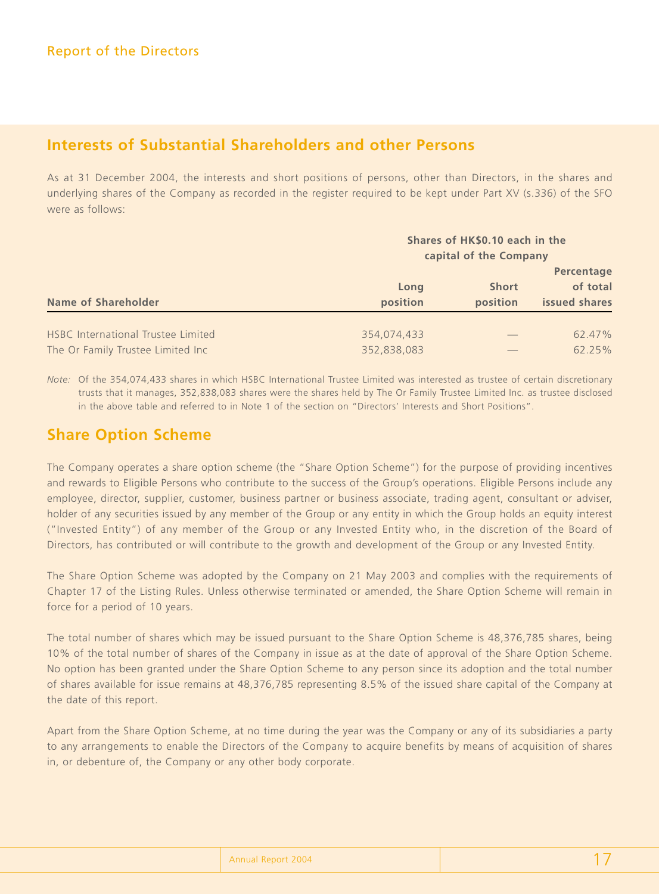## Interests of Substantial Shareholders and other Persons

As at 31 December 2004, the interests and short positions of persons, other than Directors, in the shares and underlying shares of the Company as recorded in the register required to be kept under Part XV (s.336) of the SFO were as follows:

| | Shares of HK$0.10 each in the capital of the Company | | |
|---|---|---|---|
| **Name of Shareholder** | **Long position** | **Short position** | **Percentage of total issued shares** |
| HSBC International Trustee Limited | 354,074,433 | — | 62.47% |
| The Or Family Trustee Limited Inc | 352,838,083 | — | 62.25% |

*Note:* Of the 354,074,433 shares in which HSBC International Trustee Limited was interested as trustee of certain discretionary trusts that it manages, 352,838,083 shares were the shares held by The Or Family Trustee Limited Inc. as trustee disclosed in the above table and referred to in Note 1 of the section on "Directors' Interests and Short Positions".

## Share Option Scheme

The Company operates a share option scheme (the "Share Option Scheme") for the purpose of providing incentives and rewards to Eligible Persons who contribute to the success of the Group's operations. Eligible Persons include any employee, director, supplier, customer, business partner or business associate, trading agent, consultant or adviser, holder of any securities issued by any member of the Group or any entity in which the Group holds an equity interest ("Invested Entity") of any member of the Group or any Invested Entity who, in the discretion of the Board of Directors, has contributed or will contribute to the growth and development of the Group or any Invested Entity.

The Share Option Scheme was adopted by the Company on 21 May 2003 and complies with the requirements of Chapter 17 of the Listing Rules. Unless otherwise terminated or amended, the Share Option Scheme will remain in force for a period of 10 years.

The total number of shares which may be issued pursuant to the Share Option Scheme is 48,376,785 shares, being 10% of the total number of shares of the Company in issue as at the date of approval of the Share Option Scheme. No option has been granted under the Share Option Scheme to any person since its adoption and the total number of shares available for issue remains at 48,376,785 representing 8.5% of the issued share capital of the Company at the date of this report.

Apart from the Share Option Scheme, at no time during the year was the Company or any of its subsidiaries a party to any arrangements to enable the Directors of the Company to acquire benefits by means of acquisition of shares in, or debenture of, the Company or any other body corporate.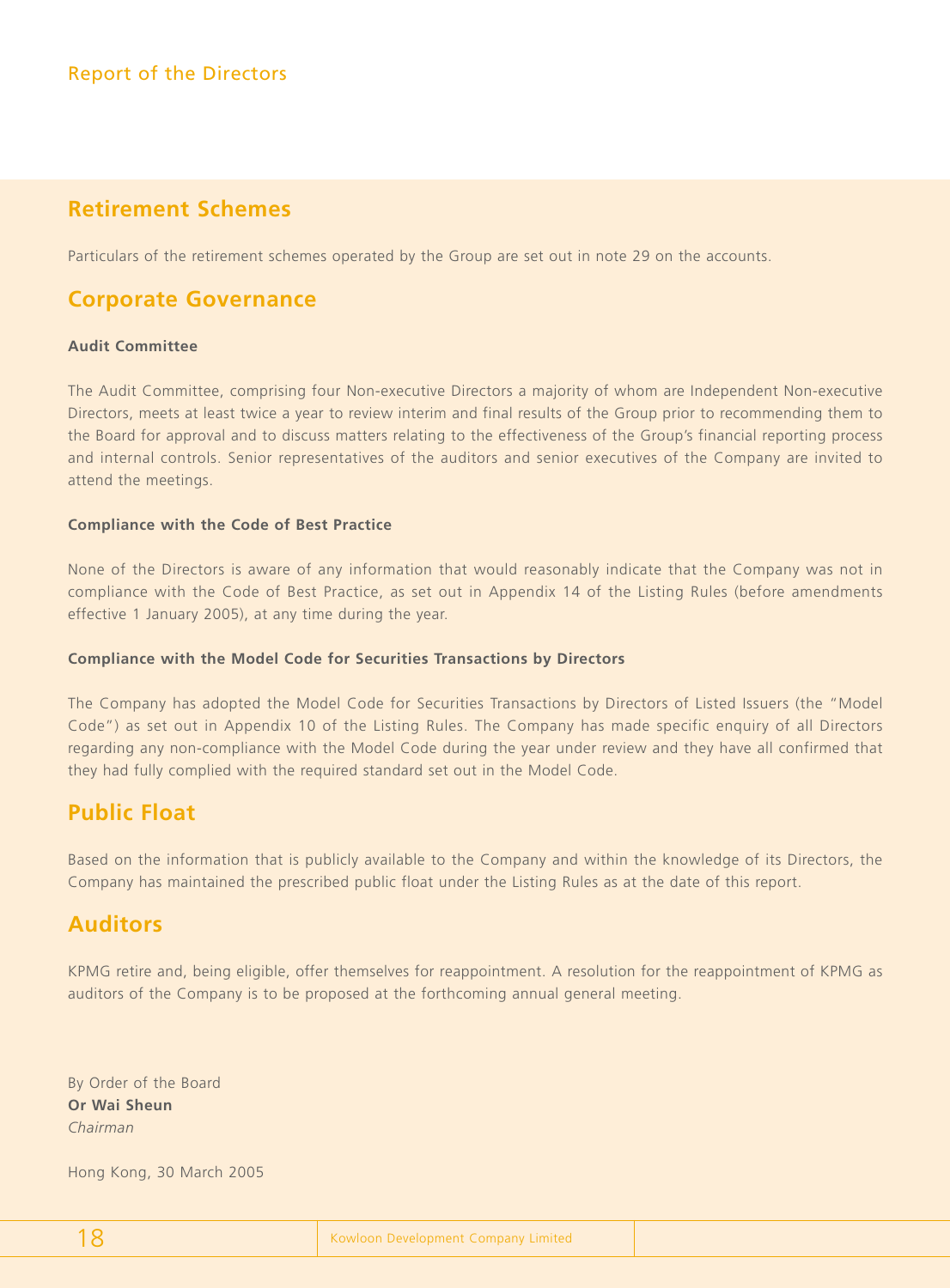## Retirement Schemes

Particulars of the retirement schemes operated by the Group are set out in note 29 on the accounts.

## Corporate Governance

**Audit Committee**

The Audit Committee, comprising four Non-executive Directors a majority of whom are Independent Non-executive Directors, meets at least twice a year to review interim and final results of the Group prior to recommending them to the Board for approval and to discuss matters relating to the effectiveness of the Group's financial reporting process and internal controls. Senior representatives of the auditors and senior executives of the Company are invited to attend the meetings.

**Compliance with the Code of Best Practice**

None of the Directors is aware of any information that would reasonably indicate that the Company was not in compliance with the Code of Best Practice, as set out in Appendix 14 of the Listing Rules (before amendments effective 1 January 2005), at any time during the year.

**Compliance with the Model Code for Securities Transactions by Directors**

The Company has adopted the Model Code for Securities Transactions by Directors of Listed Issuers (the "Model Code") as set out in Appendix 10 of the Listing Rules. The Company has made specific enquiry of all Directors regarding any non-compliance with the Model Code during the year under review and they have all confirmed that they had fully complied with the required standard set out in the Model Code.

## Public Float

Based on the information that is publicly available to the Company and within the knowledge of its Directors, the Company has maintained the prescribed public float under the Listing Rules as at the date of this report.

## Auditors

KPMG retire and, being eligible, offer themselves for reappointment. A resolution for the reappointment of KPMG as auditors of the Company is to be proposed at the forthcoming annual general meeting.

By Order of the Board
**Or Wai Sheun**
*Chairman*

Hong Kong, 30 March 2005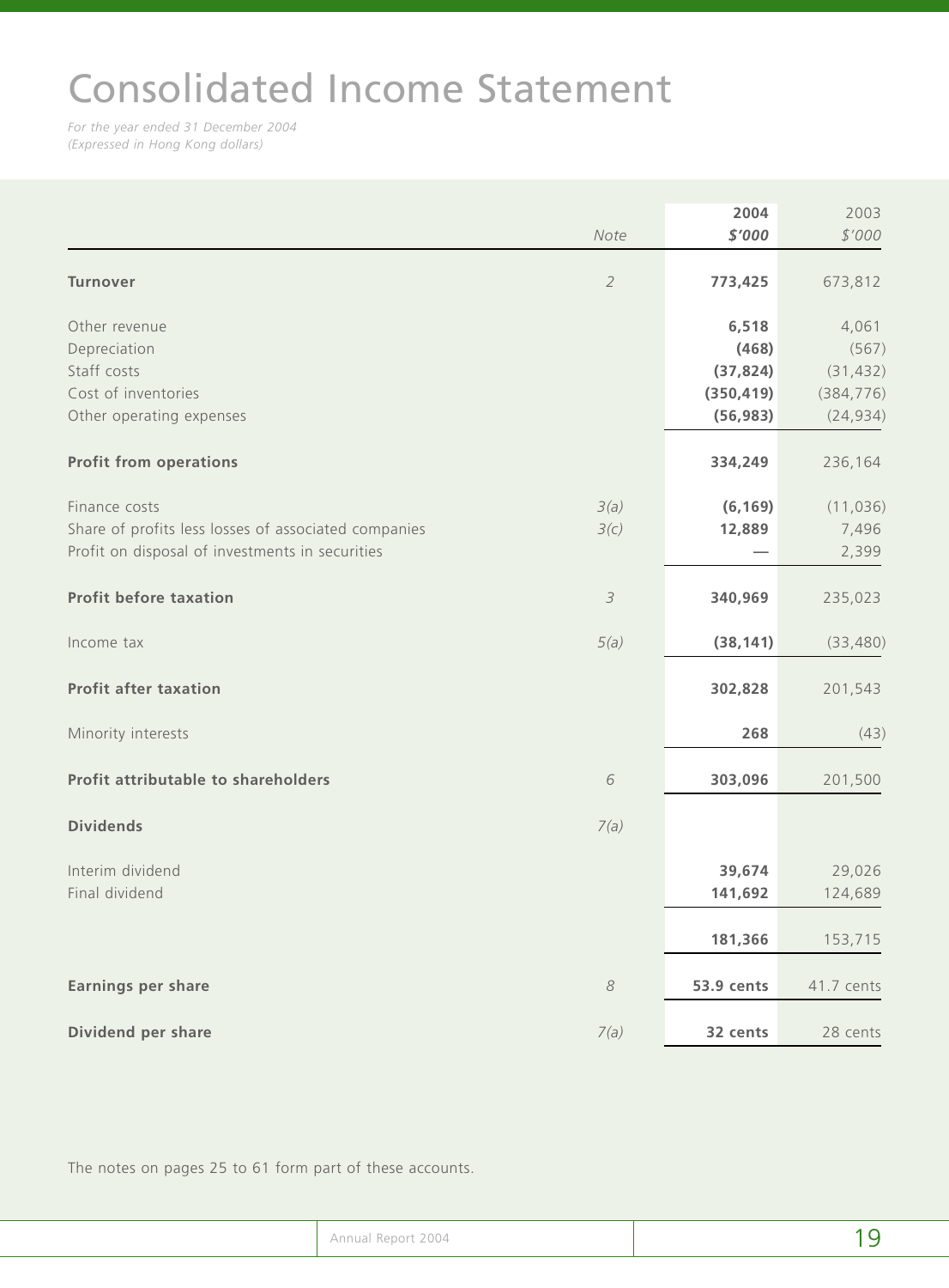# Consolidated Income Statement

*For the year ended 31 December 2004*
*(Expressed in Hong Kong dollars)*

| | Note | 2004<br>$'000 | 2003<br>$'000 |
|---|---|---|---|
| **Turnover** | 2 | **773,425** | 673,812 |
| Other revenue | | **6,518** | 4,061 |
| Depreciation | | **(468)** | (567) |
| Staff costs | | **(37,824)** | (31,432) |
| Cost of inventories | | **(350,419)** | (384,776) |
| Other operating expenses | | **(56,983)** | (24,934) |
| **Profit from operations** | | **334,249** | 236,164 |
| Finance costs | 3(a) | **(6,169)** | (11,036) |
| Share of profits less losses of associated companies | 3(c) | **12,889** | 7,496 |
| Profit on disposal of investments in securities | | **—** | 2,399 |
| **Profit before taxation** | 3 | **340,969** | 235,023 |
| Income tax | 5(a) | **(38,141)** | (33,480) |
| **Profit after taxation** | | **302,828** | 201,543 |
| Minority interests | | **268** | (43) |
| **Profit attributable to shareholders** | 6 | **303,096** | 201,500 |
| **Dividends** | 7(a) | | |
| Interim dividend | | **39,674** | 29,026 |
| Final dividend | | **141,692** | 124,689 |
| | | **181,366** | 153,715 |
| **Earnings per share** | 8 | **53.9 cents** | 41.7 cents |
| **Dividend per share** | 7(a) | **32 cents** | 28 cents |

The notes on pages 25 to 61 form part of these accounts.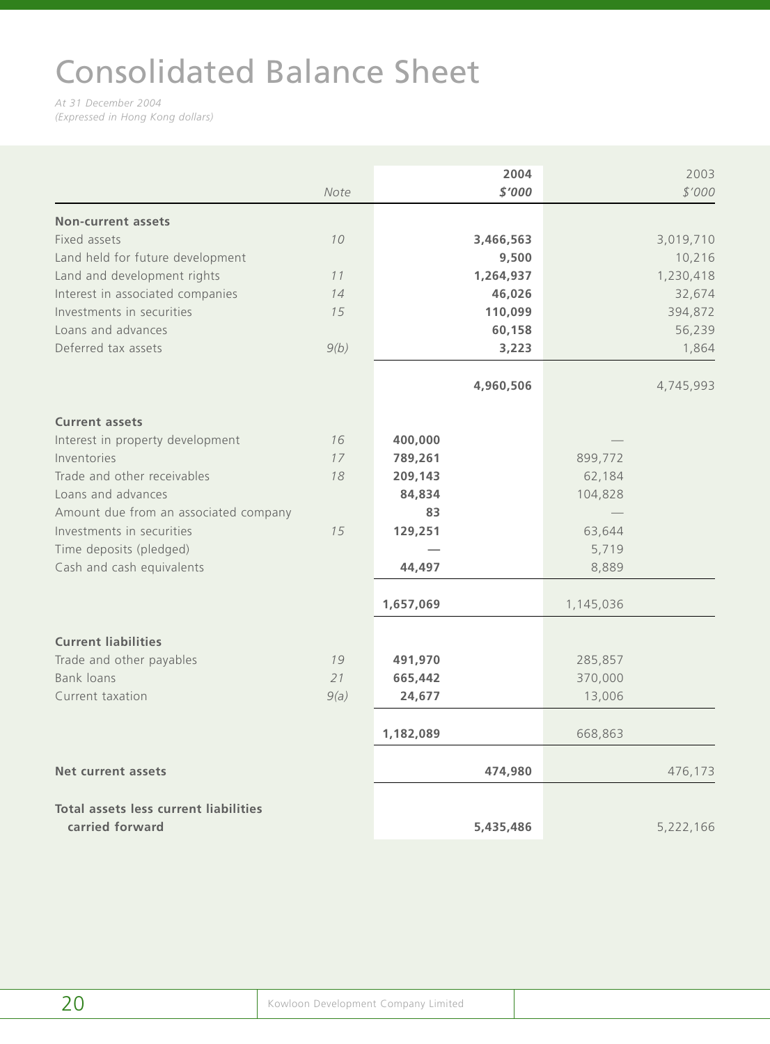# Consolidated Balance Sheet

*At 31 December 2004*
*(Expressed in Hong Kong dollars)*

| | Note | 2004 | 2004 | 2003 | 2003 |
|---|---|---|---|---|---|
| | | | **$'000** | | $'000 |
| **Non-current assets** | | | | | |
| Fixed assets | *10* | | **3,466,563** | | 3,019,710 |
| Land held for future development | | | **9,500** | | 10,216 |
| Land and development rights | *11* | | **1,264,937** | | 1,230,418 |
| Interest in associated companies | *14* | | **46,026** | | 32,674 |
| Investments in securities | *15* | | **110,099** | | 394,872 |
| Loans and advances | | | **60,158** | | 56,239 |
| Deferred tax assets | *9(b)* | | **3,223** | | 1,864 |
| | | | **4,960,506** | | 4,745,993 |
| **Current assets** | | | | | |
| Interest in property development | *16* | **400,000** | | — | |
| Inventories | *17* | **789,261** | | 899,772 | |
| Trade and other receivables | *18* | **209,143** | | 62,184 | |
| Loans and advances | | **84,834** | | 104,828 | |
| Amount due from an associated company | | **83** | | — | |
| Investments in securities | *15* | **129,251** | | 63,644 | |
| Time deposits (pledged) | | **—** | | 5,719 | |
| Cash and cash equivalents | | **44,497** | | 8,889 | |
| | | **1,657,069** | | 1,145,036 | |
| **Current liabilities** | | | | | |
| Trade and other payables | *19* | **491,970** | | 285,857 | |
| Bank loans | *21* | **665,442** | | 370,000 | |
| Current taxation | *9(a)* | **24,677** | | 13,006 | |
| | | **1,182,089** | | 668,863 | |
| **Net current assets** | | | **474,980** | | 476,173 |
| **Total assets less current liabilities carried forward** | | | **5,435,486** | | 5,222,166 |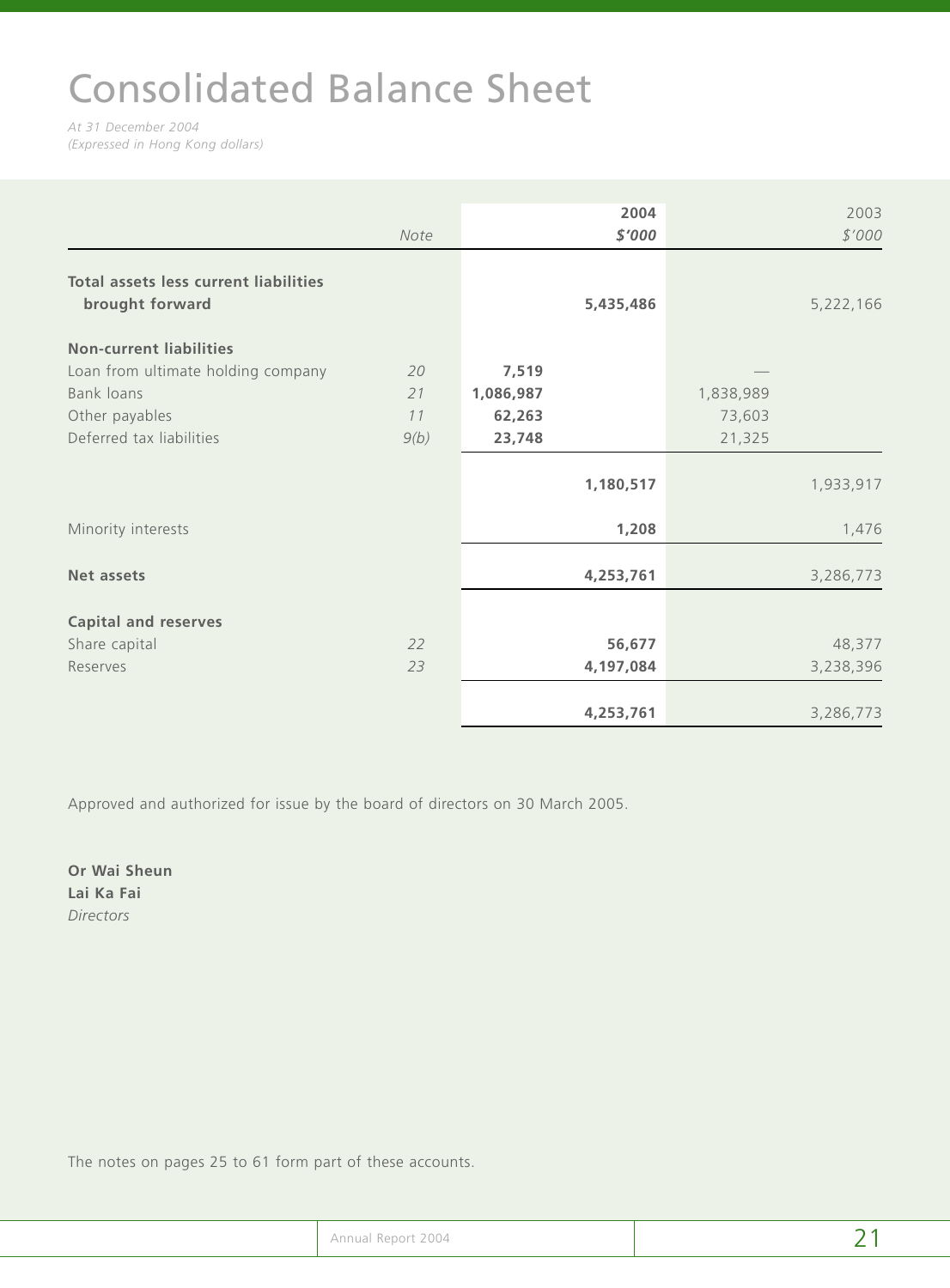# Consolidated Balance Sheet

*At 31 December 2004*
*(Expressed in Hong Kong dollars)*

| | Note | 2004 $'000 | 2004 $'000 | 2003 $'000 | 2003 $'000 |
|---|---|---|---|---|---|
| **Total assets less current liabilities brought forward** | | | **5,435,486** | | 5,222,166 |
| **Non-current liabilities** | | | | | |
| Loan from ultimate holding company | 20 | **7,519** | | — | |
| Bank loans | 21 | **1,086,987** | | 1,838,989 | |
| Other payables | 11 | **62,263** | | 73,603 | |
| Deferred tax liabilities | 9(b) | **23,748** | | 21,325 | |
| | | | **1,180,517** | | 1,933,917 |
| Minority interests | | | **1,208** | | 1,476 |
| **Net assets** | | | **4,253,761** | | 3,286,773 |
| **Capital and reserves** | | | | | |
| Share capital | 22 | | **56,677** | | 48,377 |
| Reserves | 23 | | **4,197,084** | | 3,238,396 |
| | | | **4,253,761** | | 3,286,773 |

Approved and authorized for issue by the board of directors on 30 March 2005.

**Or Wai Sheun**
**Lai Ka Fai**
*Directors*

The notes on pages 25 to 61 form part of these accounts.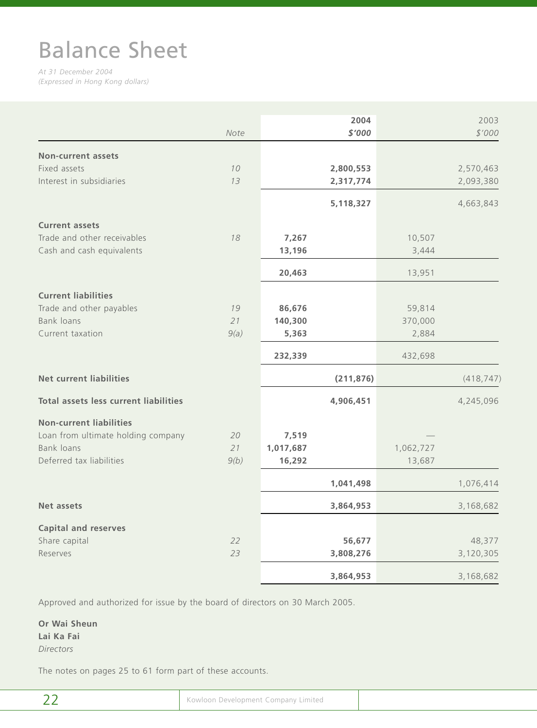# Balance Sheet

*At 31 December 2004*
*(Expressed in Hong Kong dollars)*

| | Note | 2004 $'000 | 2004 $'000 | 2003 $'000 | 2003 $'000 |
|---|---|---|---|---|---|
| **Non-current assets** | | | | | |
| Fixed assets | 10 | | **2,800,553** | | 2,570,463 |
| Interest in subsidiaries | 13 | | **2,317,774** | | 2,093,380 |
| | | | **5,118,327** | | 4,663,843 |
| **Current assets** | | | | | |
| Trade and other receivables | 18 | **7,267** | | 10,507 | |
| Cash and cash equivalents | | **13,196** | | 3,444 | |
| | | **20,463** | | 13,951 | |
| **Current liabilities** | | | | | |
| Trade and other payables | 19 | **86,676** | | 59,814 | |
| Bank loans | 21 | **140,300** | | 370,000 | |
| Current taxation | 9(a) | **5,363** | | 2,884 | |
| | | **232,339** | | 432,698 | |
| **Net current liabilities** | | | **(211,876)** | | (418,747) |
| **Total assets less current liabilities** | | | **4,906,451** | | 4,245,096 |
| **Non-current liabilities** | | | | | |
| Loan from ultimate holding company | 20 | **7,519** | | — | |
| Bank loans | 21 | **1,017,687** | | 1,062,727 | |
| Deferred tax liabilities | 9(b) | **16,292** | | 13,687 | |
| | | | **1,041,498** | | 1,076,414 |
| **Net assets** | | | **3,864,953** | | 3,168,682 |
| **Capital and reserves** | | | | | |
| Share capital | 22 | | **56,677** | | 48,377 |
| Reserves | 23 | | **3,808,276** | | 3,120,305 |
| | | | **3,864,953** | | 3,168,682 |

Approved and authorized for issue by the board of directors on 30 March 2005.

**Or Wai Sheun**
**Lai Ka Fai**
*Directors*

The notes on pages 25 to 61 form part of these accounts.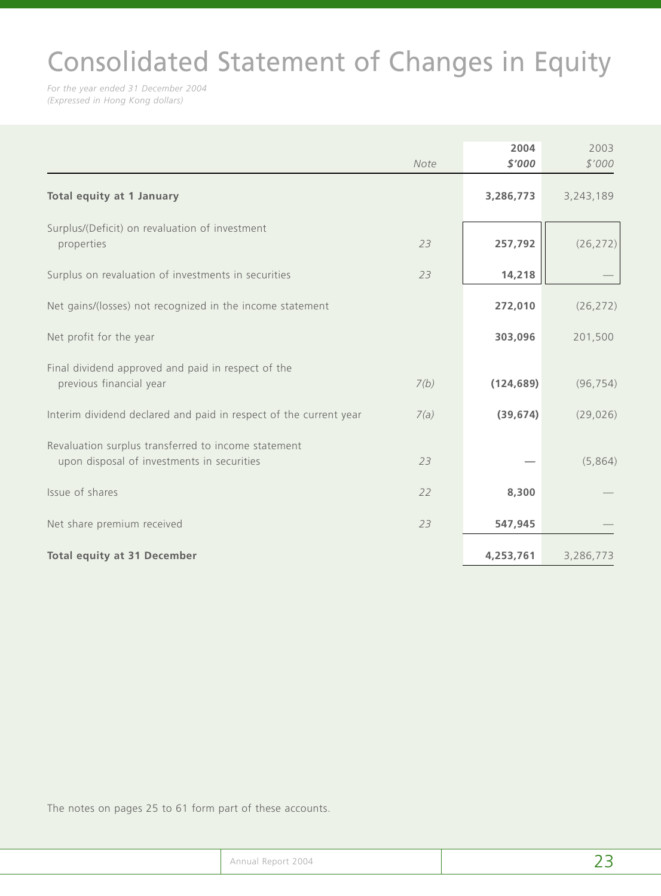# Consolidated Statement of Changes in Equity

*For the year ended 31 December 2004*
*(Expressed in Hong Kong dollars)*

| | Note | 2004 $'000 | 2003 $'000 |
|---|---|---|---|
| **Total equity at 1 January** | | **3,286,773** | 3,243,189 |
| Surplus/(Deficit) on revaluation of investment properties | 23 | **257,792** | (26,272) |
| Surplus on revaluation of investments in securities | 23 | **14,218** | — |
| Net gains/(losses) not recognized in the income statement | | **272,010** | (26,272) |
| Net profit for the year | | **303,096** | 201,500 |
| Final dividend approved and paid in respect of the previous financial year | 7(b) | **(124,689)** | (96,754) |
| Interim dividend declared and paid in respect of the current year | 7(a) | **(39,674)** | (29,026) |
| Revaluation surplus transferred to income statement upon disposal of investments in securities | 23 | **—** | (5,864) |
| Issue of shares | 22 | **8,300** | — |
| Net share premium received | 23 | **547,945** | — |
| **Total equity at 31 December** | | **4,253,761** | 3,286,773 |

The notes on pages 25 to 61 form part of these accounts.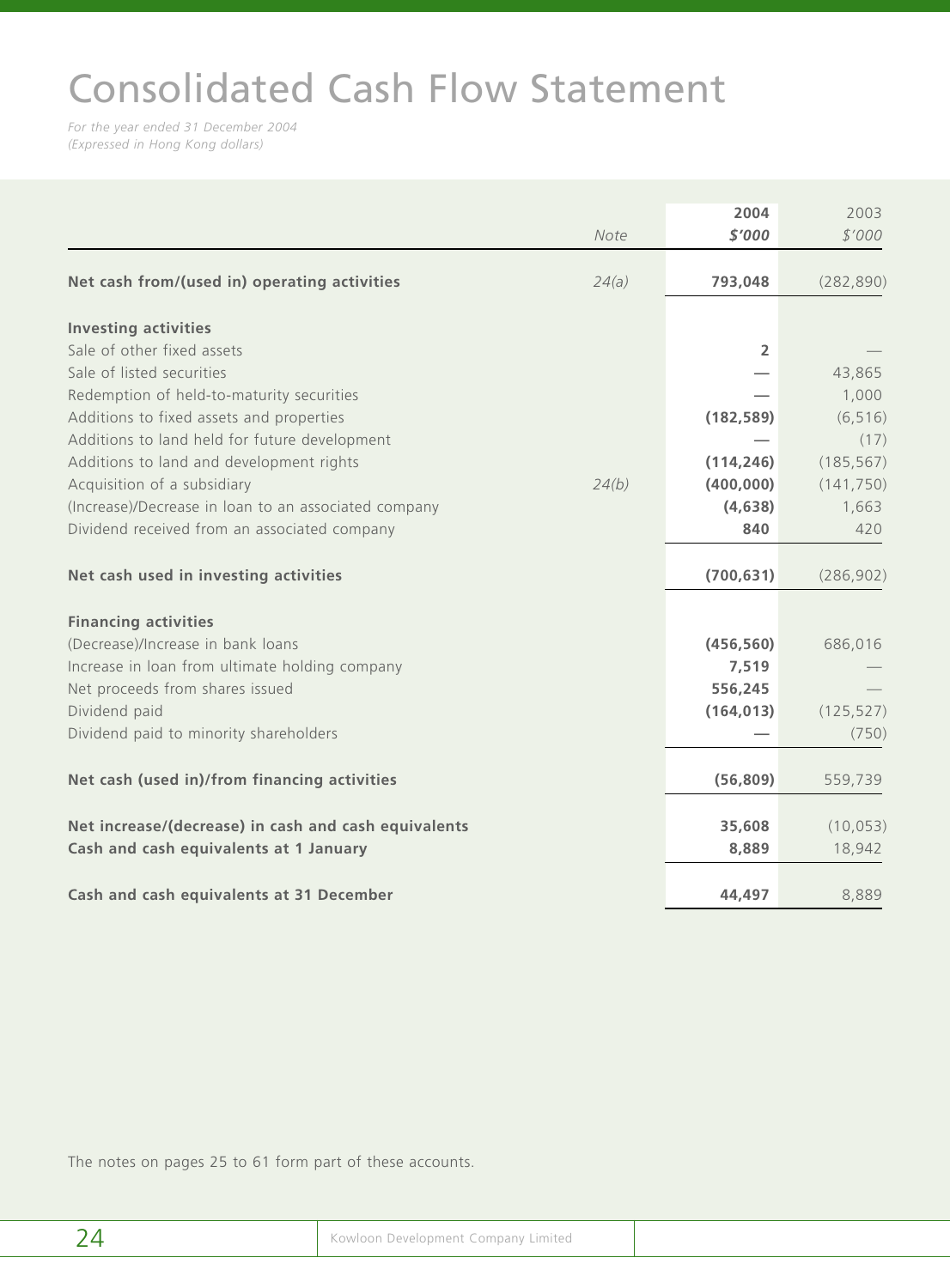# Consolidated Cash Flow Statement

*For the year ended 31 December 2004*
*(Expressed in Hong Kong dollars)*

| | Note | 2004<br>$'000 | 2003<br>$'000 |
|---|---|---|---|
| **Net cash from/(used in) operating activities** | 24(a) | **793,048** | (282,890) |
| **Investing activities** | | | |
| Sale of other fixed assets | | **2** | — |
| Sale of listed securities | | — | 43,865 |
| Redemption of held-to-maturity securities | | — | 1,000 |
| Additions to fixed assets and properties | | **(182,589)** | (6,516) |
| Additions to land held for future development | | — | (17) |
| Additions to land and development rights | | **(114,246)** | (185,567) |
| Acquisition of a subsidiary | 24(b) | **(400,000)** | (141,750) |
| (Increase)/Decrease in loan to an associated company | | **(4,638)** | 1,663 |
| Dividend received from an associated company | | **840** | 420 |
| **Net cash used in investing activities** | | **(700,631)** | (286,902) |
| **Financing activities** | | | |
| (Decrease)/Increase in bank loans | | **(456,560)** | 686,016 |
| Increase in loan from ultimate holding company | | **7,519** | — |
| Net proceeds from shares issued | | **556,245** | — |
| Dividend paid | | **(164,013)** | (125,527) |
| Dividend paid to minority shareholders | | — | (750) |
| **Net cash (used in)/from financing activities** | | **(56,809)** | 559,739 |
| **Net increase/(decrease) in cash and cash equivalents** | | **35,608** | (10,053) |
| **Cash and cash equivalents at 1 January** | | **8,889** | 18,942 |
| **Cash and cash equivalents at 31 December** | | **44,497** | 8,889 |

The notes on pages 25 to 61 form part of these accounts.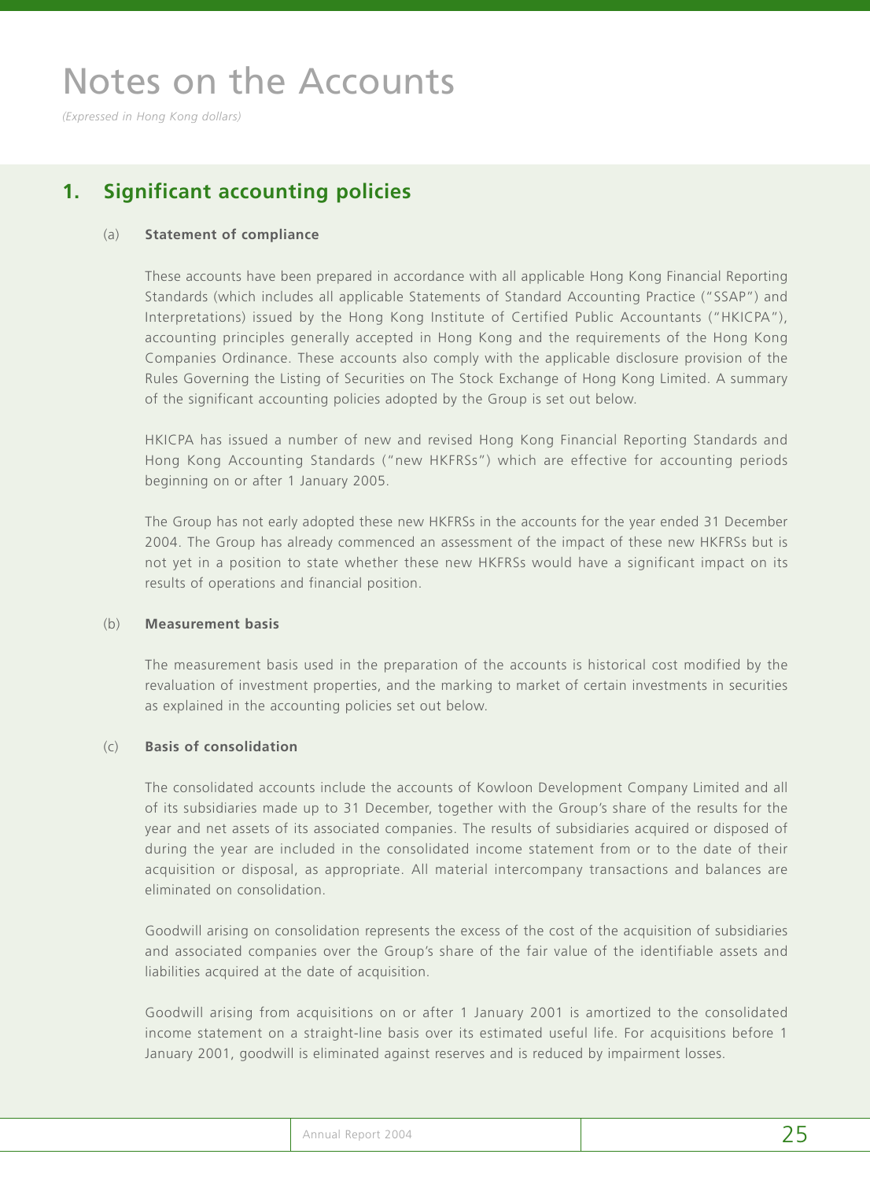# Notes on the Accounts

*(Expressed in Hong Kong dollars)*

## 1. Significant accounting policies

### (a) Statement of compliance

These accounts have been prepared in accordance with all applicable Hong Kong Financial Reporting Standards (which includes all applicable Statements of Standard Accounting Practice ("SSAP") and Interpretations) issued by the Hong Kong Institute of Certified Public Accountants ("HKICPA"), accounting principles generally accepted in Hong Kong and the requirements of the Hong Kong Companies Ordinance. These accounts also comply with the applicable disclosure provision of the Rules Governing the Listing of Securities on The Stock Exchange of Hong Kong Limited. A summary of the significant accounting policies adopted by the Group is set out below.

HKICPA has issued a number of new and revised Hong Kong Financial Reporting Standards and Hong Kong Accounting Standards ("new HKFRSs") which are effective for accounting periods beginning on or after 1 January 2005.

The Group has not early adopted these new HKFRSs in the accounts for the year ended 31 December 2004. The Group has already commenced an assessment of the impact of these new HKFRSs but is not yet in a position to state whether these new HKFRSs would have a significant impact on its results of operations and financial position.

### (b) Measurement basis

The measurement basis used in the preparation of the accounts is historical cost modified by the revaluation of investment properties, and the marking to market of certain investments in securities as explained in the accounting policies set out below.

### (c) Basis of consolidation

The consolidated accounts include the accounts of Kowloon Development Company Limited and all of its subsidiaries made up to 31 December, together with the Group's share of the results for the year and net assets of its associated companies. The results of subsidiaries acquired or disposed of during the year are included in the consolidated income statement from or to the date of their acquisition or disposal, as appropriate. All material intercompany transactions and balances are eliminated on consolidation.

Goodwill arising on consolidation represents the excess of the cost of the acquisition of subsidiaries and associated companies over the Group's share of the fair value of the identifiable assets and liabilities acquired at the date of acquisition.

Goodwill arising from acquisitions on or after 1 January 2001 is amortized to the consolidated income statement on a straight-line basis over its estimated useful life. For acquisitions before 1 January 2001, goodwill is eliminated against reserves and is reduced by impairment losses.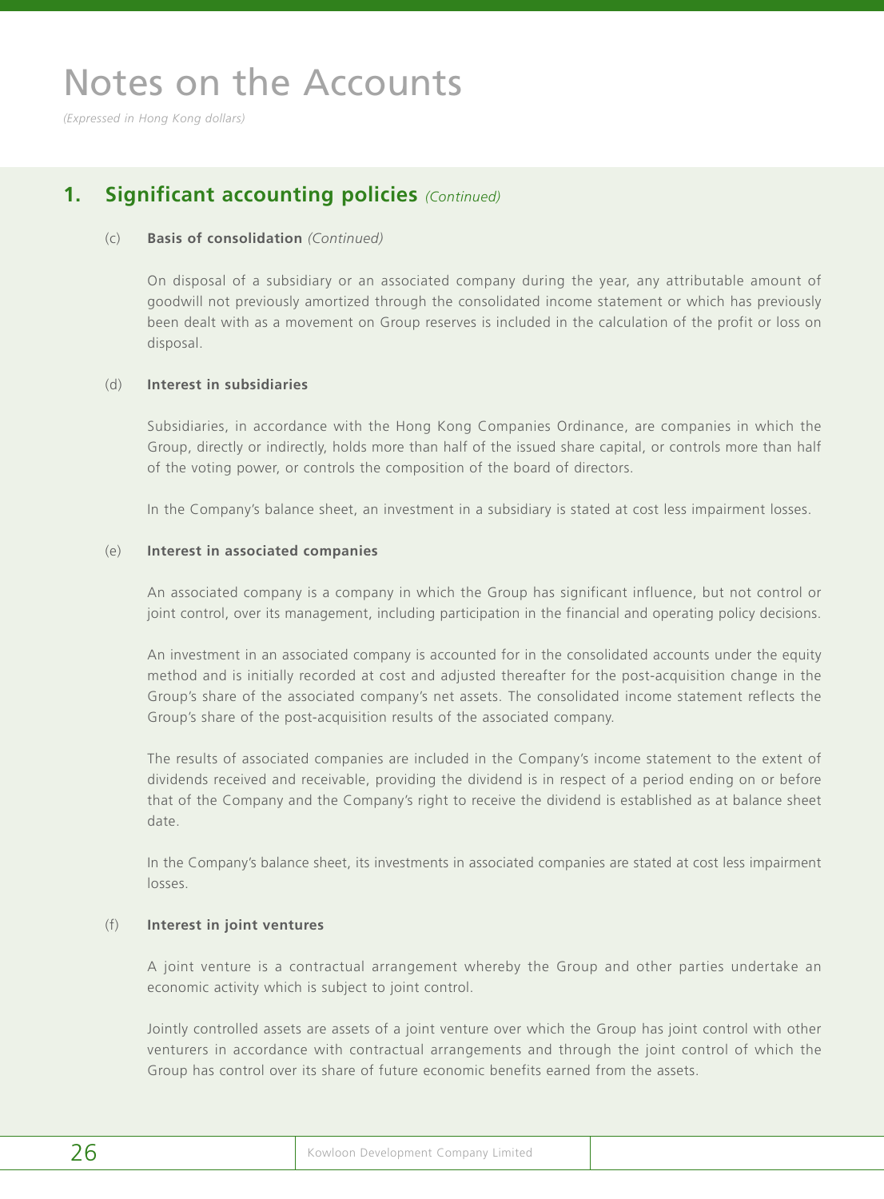# Notes on the Accounts

*(Expressed in Hong Kong dollars)*

## 1. Significant accounting policies *(Continued)*

### (c) Basis of consolidation *(Continued)*

On disposal of a subsidiary or an associated company during the year, any attributable amount of goodwill not previously amortized through the consolidated income statement or which has previously been dealt with as a movement on Group reserves is included in the calculation of the profit or loss on disposal.

### (d) Interest in subsidiaries

Subsidiaries, in accordance with the Hong Kong Companies Ordinance, are companies in which the Group, directly or indirectly, holds more than half of the issued share capital, or controls more than half of the voting power, or controls the composition of the board of directors.

In the Company's balance sheet, an investment in a subsidiary is stated at cost less impairment losses.

### (e) Interest in associated companies

An associated company is a company in which the Group has significant influence, but not control or joint control, over its management, including participation in the financial and operating policy decisions.

An investment in an associated company is accounted for in the consolidated accounts under the equity method and is initially recorded at cost and adjusted thereafter for the post-acquisition change in the Group's share of the associated company's net assets. The consolidated income statement reflects the Group's share of the post-acquisition results of the associated company.

The results of associated companies are included in the Company's income statement to the extent of dividends received and receivable, providing the dividend is in respect of a period ending on or before that of the Company and the Company's right to receive the dividend is established as at balance sheet date.

In the Company's balance sheet, its investments in associated companies are stated at cost less impairment losses.

### (f) Interest in joint ventures

A joint venture is a contractual arrangement whereby the Group and other parties undertake an economic activity which is subject to joint control.

Jointly controlled assets are assets of a joint venture over which the Group has joint control with other venturers in accordance with contractual arrangements and through the joint control of which the Group has control over its share of future economic benefits earned from the assets.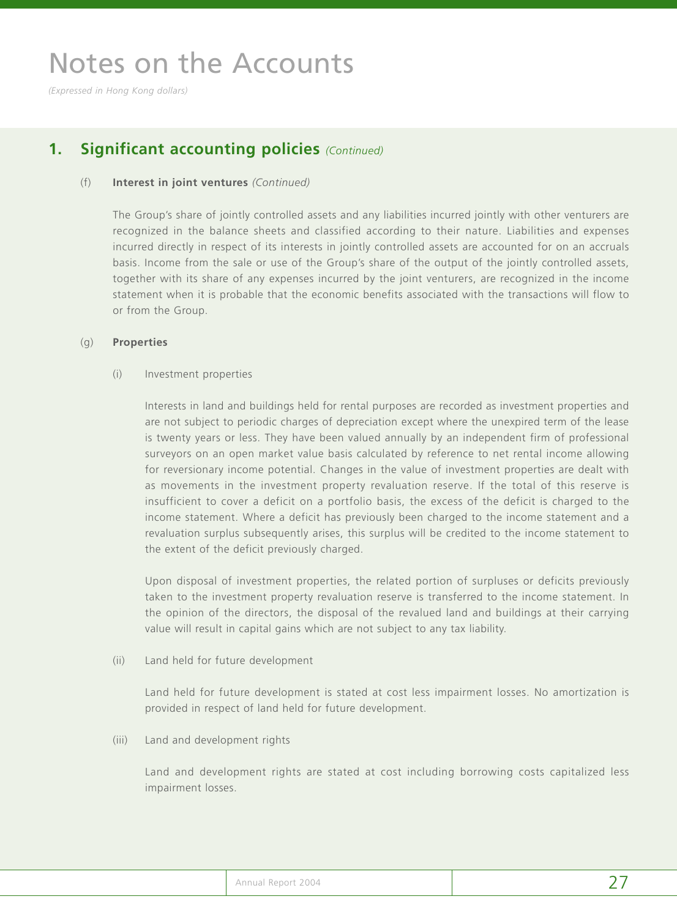# Notes on the Accounts

*(Expressed in Hong Kong dollars)*

## 1. Significant accounting policies *(Continued)*

(f) **Interest in joint ventures** *(Continued)*

The Group's share of jointly controlled assets and any liabilities incurred jointly with other venturers are recognized in the balance sheets and classified according to their nature. Liabilities and expenses incurred directly in respect of its interests in jointly controlled assets are accounted for on an accruals basis. Income from the sale or use of the Group's share of the output of the jointly controlled assets, together with its share of any expenses incurred by the joint venturers, are recognized in the income statement when it is probable that the economic benefits associated with the transactions will flow to or from the Group.

(g) **Properties**

(i) Investment properties

Interests in land and buildings held for rental purposes are recorded as investment properties and are not subject to periodic charges of depreciation except where the unexpired term of the lease is twenty years or less. They have been valued annually by an independent firm of professional surveyors on an open market value basis calculated by reference to net rental income allowing for reversionary income potential. Changes in the value of investment properties are dealt with as movements in the investment property revaluation reserve. If the total of this reserve is insufficient to cover a deficit on a portfolio basis, the excess of the deficit is charged to the income statement. Where a deficit has previously been charged to the income statement and a revaluation surplus subsequently arises, this surplus will be credited to the income statement to the extent of the deficit previously charged.

Upon disposal of investment properties, the related portion of surpluses or deficits previously taken to the investment property revaluation reserve is transferred to the income statement. In the opinion of the directors, the disposal of the revalued land and buildings at their carrying value will result in capital gains which are not subject to any tax liability.

(ii) Land held for future development

Land held for future development is stated at cost less impairment losses. No amortization is provided in respect of land held for future development.

(iii) Land and development rights

Land and development rights are stated at cost including borrowing costs capitalized less impairment losses.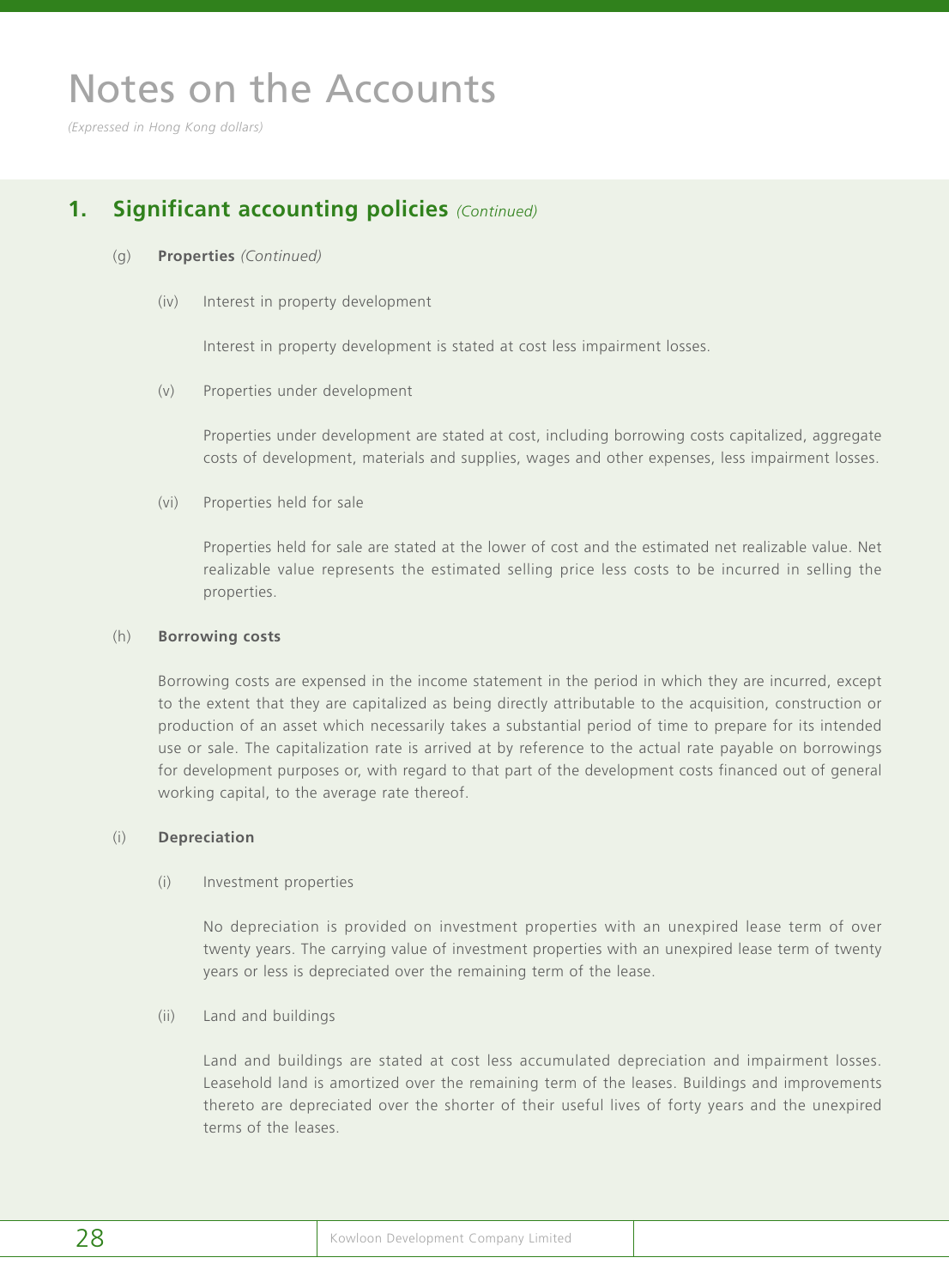# Notes on the Accounts

*(Expressed in Hong Kong dollars)*

## 1. Significant accounting policies *(Continued)*

(g) **Properties** *(Continued)*

(iv) Interest in property development

Interest in property development is stated at cost less impairment losses.

(v) Properties under development

Properties under development are stated at cost, including borrowing costs capitalized, aggregate costs of development, materials and supplies, wages and other expenses, less impairment losses.

(vi) Properties held for sale

Properties held for sale are stated at the lower of cost and the estimated net realizable value. Net realizable value represents the estimated selling price less costs to be incurred in selling the properties.

(h) **Borrowing costs**

Borrowing costs are expensed in the income statement in the period in which they are incurred, except to the extent that they are capitalized as being directly attributable to the acquisition, construction or production of an asset which necessarily takes a substantial period of time to prepare for its intended use or sale. The capitalization rate is arrived at by reference to the actual rate payable on borrowings for development purposes or, with regard to that part of the development costs financed out of general working capital, to the average rate thereof.

(i) **Depreciation**

(i) Investment properties

No depreciation is provided on investment properties with an unexpired lease term of over twenty years. The carrying value of investment properties with an unexpired lease term of twenty years or less is depreciated over the remaining term of the lease.

(ii) Land and buildings

Land and buildings are stated at cost less accumulated depreciation and impairment losses. Leasehold land is amortized over the remaining term of the leases. Buildings and improvements thereto are depreciated over the shorter of their useful lives of forty years and the unexpired terms of the leases.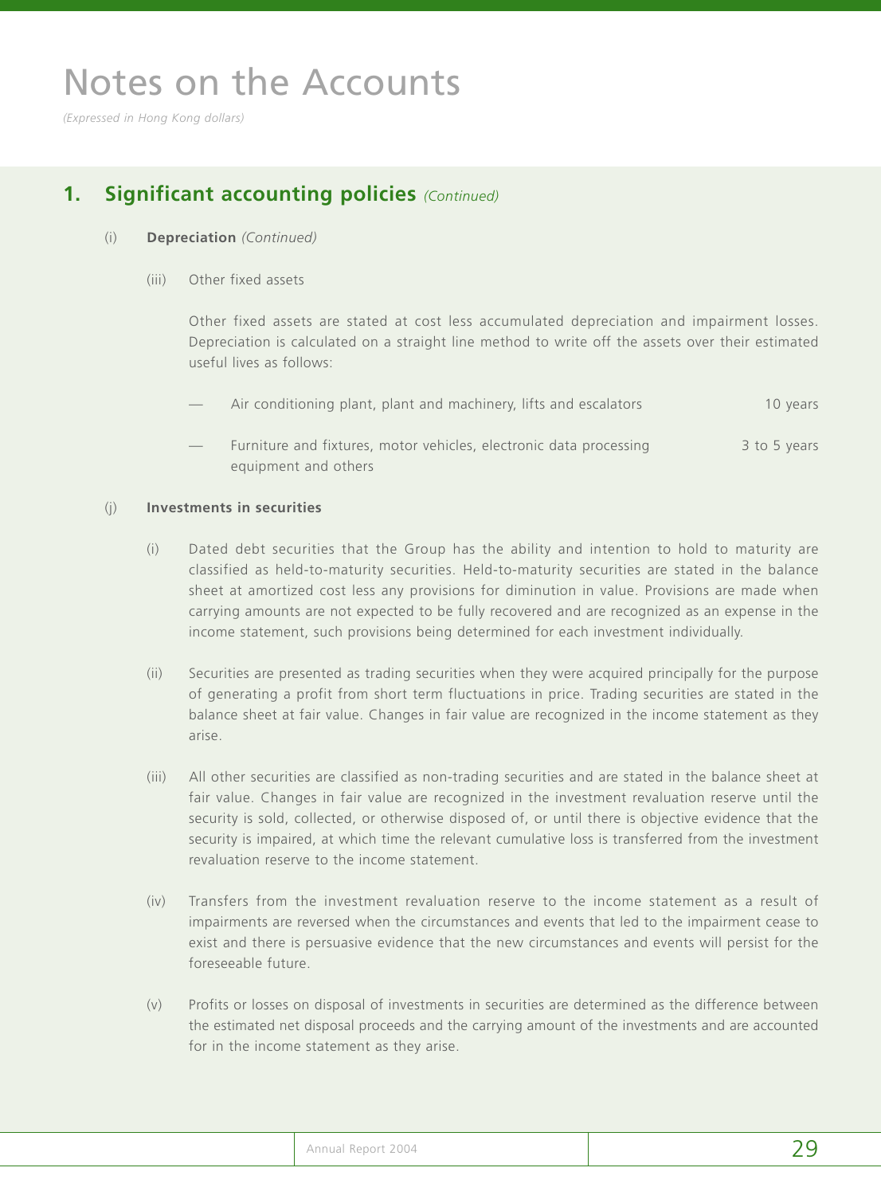# Notes on the Accounts

*(Expressed in Hong Kong dollars)*

## 1. Significant accounting policies *(Continued)*

(i) **Depreciation** *(Continued)*

(iii) Other fixed assets

Other fixed assets are stated at cost less accumulated depreciation and impairment losses. Depreciation is calculated on a straight line method to write off the assets over their estimated useful lives as follows:

| | |
|---|---|
| — Air conditioning plant, plant and machinery, lifts and escalators | 10 years |
| — Furniture and fixtures, motor vehicles, electronic data processing equipment and others | 3 to 5 years |

(j) **Investments in securities**

(i) Dated debt securities that the Group has the ability and intention to hold to maturity are classified as held-to-maturity securities. Held-to-maturity securities are stated in the balance sheet at amortized cost less any provisions for diminution in value. Provisions are made when carrying amounts are not expected to be fully recovered and are recognized as an expense in the income statement, such provisions being determined for each investment individually.

(ii) Securities are presented as trading securities when they were acquired principally for the purpose of generating a profit from short term fluctuations in price. Trading securities are stated in the balance sheet at fair value. Changes in fair value are recognized in the income statement as they arise.

(iii) All other securities are classified as non-trading securities and are stated in the balance sheet at fair value. Changes in fair value are recognized in the investment revaluation reserve until the security is sold, collected, or otherwise disposed of, or until there is objective evidence that the security is impaired, at which time the relevant cumulative loss is transferred from the investment revaluation reserve to the income statement.

(iv) Transfers from the investment revaluation reserve to the income statement as a result of impairments are reversed when the circumstances and events that led to the impairment cease to exist and there is persuasive evidence that the new circumstances and events will persist for the foreseeable future.

(v) Profits or losses on disposal of investments in securities are determined as the difference between the estimated net disposal proceeds and the carrying amount of the investments and are accounted for in the income statement as they arise.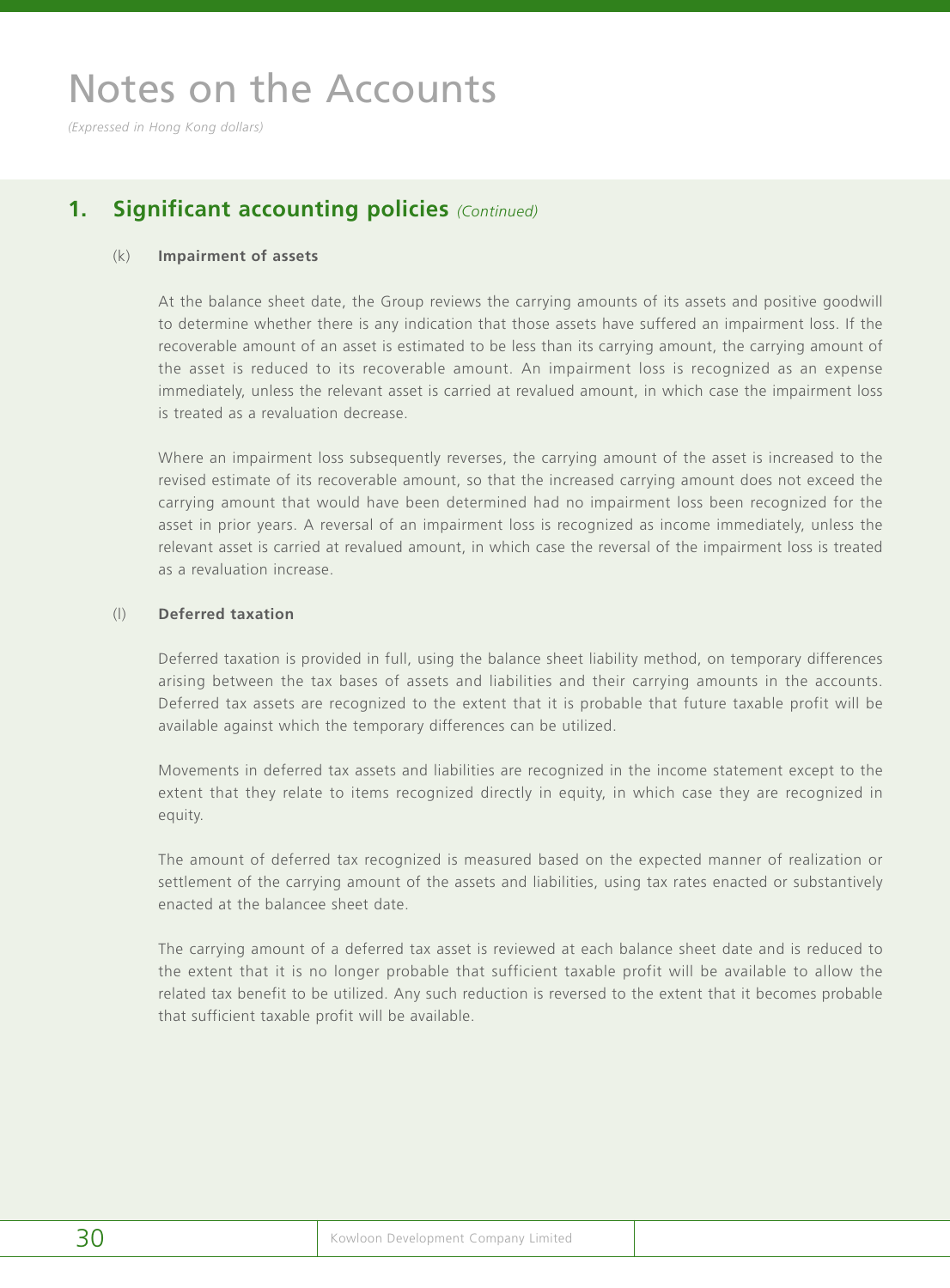# Notes on the Accounts

*(Expressed in Hong Kong dollars)*

## 1. Significant accounting policies *(Continued)*

### (k) Impairment of assets

At the balance sheet date, the Group reviews the carrying amounts of its assets and positive goodwill to determine whether there is any indication that those assets have suffered an impairment loss. If the recoverable amount of an asset is estimated to be less than its carrying amount, the carrying amount of the asset is reduced to its recoverable amount. An impairment loss is recognized as an expense immediately, unless the relevant asset is carried at revalued amount, in which case the impairment loss is treated as a revaluation decrease.

Where an impairment loss subsequently reverses, the carrying amount of the asset is increased to the revised estimate of its recoverable amount, so that the increased carrying amount does not exceed the carrying amount that would have been determined had no impairment loss been recognized for the asset in prior years. A reversal of an impairment loss is recognized as income immediately, unless the relevant asset is carried at revalued amount, in which case the reversal of the impairment loss is treated as a revaluation increase.

### (l) Deferred taxation

Deferred taxation is provided in full, using the balance sheet liability method, on temporary differences arising between the tax bases of assets and liabilities and their carrying amounts in the accounts. Deferred tax assets are recognized to the extent that it is probable that future taxable profit will be available against which the temporary differences can be utilized.

Movements in deferred tax assets and liabilities are recognized in the income statement except to the extent that they relate to items recognized directly in equity, in which case they are recognized in equity.

The amount of deferred tax recognized is measured based on the expected manner of realization or settlement of the carrying amount of the assets and liabilities, using tax rates enacted or substantively enacted at the balancee sheet date.

The carrying amount of a deferred tax asset is reviewed at each balance sheet date and is reduced to the extent that it is no longer probable that sufficient taxable profit will be available to allow the related tax benefit to be utilized. Any such reduction is reversed to the extent that it becomes probable that sufficient taxable profit will be available.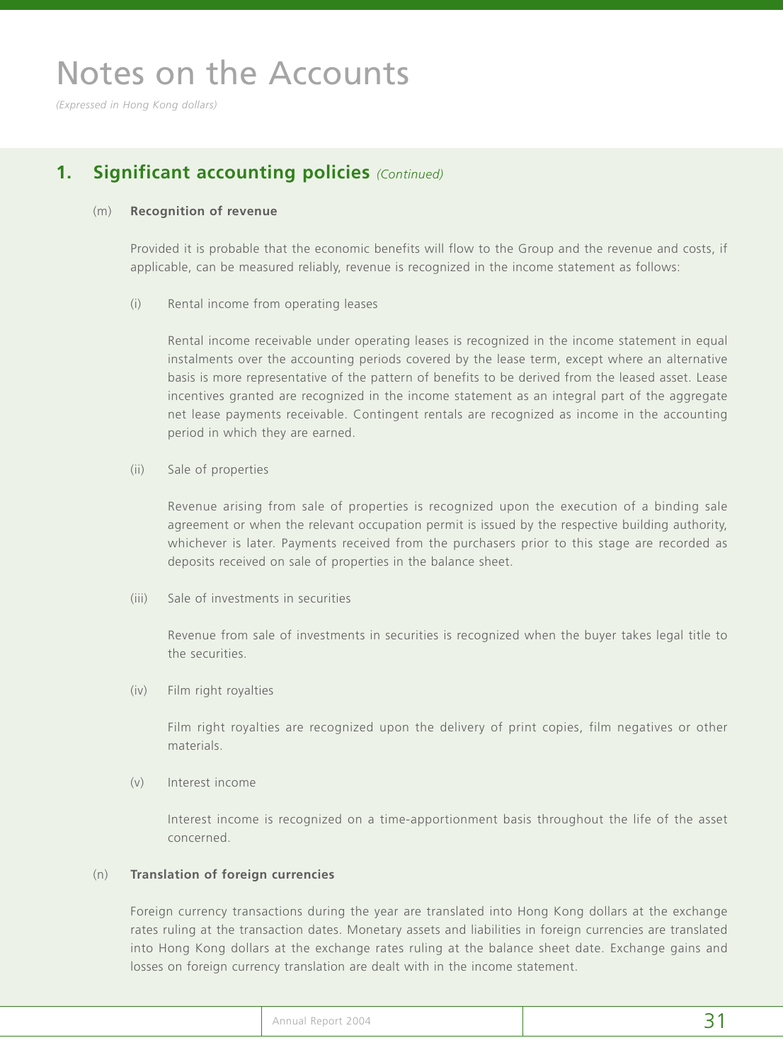# Notes on the Accounts

*(Expressed in Hong Kong dollars)*

## 1. Significant accounting policies *(Continued)*

### (m) Recognition of revenue

Provided it is probable that the economic benefits will flow to the Group and the revenue and costs, if applicable, can be measured reliably, revenue is recognized in the income statement as follows:

(i) Rental income from operating leases

Rental income receivable under operating leases is recognized in the income statement in equal instalments over the accounting periods covered by the lease term, except where an alternative basis is more representative of the pattern of benefits to be derived from the leased asset. Lease incentives granted are recognized in the income statement as an integral part of the aggregate net lease payments receivable. Contingent rentals are recognized as income in the accounting period in which they are earned.

(ii) Sale of properties

Revenue arising from sale of properties is recognized upon the execution of a binding sale agreement or when the relevant occupation permit is issued by the respective building authority, whichever is later. Payments received from the purchasers prior to this stage are recorded as deposits received on sale of properties in the balance sheet.

(iii) Sale of investments in securities

Revenue from sale of investments in securities is recognized when the buyer takes legal title to the securities.

(iv) Film right royalties

Film right royalties are recognized upon the delivery of print copies, film negatives or other materials.

(v) Interest income

Interest income is recognized on a time-apportionment basis throughout the life of the asset concerned.

### (n) Translation of foreign currencies

Foreign currency transactions during the year are translated into Hong Kong dollars at the exchange rates ruling at the transaction dates. Monetary assets and liabilities in foreign currencies are translated into Hong Kong dollars at the exchange rates ruling at the balance sheet date. Exchange gains and losses on foreign currency translation are dealt with in the income statement.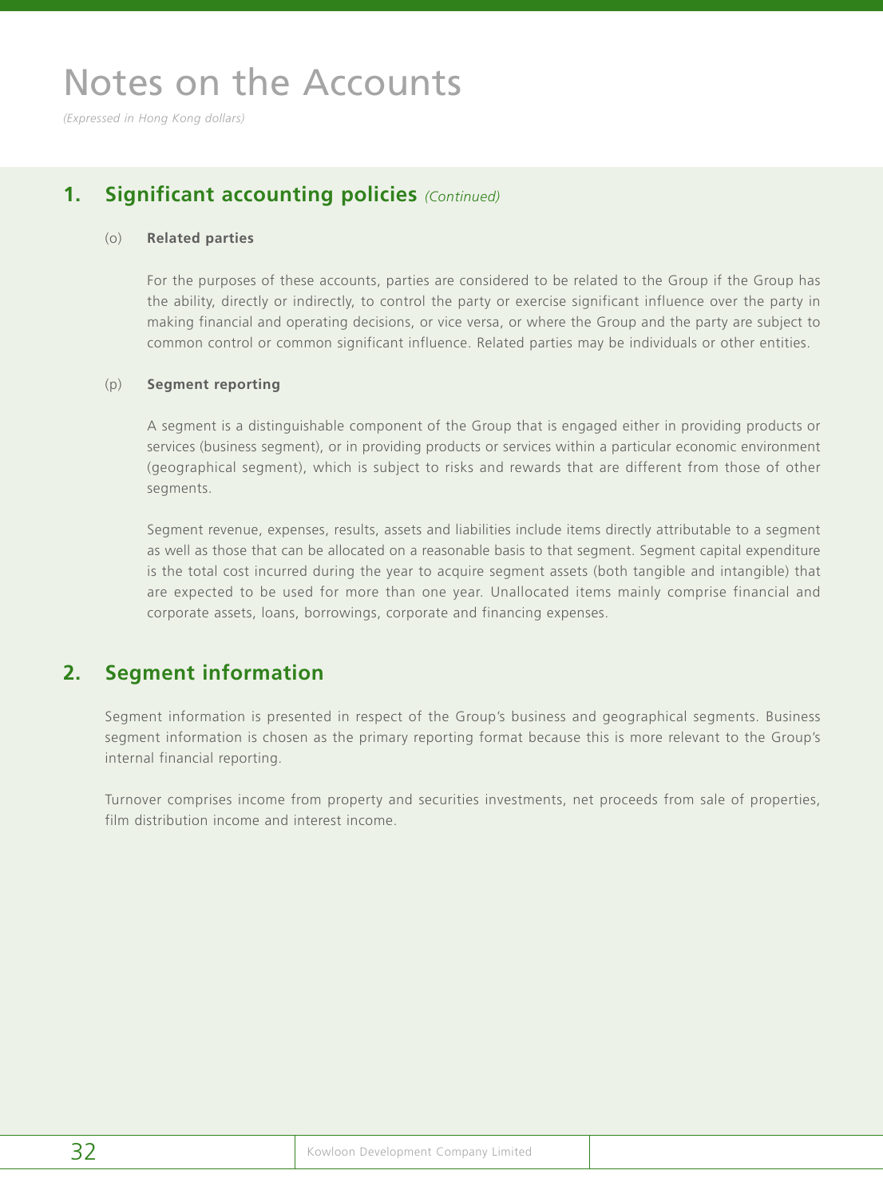# Notes on the Accounts

*(Expressed in Hong Kong dollars)*

## 1. Significant accounting policies *(Continued)*

(o) **Related parties**

For the purposes of these accounts, parties are considered to be related to the Group if the Group has the ability, directly or indirectly, to control the party or exercise significant influence over the party in making financial and operating decisions, or vice versa, or where the Group and the party are subject to common control or common significant influence. Related parties may be individuals or other entities.

(p) **Segment reporting**

A segment is a distinguishable component of the Group that is engaged either in providing products or services (business segment), or in providing products or services within a particular economic environment (geographical segment), which is subject to risks and rewards that are different from those of other segments.

Segment revenue, expenses, results, assets and liabilities include items directly attributable to a segment as well as those that can be allocated on a reasonable basis to that segment. Segment capital expenditure is the total cost incurred during the year to acquire segment assets (both tangible and intangible) that are expected to be used for more than one year. Unallocated items mainly comprise financial and corporate assets, loans, borrowings, corporate and financing expenses.

## 2. Segment information

Segment information is presented in respect of the Group's business and geographical segments. Business segment information is chosen as the primary reporting format because this is more relevant to the Group's internal financial reporting.

Turnover comprises income from property and securities investments, net proceeds from sale of properties, film distribution income and interest income.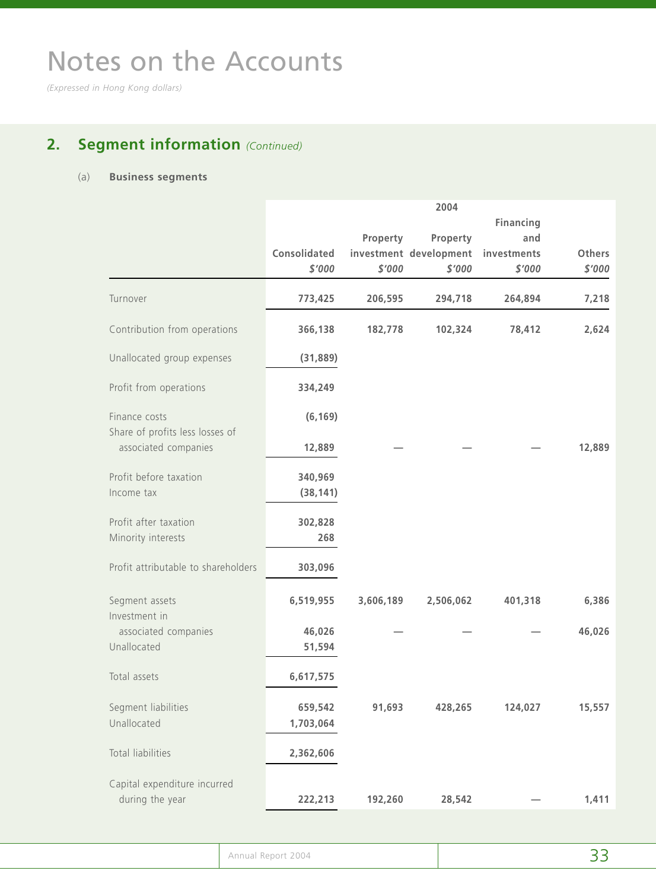# Notes on the Accounts

*(Expressed in Hong Kong dollars)*

## 2. Segment information *(Continued)*

(a) **Business segments**

| | 2004 | | | | |
|---|---|---|---|---|---|
| | Consolidated<br>*$'000* | Property investment<br>*$'000* | Property development<br>*$'000* | Financing and investments<br>*$'000* | Others<br>*$'000* |
| Turnover | 773,425 | 206,595 | 294,718 | 264,894 | 7,218 |
| Contribution from operations | 366,138 | 182,778 | 102,324 | 78,412 | 2,624 |
| Unallocated group expenses | (31,889) | | | | |
| Profit from operations | 334,249 | | | | |
| Finance costs | (6,169) | | | | |
| Share of profits less losses of associated companies | 12,889 | — | — | — | 12,889 |
| Profit before taxation | 340,969 | | | | |
| Income tax | (38,141) | | | | |
| Profit after taxation | 302,828 | | | | |
| Minority interests | 268 | | | | |
| Profit attributable to shareholders | 303,096 | | | | |
| Segment assets | 6,519,955 | 3,606,189 | 2,506,062 | 401,318 | 6,386 |
| Investment in associated companies | 46,026 | — | — | — | 46,026 |
| Unallocated | 51,594 | | | | |
| Total assets | 6,617,575 | | | | |
| Segment liabilities | 659,542 | 91,693 | 428,265 | 124,027 | 15,557 |
| Unallocated | 1,703,064 | | | | |
| Total liabilities | 2,362,606 | | | | |
| Capital expenditure incurred during the year | 222,213 | 192,260 | 28,542 | — | 1,411 |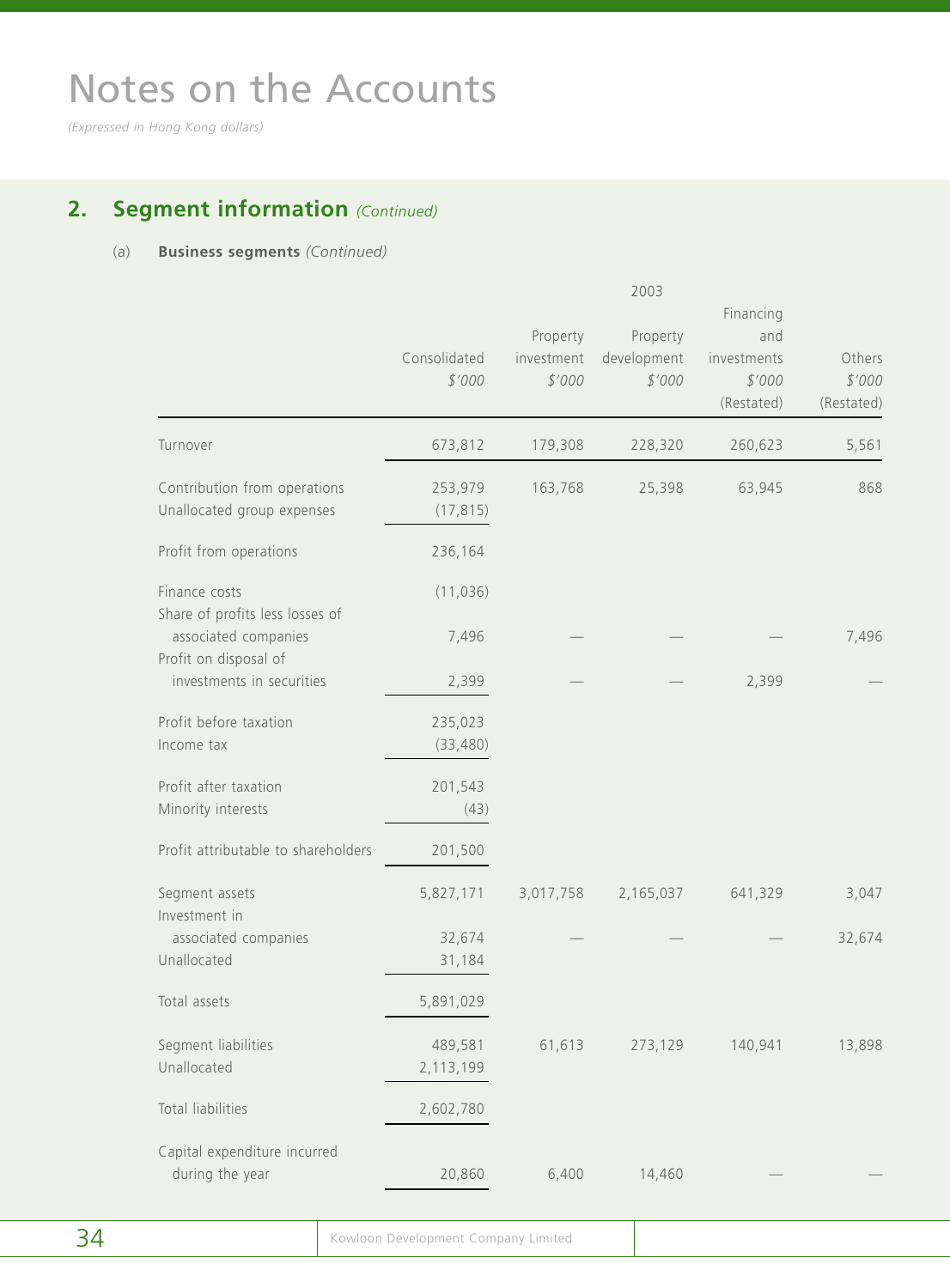# Notes on the Accounts

*(Expressed in Hong Kong dollars)*

## 2. Segment information *(Continued)*

(a) **Business segments** *(Continued)*

| | | | 2003 | | |
|---|---|---|---|---|---|
| | Consolidated *$'000* | Property investment *$'000* | Property development *$'000* | Financing and investments *$'000* (Restated) | Others *$'000* (Restated) |
| Turnover | 673,812 | 179,308 | 228,320 | 260,623 | 5,561 |
| Contribution from operations | 253,979 | 163,768 | 25,398 | 63,945 | 868 |
| Unallocated group expenses | (17,815) | | | | |
| Profit from operations | 236,164 | | | | |
| Finance costs | (11,036) | | | | |
| Share of profits less losses of associated companies | 7,496 | — | — | — | 7,496 |
| Profit on disposal of investments in securities | 2,399 | — | — | 2,399 | — |
| Profit before taxation | 235,023 | | | | |
| Income tax | (33,480) | | | | |
| Profit after taxation | 201,543 | | | | |
| Minority interests | (43) | | | | |
| Profit attributable to shareholders | 201,500 | | | | |
| Segment assets | 5,827,171 | 3,017,758 | 2,165,037 | 641,329 | 3,047 |
| Investment in associated companies | 32,674 | — | — | — | 32,674 |
| Unallocated | 31,184 | | | | |
| Total assets | 5,891,029 | | | | |
| Segment liabilities | 489,581 | 61,613 | 273,129 | 140,941 | 13,898 |
| Unallocated | 2,113,199 | | | | |
| Total liabilities | 2,602,780 | | | | |
| Capital expenditure incurred during the year | 20,860 | 6,400 | 14,460 | — | — |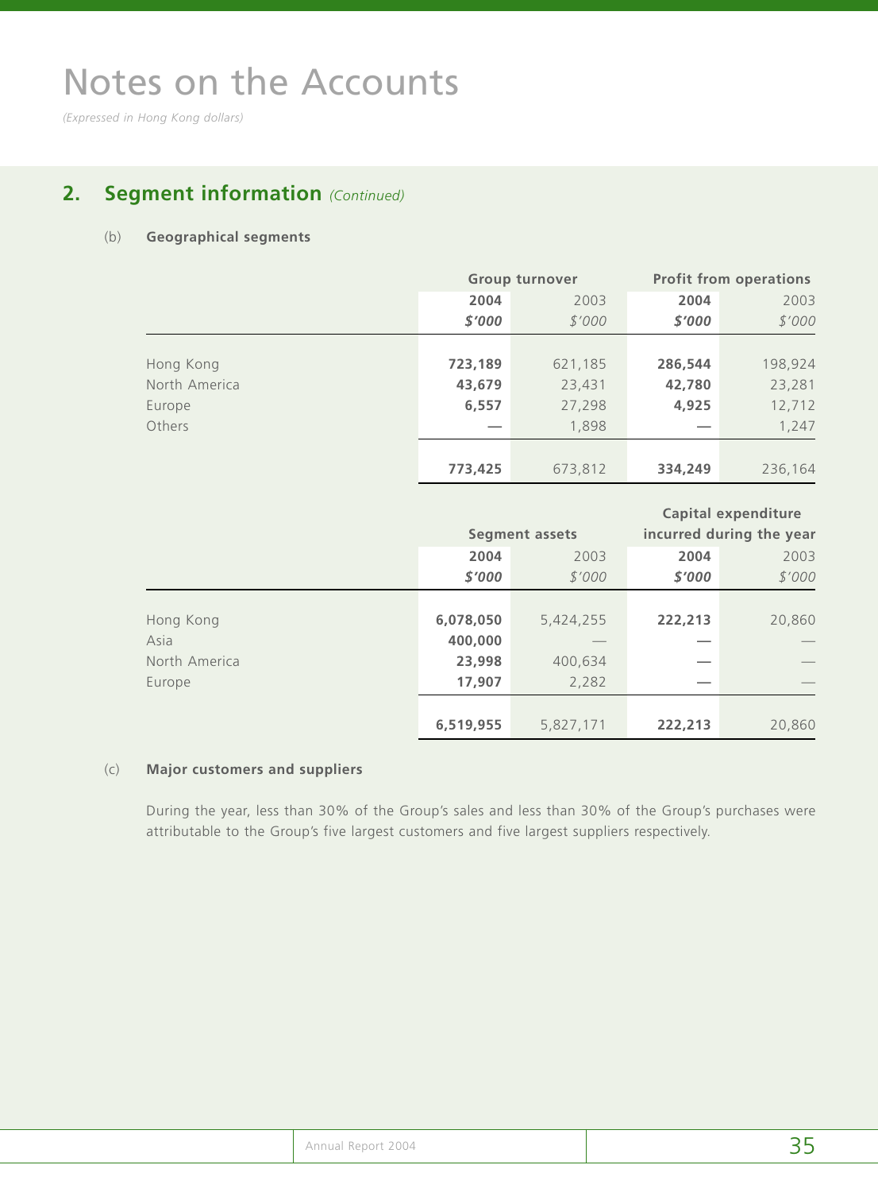# Notes on the Accounts

*(Expressed in Hong Kong dollars)*

## 2. Segment information *(Continued)*

### (b) Geographical segments

| | Group turnover | | Profit from operations | |
|---|---|---|---|---|
| | **2004** | 2003 | **2004** | 2003 |
| | ***$'000*** | *$'000* | ***$'000*** | *$'000* |
| Hong Kong | **723,189** | 621,185 | **286,544** | 198,924 |
| North America | **43,679** | 23,431 | **42,780** | 23,281 |
| Europe | **6,557** | 27,298 | **4,925** | 12,712 |
| Others | **—** | 1,898 | **—** | 1,247 |
| | **773,425** | 673,812 | **334,249** | 236,164 |

| | Segment assets | | Capital expenditure incurred during the year | |
|---|---|---|---|---|
| | **2004** | 2003 | **2004** | 2003 |
| | ***$'000*** | *$'000* | ***$'000*** | *$'000* |
| Hong Kong | **6,078,050** | 5,424,255 | **222,213** | 20,860 |
| Asia | **400,000** | — | **—** | — |
| North America | **23,998** | 400,634 | **—** | — |
| Europe | **17,907** | 2,282 | **—** | — |
| | **6,519,955** | 5,827,171 | **222,213** | 20,860 |

### (c) Major customers and suppliers

During the year, less than 30% of the Group's sales and less than 30% of the Group's purchases were attributable to the Group's five largest customers and five largest suppliers respectively.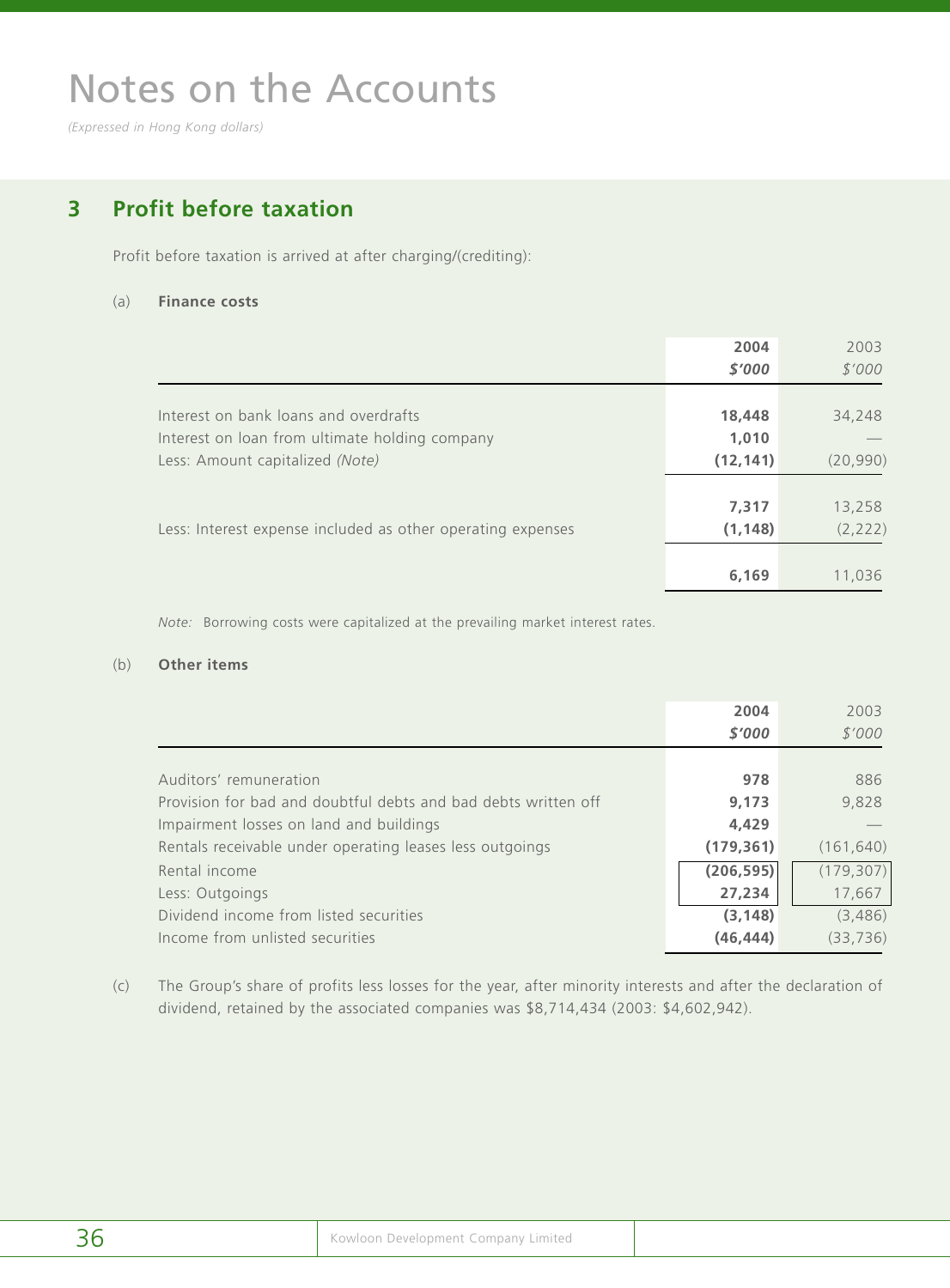# Notes on the Accounts

*(Expressed in Hong Kong dollars)*

## 3 Profit before taxation

Profit before taxation is arrived at after charging/(crediting):

(a) **Finance costs**

| | **2004** | 2003 |
|---|---|---|
| | ***$'000*** | *$'000* |
| Interest on bank loans and overdrafts | **18,448** | 34,248 |
| Interest on loan from ultimate holding company | **1,010** | — |
| Less: Amount capitalized *(Note)* | **(12,141)** | (20,990) |
| | **7,317** | 13,258 |
| Less: Interest expense included as other operating expenses | **(1,148)** | (2,222) |
| | **6,169** | 11,036 |

*Note:* Borrowing costs were capitalized at the prevailing market interest rates.

(b) **Other items**

| | **2004** | 2003 |
|---|---|---|
| | ***$'000*** | *$'000* |
| Auditors' remuneration | **978** | 886 |
| Provision for bad and doubtful debts and bad debts written off | **9,173** | 9,828 |
| Impairment losses on land and buildings | **4,429** | — |
| Rentals receivable under operating leases less outgoings | **(179,361)** | (161,640) |
| Rental income | **(206,595)** | (179,307) |
| Less: Outgoings | **27,234** | 17,667 |
| Dividend income from listed securities | **(3,148)** | (3,486) |
| Income from unlisted securities | **(46,444)** | (33,736) |

(c) The Group's share of profits less losses for the year, after minority interests and after the declaration of dividend, retained by the associated companies was $8,714,434 (2003: $4,602,942).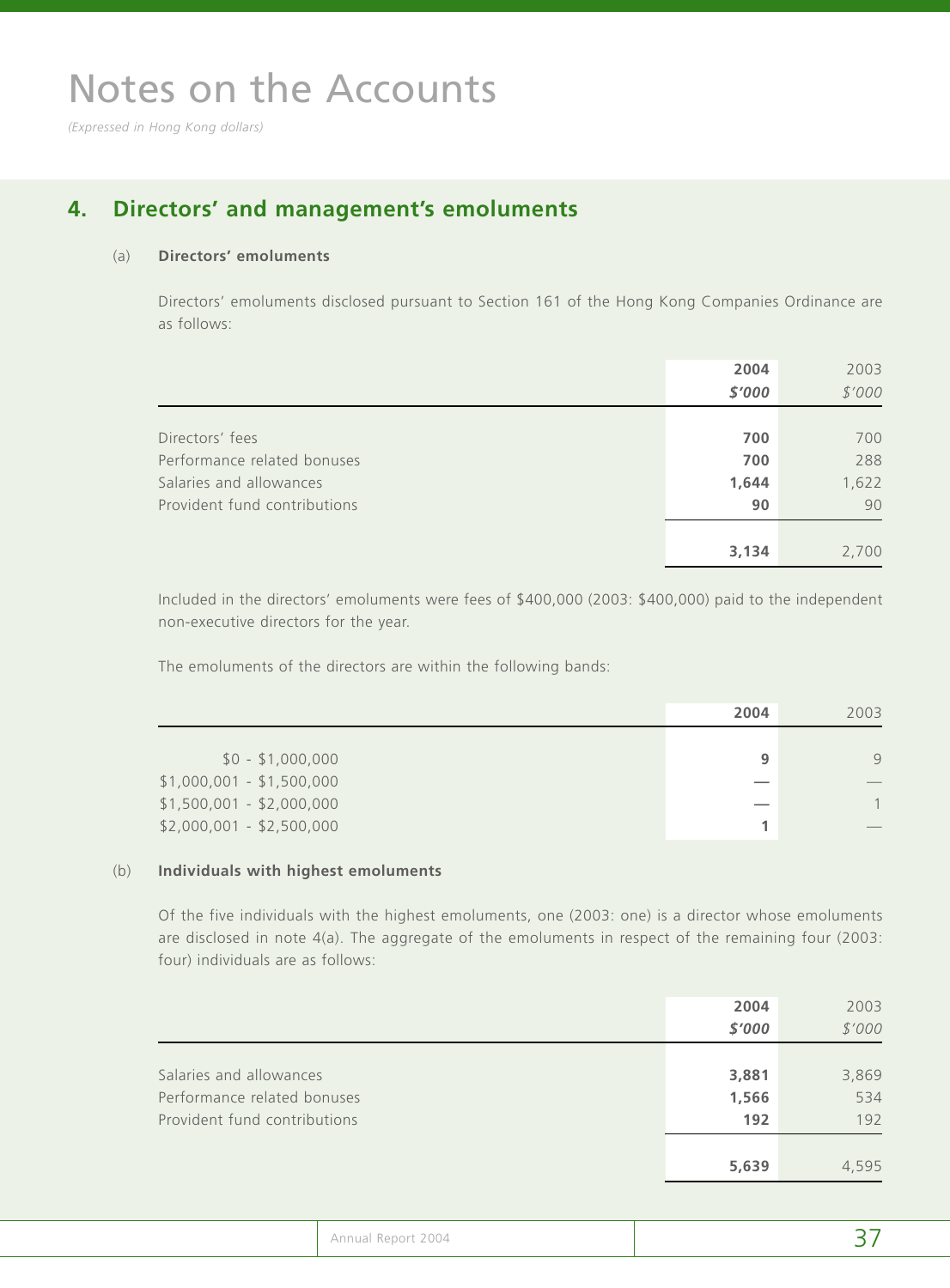# Notes on the Accounts

*(Expressed in Hong Kong dollars)*

## 4. Directors' and management's emoluments

### (a) Directors' emoluments

Directors' emoluments disclosed pursuant to Section 161 of the Hong Kong Companies Ordinance are as follows:

| | **2004** | 2003 |
|---|---|---|
| | ***$'000*** | *$'000* |
| Directors' fees | **700** | 700 |
| Performance related bonuses | **700** | 288 |
| Salaries and allowances | **1,644** | 1,622 |
| Provident fund contributions | **90** | 90 |
| | **3,134** | 2,700 |

Included in the directors' emoluments were fees of $400,000 (2003: $400,000) paid to the independent non-executive directors for the year.

The emoluments of the directors are within the following bands:

| | **2004** | 2003 |
|---|---|---|
| $0 - $1,000,000 | **9** | 9 |
| $1,000,001 - $1,500,000 | **—** | — |
| $1,500,001 - $2,000,000 | **—** | 1 |
| $2,000,001 - $2,500,000 | **1** | — |

### (b) Individuals with highest emoluments

Of the five individuals with the highest emoluments, one (2003: one) is a director whose emoluments are disclosed in note 4(a). The aggregate of the emoluments in respect of the remaining four (2003: four) individuals are as follows:

| | **2004** | 2003 |
|---|---|---|
| | ***$'000*** | *$'000* |
| Salaries and allowances | **3,881** | 3,869 |
| Performance related bonuses | **1,566** | 534 |
| Provident fund contributions | **192** | 192 |
| | **5,639** | 4,595 |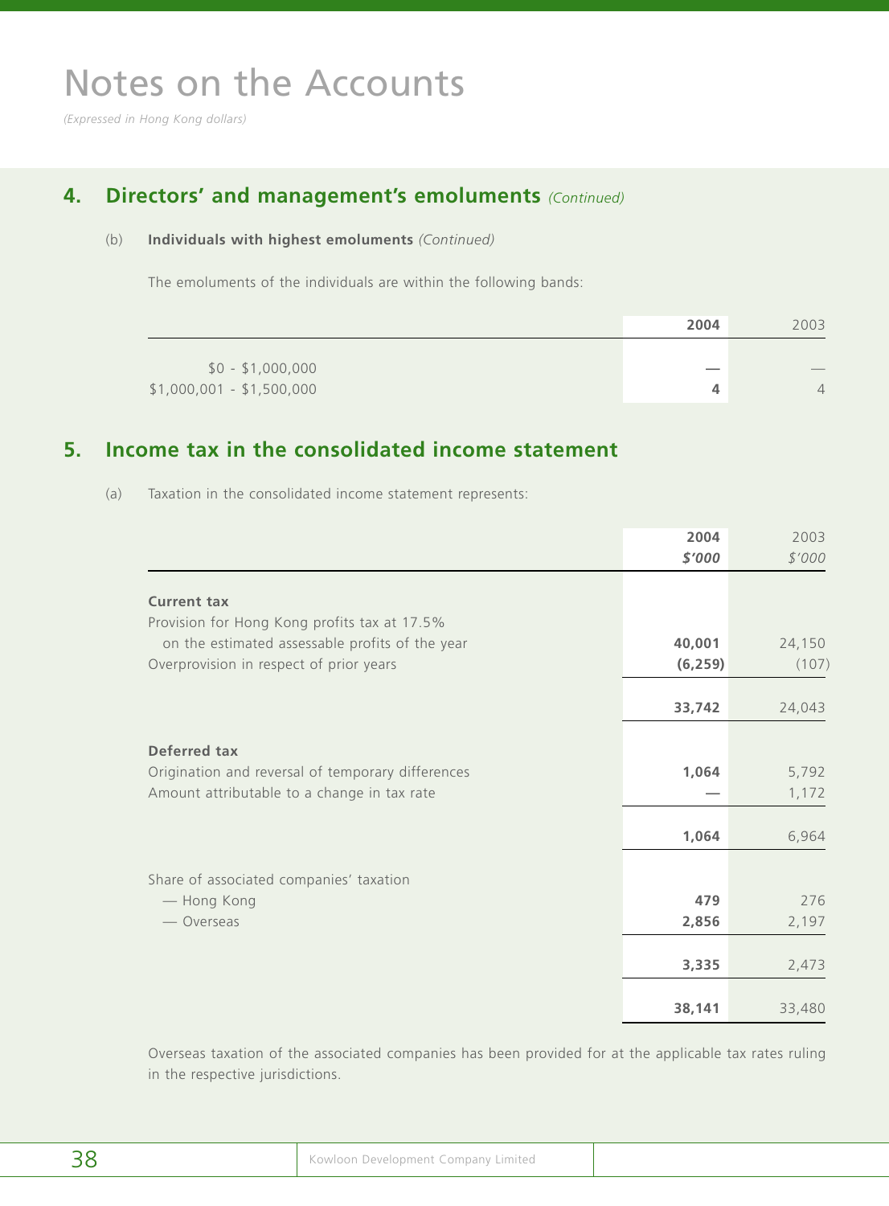# Notes on the Accounts

*(Expressed in Hong Kong dollars)*

## 4. Directors' and management's emoluments *(Continued)*

(b) **Individuals with highest emoluments** *(Continued)*

The emoluments of the individuals are within the following bands:

| | **2004** | 2003 |
|---|---|---|
| $0 - $1,000,000 | — | — |
| $1,000,001 - $1,500,000 | **4** | 4 |

## 5. Income tax in the consolidated income statement

(a) Taxation in the consolidated income statement represents:

| | **2004** | 2003 |
|---|---|---|
| | ***$'000*** | *$'000* |
| **Current tax** | | |
| Provision for Hong Kong profits tax at 17.5% on the estimated assessable profits of the year | **40,001** | 24,150 |
| Overprovision in respect of prior years | **(6,259)** | (107) |
| | **33,742** | 24,043 |
| **Deferred tax** | | |
| Origination and reversal of temporary differences | **1,064** | 5,792 |
| Amount attributable to a change in tax rate | — | 1,172 |
| | **1,064** | 6,964 |
| Share of associated companies' taxation | | |
| — Hong Kong | **479** | 276 |
| — Overseas | **2,856** | 2,197 |
| | **3,335** | 2,473 |
| | **38,141** | 33,480 |

Overseas taxation of the associated companies has been provided for at the applicable tax rates ruling in the respective jurisdictions.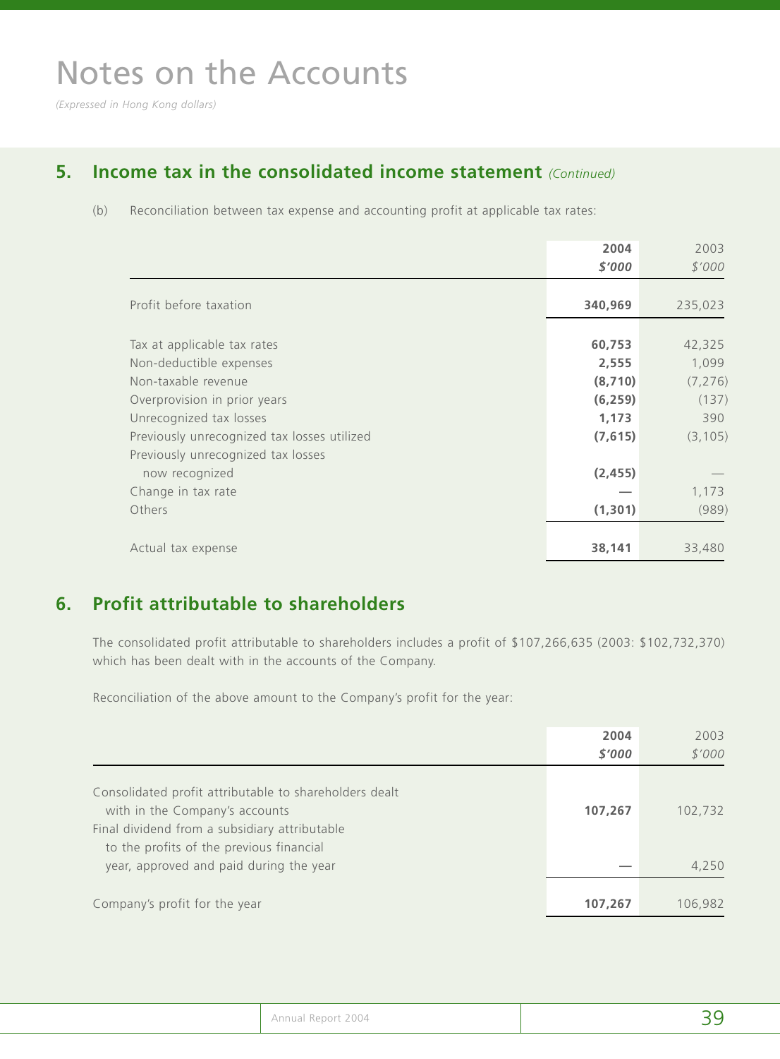# Notes on the Accounts

*(Expressed in Hong Kong dollars)*

## 5. Income tax in the consolidated income statement *(Continued)*

(b) Reconciliation between tax expense and accounting profit at applicable tax rates:

| | **2004** | 2003 |
|---|---|---|
| | ***$'000*** | *$'000* |
| Profit before taxation | **340,969** | 235,023 |
| Tax at applicable tax rates | **60,753** | 42,325 |
| Non-deductible expenses | **2,555** | 1,099 |
| Non-taxable revenue | **(8,710)** | (7,276) |
| Overprovision in prior years | **(6,259)** | (137) |
| Unrecognized tax losses | **1,173** | 390 |
| Previously unrecognized tax losses utilized | **(7,615)** | (3,105) |
| Previously unrecognized tax losses now recognized | **(2,455)** | — |
| Change in tax rate | **—** | 1,173 |
| Others | **(1,301)** | (989) |
| Actual tax expense | **38,141** | 33,480 |

## 6. Profit attributable to shareholders

The consolidated profit attributable to shareholders includes a profit of $107,266,635 (2003: $102,732,370) which has been dealt with in the accounts of the Company.

Reconciliation of the above amount to the Company's profit for the year:

| | **2004** | 2003 |
|---|---|---|
| | ***$'000*** | *$'000* |
| Consolidated profit attributable to shareholders dealt with in the Company's accounts | **107,267** | 102,732 |
| Final dividend from a subsidiary attributable to the profits of the previous financial year, approved and paid during the year | **—** | 4,250 |
| Company's profit for the year | **107,267** | 106,982 |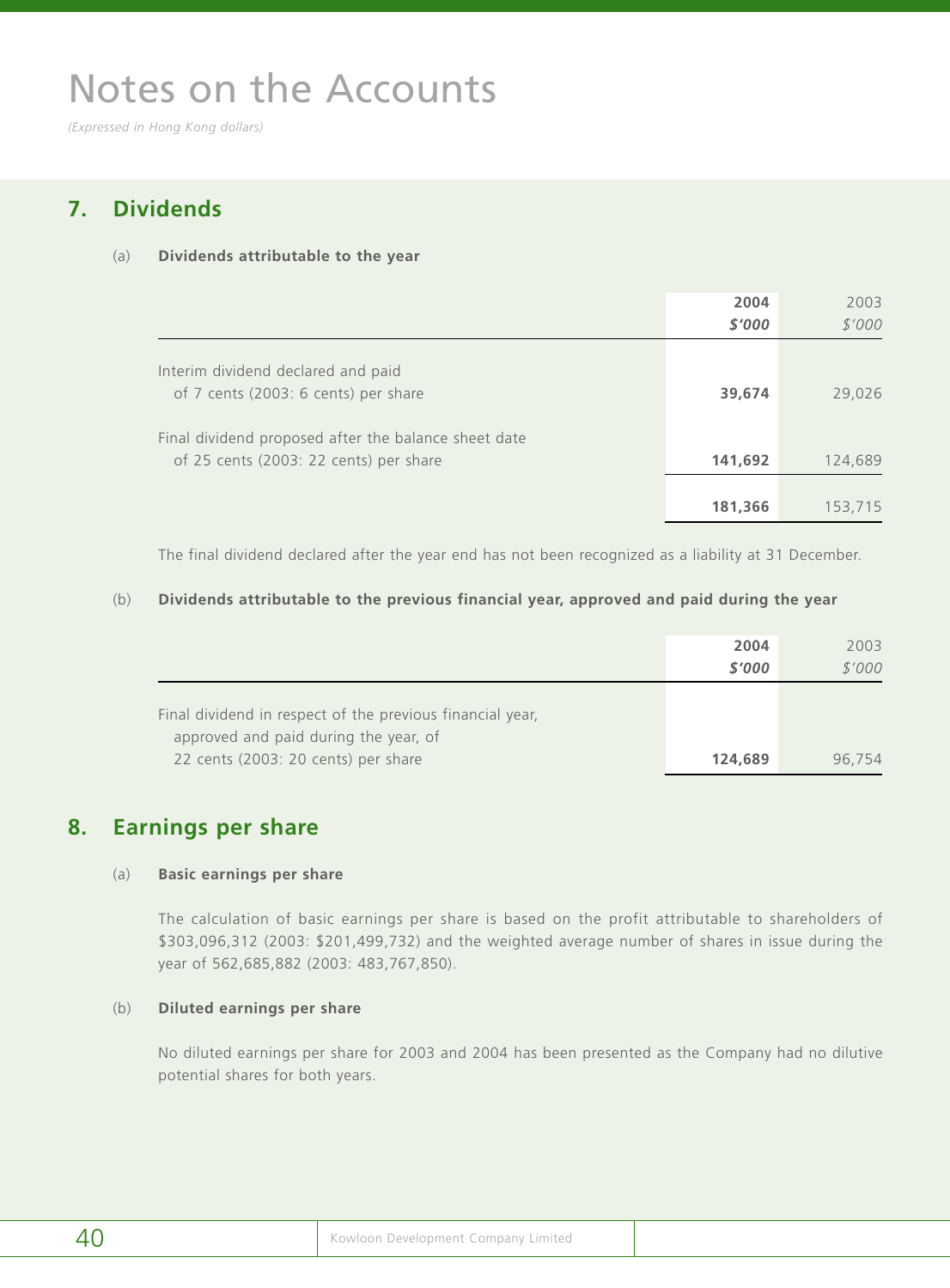# Notes on the Accounts

*(Expressed in Hong Kong dollars)*

## 7. Dividends

### (a) Dividends attributable to the year

| | 2004<br>$'000 | 2003<br>$'000 |
|---|---|---|
| Interim dividend declared and paid of 7 cents (2003: 6 cents) per share | **39,674** | 29,026 |
| Final dividend proposed after the balance sheet date of 25 cents (2003: 22 cents) per share | **141,692** | 124,689 |
| | **181,366** | 153,715 |

The final dividend declared after the year end has not been recognized as a liability at 31 December.

### (b) Dividends attributable to the previous financial year, approved and paid during the year

| | 2004<br>$'000 | 2003<br>$'000 |
|---|---|---|
| Final dividend in respect of the previous financial year, approved and paid during the year, of 22 cents (2003: 20 cents) per share | **124,689** | 96,754 |

## 8. Earnings per share

### (a) Basic earnings per share

The calculation of basic earnings per share is based on the profit attributable to shareholders of $303,096,312 (2003: $201,499,732) and the weighted average number of shares in issue during the year of 562,685,882 (2003: 483,767,850).

### (b) Diluted earnings per share

No diluted earnings per share for 2003 and 2004 has been presented as the Company had no dilutive potential shares for both years.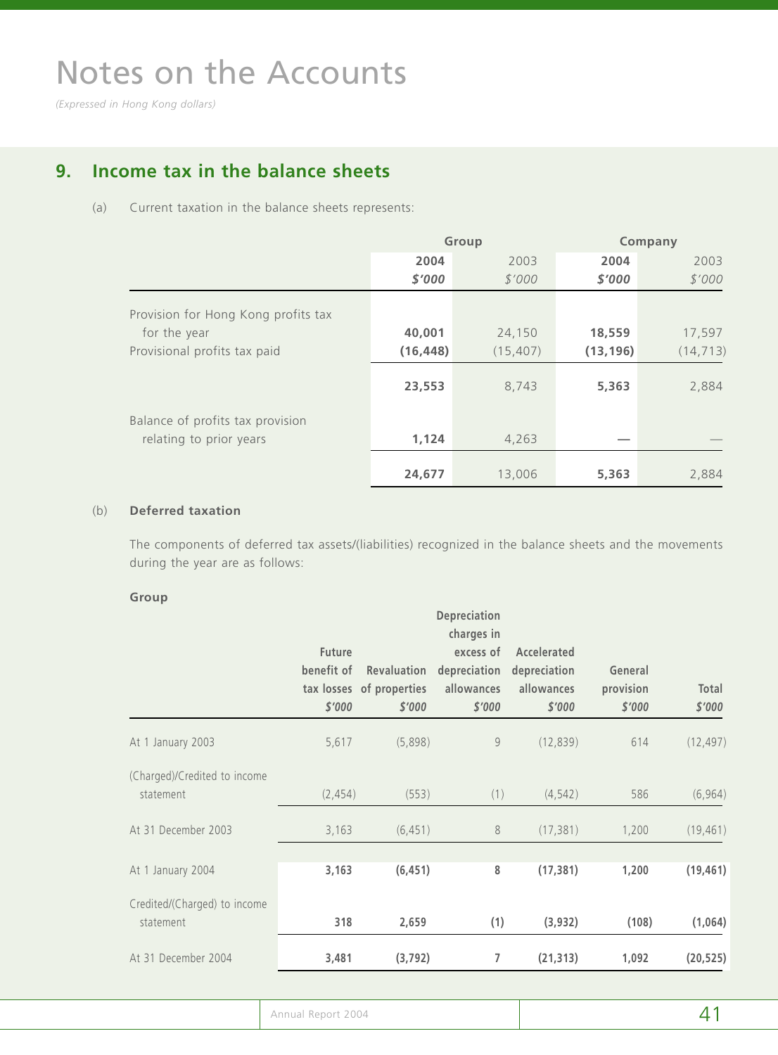# Notes on the Accounts

*(Expressed in Hong Kong dollars)*

## 9. Income tax in the balance sheets

(a) Current taxation in the balance sheets represents:

| | Group | | Company | |
|---|---|---|---|---|
| | **2004** | 2003 | **2004** | 2003 |
| | ***$'000*** | *$'000* | ***$'000*** | *$'000* |
| Provision for Hong Kong profits tax for the year | **40,001** | 24,150 | **18,559** | 17,597 |
| Provisional profits tax paid | **(16,448)** | (15,407) | **(13,196)** | (14,713) |
| | **23,553** | 8,743 | **5,363** | 2,884 |
| Balance of profits tax provision relating to prior years | **1,124** | 4,263 | **—** | — |
| | **24,677** | 13,006 | **5,363** | 2,884 |

(b) **Deferred taxation**

The components of deferred tax assets/(liabilities) recognized in the balance sheets and the movements during the year are as follows:

**Group**

| | Future benefit of tax losses | Revaluation of properties | Depreciation charges in excess of depreciation allowances | Accelerated depreciation allowances | General provision | Total |
|---|---|---|---|---|---|---|
| | *$'000* | *$'000* | *$'000* | *$'000* | *$'000* | *$'000* |
| At 1 January 2003 | 5,617 | (5,898) | 9 | (12,839) | 614 | (12,497) |
| (Charged)/Credited to income statement | (2,454) | (553) | (1) | (4,542) | 586 | (6,964) |
| At 31 December 2003 | 3,163 | (6,451) | 8 | (17,381) | 1,200 | (19,461) |
| At 1 January 2004 | **3,163** | **(6,451)** | **8** | **(17,381)** | **1,200** | **(19,461)** |
| Credited/(Charged) to income statement | **318** | **2,659** | **(1)** | **(3,932)** | **(108)** | **(1,064)** |
| At 31 December 2004 | **3,481** | **(3,792)** | **7** | **(21,313)** | **1,092** | **(20,525)** |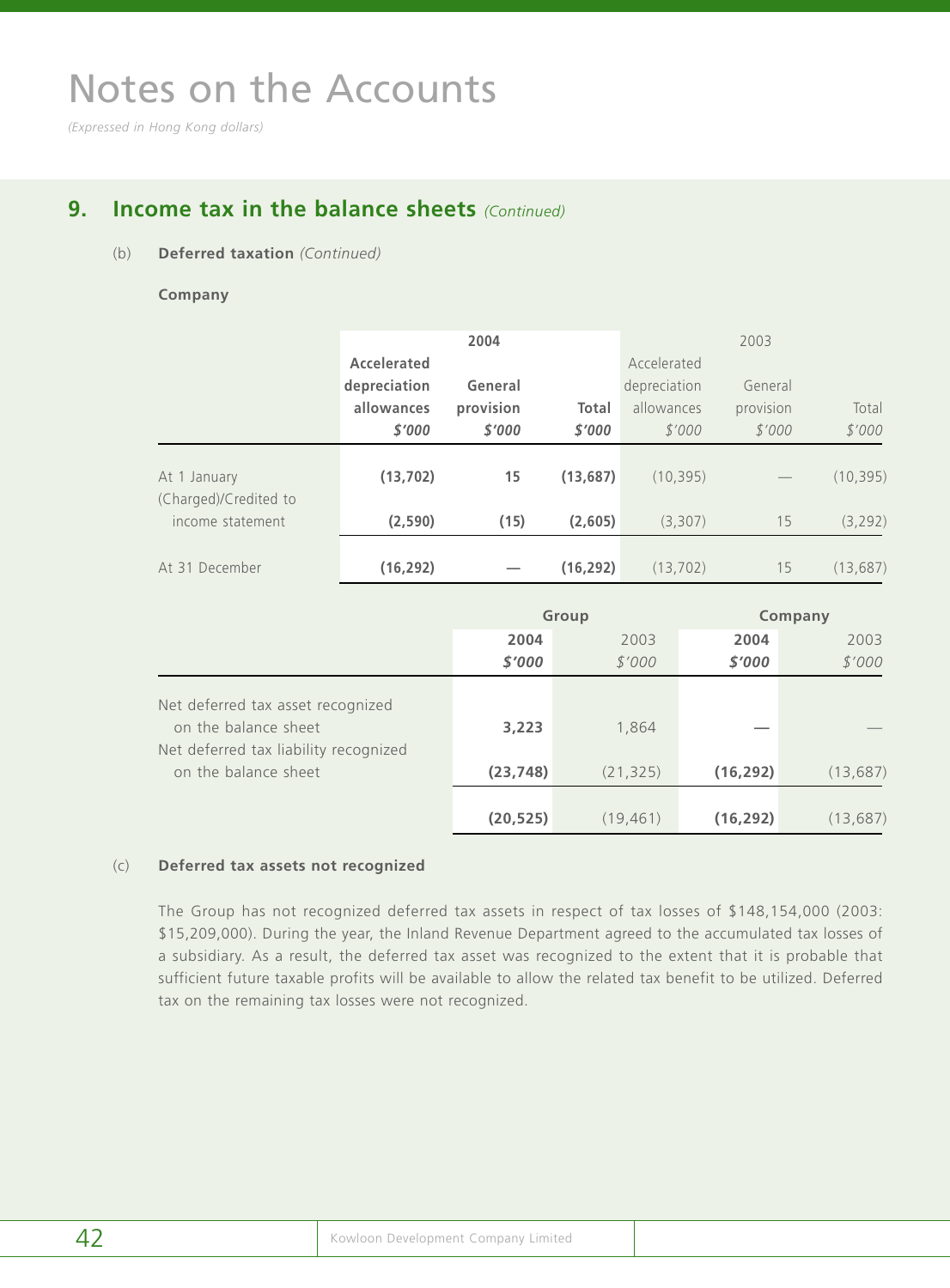# Notes on the Accounts

*(Expressed in Hong Kong dollars)*

## 9. Income tax in the balance sheets *(Continued)*

(b) **Deferred taxation** *(Continued)*

**Company**

| | 2004 | | | 2003 | | |
|---|---|---|---|---|---|---|
| | **Accelerated depreciation allowances** | **General provision** | **Total** | Accelerated depreciation allowances | General provision | Total |
| | **$'000** | **$'000** | **$'000** | $'000 | $'000 | $'000 |
| At 1 January | **(13,702)** | **15** | **(13,687)** | (10,395) | — | (10,395) |
| (Charged)/Credited to income statement | **(2,590)** | **(15)** | **(2,605)** | (3,307) | 15 | (3,292) |
| At 31 December | **(16,292)** | **—** | **(16,292)** | (13,702) | 15 | (13,687) |

| | Group | | Company | |
|---|---|---|---|---|
| | **2004** | 2003 | **2004** | 2003 |
| | **$'000** | $'000 | **$'000** | $'000 |
| Net deferred tax asset recognized on the balance sheet | **3,223** | 1,864 | **—** | — |
| Net deferred tax liability recognized on the balance sheet | **(23,748)** | (21,325) | **(16,292)** | (13,687) |
| | **(20,525)** | (19,461) | **(16,292)** | (13,687) |

(c) **Deferred tax assets not recognized**

The Group has not recognized deferred tax assets in respect of tax losses of $148,154,000 (2003: $15,209,000). During the year, the Inland Revenue Department agreed to the accumulated tax losses of a subsidiary. As a result, the deferred tax asset was recognized to the extent that it is probable that sufficient future taxable profits will be available to allow the related tax benefit to be utilized. Deferred tax on the remaining tax losses were not recognized.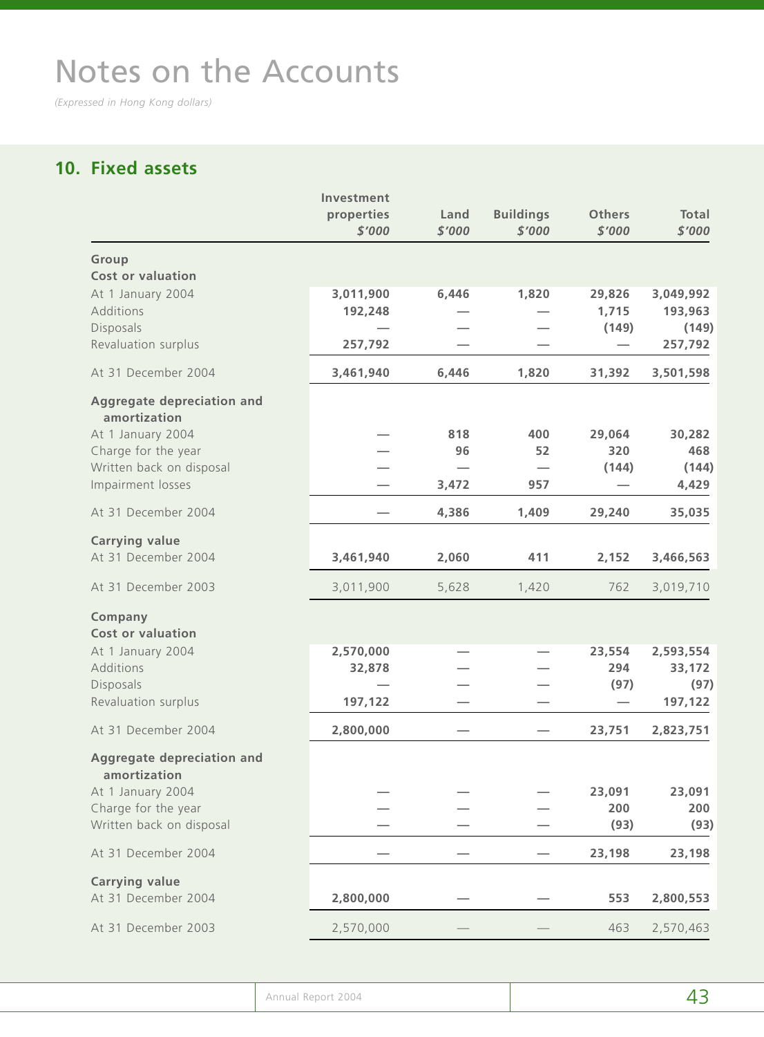# Notes on the Accounts

*(Expressed in Hong Kong dollars)*

## 10. Fixed assets

| | Investment properties $'000 | Land $'000 | Buildings $'000 | Others $'000 | Total $'000 |
|---|---|---|---|---|---|
| **Group** | | | | | |
| **Cost or valuation** | | | | | |
| At 1 January 2004 | 3,011,900 | 6,446 | 1,820 | 29,826 | 3,049,992 |
| Additions | 192,248 | — | — | 1,715 | 193,963 |
| Disposals | — | — | — | (149) | (149) |
| Revaluation surplus | 257,792 | — | — | — | 257,792 |
| At 31 December 2004 | 3,461,940 | 6,446 | 1,820 | 31,392 | 3,501,598 |
| **Aggregate depreciation and amortization** | | | | | |
| At 1 January 2004 | — | 818 | 400 | 29,064 | 30,282 |
| Charge for the year | — | 96 | 52 | 320 | 468 |
| Written back on disposal | — | — | — | (144) | (144) |
| Impairment losses | — | 3,472 | 957 | — | 4,429 |
| At 31 December 2004 | — | 4,386 | 1,409 | 29,240 | 35,035 |
| **Carrying value** | | | | | |
| At 31 December 2004 | 3,461,940 | 2,060 | 411 | 2,152 | 3,466,563 |
| At 31 December 2003 | 3,011,900 | 5,628 | 1,420 | 762 | 3,019,710 |
| **Company** | | | | | |
| **Cost or valuation** | | | | | |
| At 1 January 2004 | 2,570,000 | — | — | 23,554 | 2,593,554 |
| Additions | 32,878 | — | — | 294 | 33,172 |
| Disposals | — | — | — | (97) | (97) |
| Revaluation surplus | 197,122 | — | — | — | 197,122 |
| At 31 December 2004 | 2,800,000 | — | — | 23,751 | 2,823,751 |
| **Aggregate depreciation and amortization** | | | | | |
| At 1 January 2004 | — | — | — | 23,091 | 23,091 |
| Charge for the year | — | — | — | 200 | 200 |
| Written back on disposal | — | — | — | (93) | (93) |
| At 31 December 2004 | — | — | — | 23,198 | 23,198 |
| **Carrying value** | | | | | |
| At 31 December 2004 | 2,800,000 | — | — | 553 | 2,800,553 |
| At 31 December 2003 | 2,570,000 | — | — | 463 | 2,570,463 |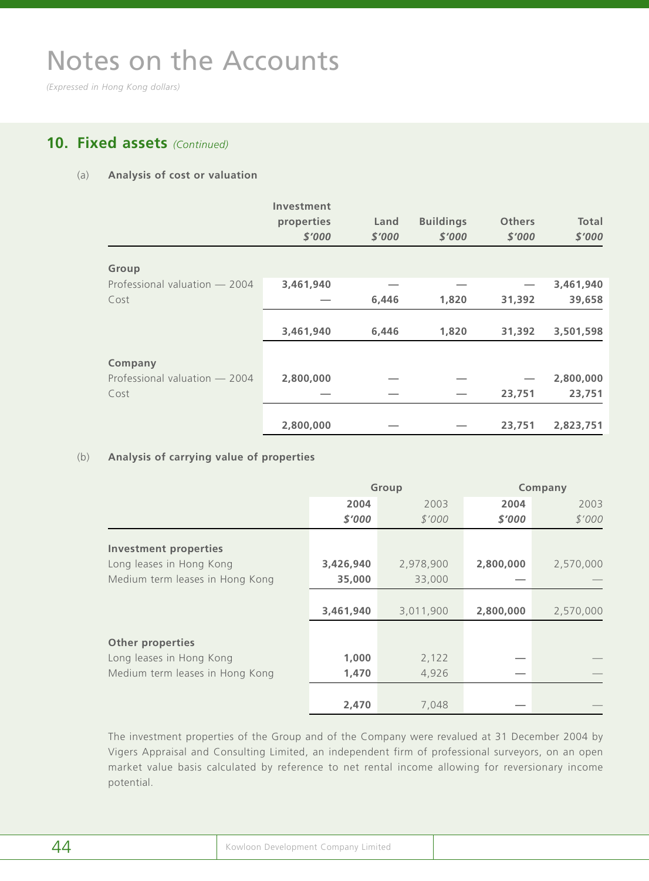# Notes on the Accounts

*(Expressed in Hong Kong dollars)*

## 10. Fixed assets *(Continued)*

(a) **Analysis of cost or valuation**

| | Investment properties *$'000* | Land *$'000* | Buildings *$'000* | Others *$'000* | Total *$'000* |
|---|---|---|---|---|---|
| **Group** | | | | | |
| Professional valuation — 2004 | **3,461,940** | — | — | — | **3,461,940** |
| Cost | — | **6,446** | **1,820** | **31,392** | **39,658** |
| | **3,461,940** | **6,446** | **1,820** | **31,392** | **3,501,598** |
| **Company** | | | | | |
| Professional valuation — 2004 | **2,800,000** | — | — | — | **2,800,000** |
| Cost | — | — | — | **23,751** | **23,751** |
| | **2,800,000** | — | — | **23,751** | **2,823,751** |

(b) **Analysis of carrying value of properties**

| | Group | | Company | |
|---|---|---|---|---|
| | **2004** *$'000* | 2003 *$'000* | **2004** *$'000* | 2003 *$'000* |
| **Investment properties** | | | | |
| Long leases in Hong Kong | **3,426,940** | 2,978,900 | **2,800,000** | 2,570,000 |
| Medium term leases in Hong Kong | **35,000** | 33,000 | — | — |
| | **3,461,940** | 3,011,900 | **2,800,000** | 2,570,000 |
| **Other properties** | | | | |
| Long leases in Hong Kong | **1,000** | 2,122 | — | — |
| Medium term leases in Hong Kong | **1,470** | 4,926 | — | — |
| | **2,470** | 7,048 | — | — |

The investment properties of the Group and of the Company were revalued at 31 December 2004 by Vigers Appraisal and Consulting Limited, an independent firm of professional surveyors, on an open market value basis calculated by reference to net rental income allowing for reversionary income potential.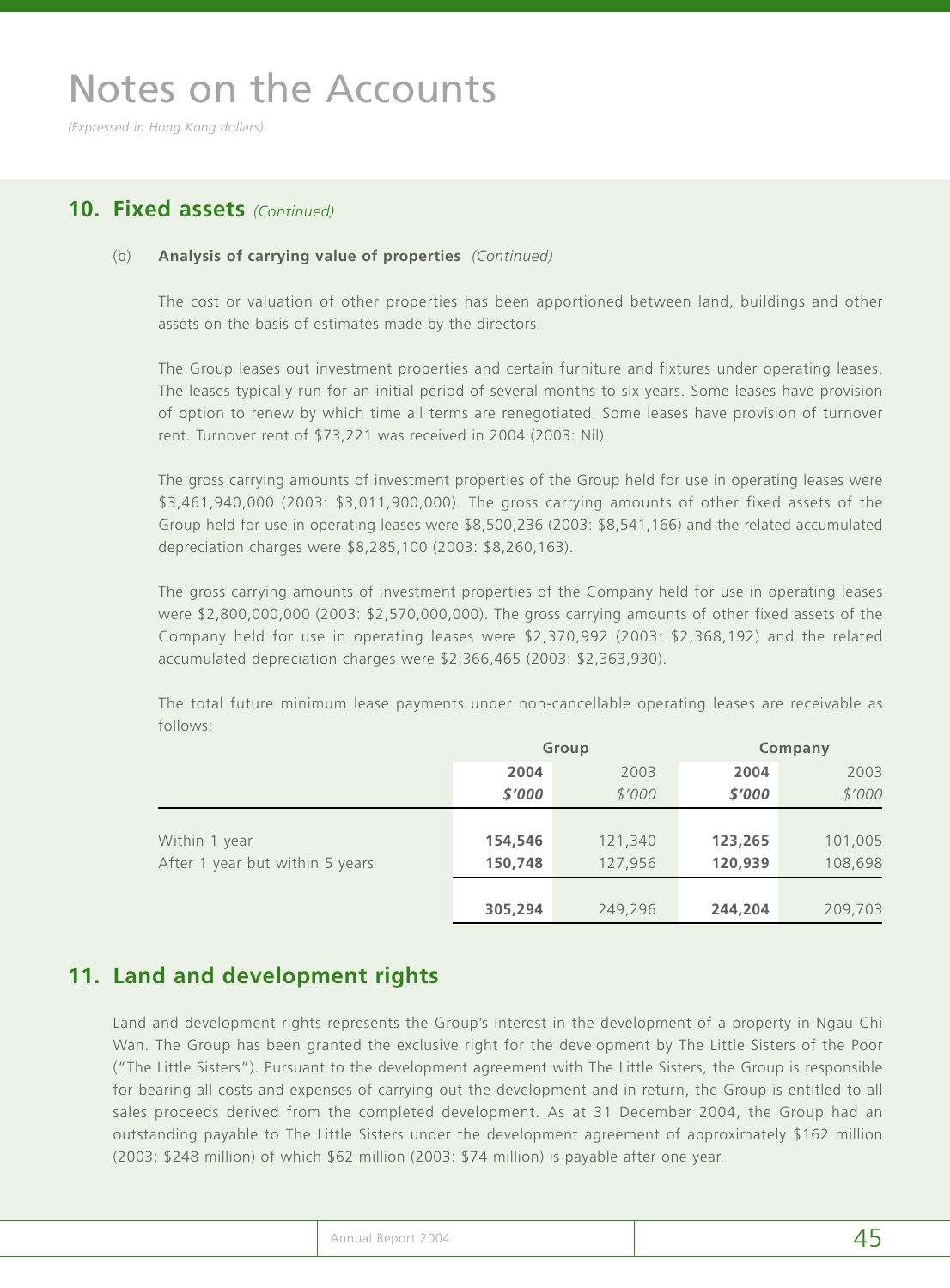# Notes on the Accounts

*(Expressed in Hong Kong dollars)*

## 10. Fixed assets *(Continued)*

(b) **Analysis of carrying value of properties** *(Continued)*

The cost or valuation of other properties has been apportioned between land, buildings and other assets on the basis of estimates made by the directors.

The Group leases out investment properties and certain furniture and fixtures under operating leases. The leases typically run for an initial period of several months to six years. Some leases have provision of option to renew by which time all terms are renegotiated. Some leases have provision of turnover rent. Turnover rent of $73,221 was received in 2004 (2003: Nil).

The gross carrying amounts of investment properties of the Group held for use in operating leases were $3,461,940,000 (2003: $3,011,900,000). The gross carrying amounts of other fixed assets of the Group held for use in operating leases were $8,500,236 (2003: $8,541,166) and the related accumulated depreciation charges were $8,285,100 (2003: $8,260,163).

The gross carrying amounts of investment properties of the Company held for use in operating leases were $2,800,000,000 (2003: $2,570,000,000). The gross carrying amounts of other fixed assets of the Company held for use in operating leases were $2,370,992 (2003: $2,368,192) and the related accumulated depreciation charges were $2,366,465 (2003: $2,363,930).

The total future minimum lease payments under non-cancellable operating leases are receivable as follows:

| | Group | | Company | |
|---|---|---|---|---|
| | **2004** | 2003 | **2004** | 2003 |
| | ***$'000*** | *$'000* | ***$'000*** | *$'000* |
| Within 1 year | **154,546** | 121,340 | **123,265** | 101,005 |
| After 1 year but within 5 years | **150,748** | 127,956 | **120,939** | 108,698 |
| | **305,294** | 249,296 | **244,204** | 209,703 |

## 11. Land and development rights

Land and development rights represents the Group's interest in the development of a property in Ngau Chi Wan. The Group has been granted the exclusive right for the development by The Little Sisters of the Poor ("The Little Sisters"). Pursuant to the development agreement with The Little Sisters, the Group is responsible for bearing all costs and expenses of carrying out the development and in return, the Group is entitled to all sales proceeds derived from the completed development. As at 31 December 2004, the Group had an outstanding payable to The Little Sisters under the development agreement of approximately $162 million (2003: $248 million) of which $62 million (2003: $74 million) is payable after one year.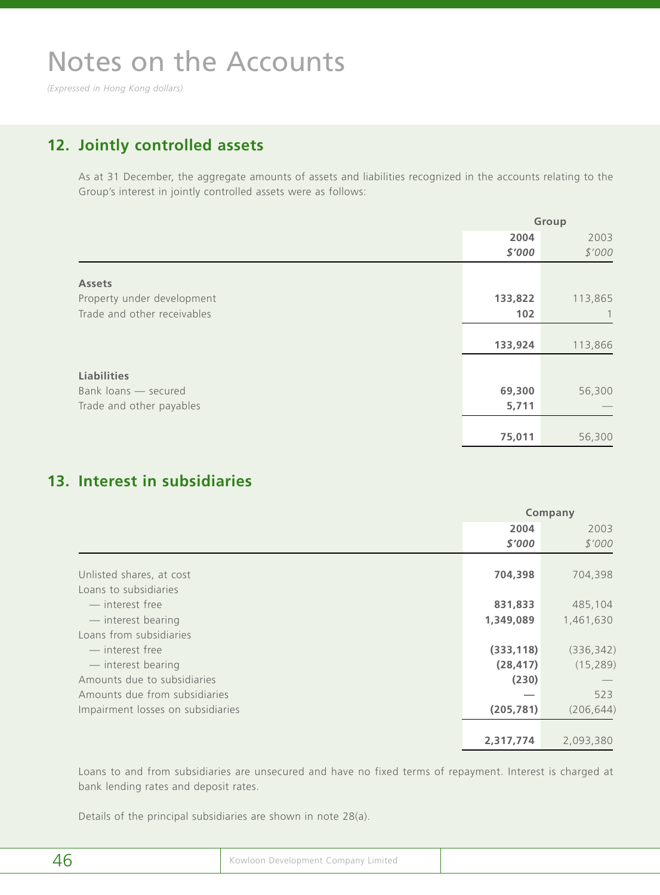# Notes on the Accounts

*(Expressed in Hong Kong dollars)*

## 12. Jointly controlled assets

As at 31 December, the aggregate amounts of assets and liabilities recognized in the accounts relating to the Group's interest in jointly controlled assets were as follows:

| | Group | |
|---|---|---|
| | **2004** | 2003 |
| | ***$'000*** | *$'000* |
| **Assets** | | |
| Property under development | **133,822** | 113,865 |
| Trade and other receivables | **102** | 1 |
| | **133,924** | 113,866 |
| **Liabilities** | | |
| Bank loans — secured | **69,300** | 56,300 |
| Trade and other payables | **5,711** | — |
| | **75,011** | 56,300 |

## 13. Interest in subsidiaries

| | Company | |
|---|---|---|
| | **2004** | 2003 |
| | ***$'000*** | *$'000* |
| Unlisted shares, at cost | **704,398** | 704,398 |
| Loans to subsidiaries | | |
| — interest free | **831,833** | 485,104 |
| — interest bearing | **1,349,089** | 1,461,630 |
| Loans from subsidiaries | | |
| — interest free | **(333,118)** | (336,342) |
| — interest bearing | **(28,417)** | (15,289) |
| Amounts due to subsidiaries | **(230)** | — |
| Amounts due from subsidiaries | **—** | 523 |
| Impairment losses on subsidiaries | **(205,781)** | (206,644) |
| | **2,317,774** | 2,093,380 |

Loans to and from subsidiaries are unsecured and have no fixed terms of repayment. Interest is charged at bank lending rates and deposit rates.

Details of the principal subsidiaries are shown in note 28(a).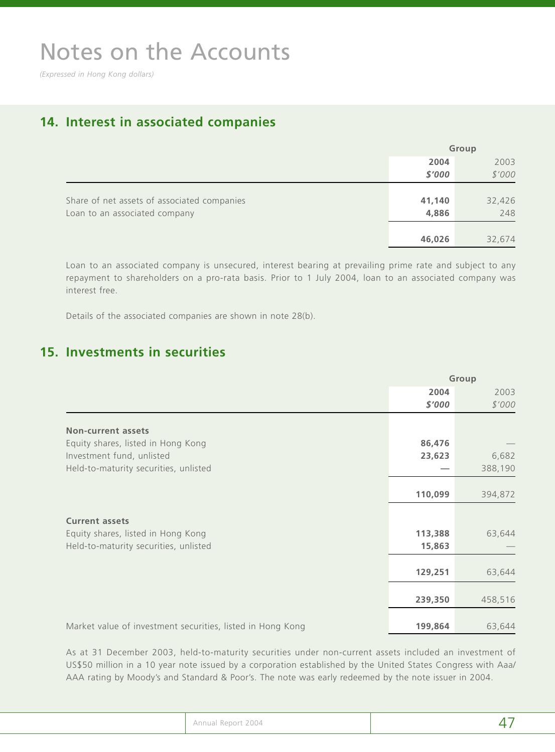# Notes on the Accounts

*(Expressed in Hong Kong dollars)*

## 14. Interest in associated companies

| | Group | |
|---|---|---|
| | **2004** | 2003 |
| | ***$'000*** | *$'000* |
| Share of net assets of associated companies | **41,140** | 32,426 |
| Loan to an associated company | **4,886** | 248 |
| | **46,026** | 32,674 |

Loan to an associated company is unsecured, interest bearing at prevailing prime rate and subject to any repayment to shareholders on a pro-rata basis. Prior to 1 July 2004, loan to an associated company was interest free.

Details of the associated companies are shown in note 28(b).

## 15. Investments in securities

| | Group | |
|---|---|---|
| | **2004** | 2003 |
| | ***$'000*** | *$'000* |
| **Non-current assets** | | |
| Equity shares, listed in Hong Kong | **86,476** | — |
| Investment fund, unlisted | **23,623** | 6,682 |
| Held-to-maturity securities, unlisted | **—** | 388,190 |
| | **110,099** | 394,872 |
| **Current assets** | | |
| Equity shares, listed in Hong Kong | **113,388** | 63,644 |
| Held-to-maturity securities, unlisted | **15,863** | — |
| | **129,251** | 63,644 |
| | **239,350** | 458,516 |
| Market value of investment securities, listed in Hong Kong | **199,864** | 63,644 |

As at 31 December 2003, held-to-maturity securities under non-current assets included an investment of US$50 million in a 10 year note issued by a corporation established by the United States Congress with Aaa/AAA rating by Moody's and Standard & Poor's. The note was early redeemed by the note issuer in 2004.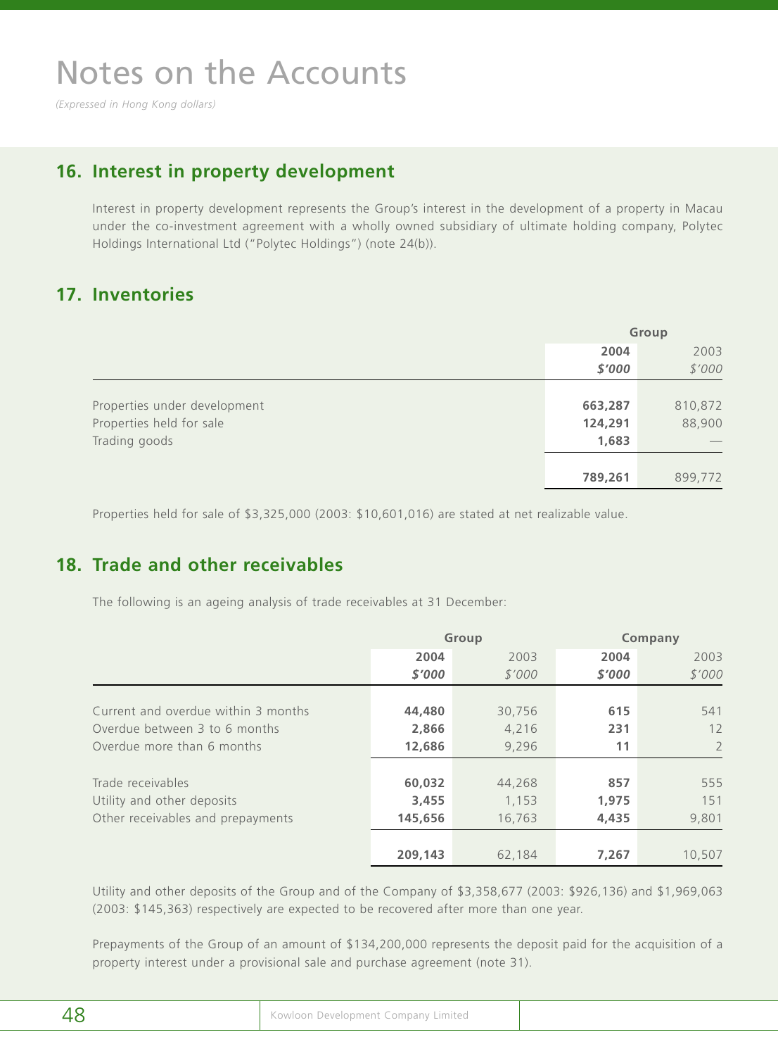# Notes on the Accounts

*(Expressed in Hong Kong dollars)*

## 16. Interest in property development

Interest in property development represents the Group's interest in the development of a property in Macau under the co-investment agreement with a wholly owned subsidiary of ultimate holding company, Polytec Holdings International Ltd ("Polytec Holdings") (note 24(b)).

## 17. Inventories

| | Group | |
|---|---|---|
| | **2004** | 2003 |
| | ***$'000*** | *$'000* |
| Properties under development | **663,287** | 810,872 |
| Properties held for sale | **124,291** | 88,900 |
| Trading goods | **1,683** | — |
| | **789,261** | 899,772 |

Properties held for sale of $3,325,000 (2003: $10,601,016) are stated at net realizable value.

## 18. Trade and other receivables

The following is an ageing analysis of trade receivables at 31 December:

| | Group | | Company | |
|---|---|---|---|---|
| | **2004** | 2003 | **2004** | 2003 |
| | ***$'000*** | *$'000* | ***$'000*** | *$'000* |
| Current and overdue within 3 months | **44,480** | 30,756 | **615** | 541 |
| Overdue between 3 to 6 months | **2,866** | 4,216 | **231** | 12 |
| Overdue more than 6 months | **12,686** | 9,296 | **11** | 2 |
| Trade receivables | **60,032** | 44,268 | **857** | 555 |
| Utility and other deposits | **3,455** | 1,153 | **1,975** | 151 |
| Other receivables and prepayments | **145,656** | 16,763 | **4,435** | 9,801 |
| | **209,143** | 62,184 | **7,267** | 10,507 |

Utility and other deposits of the Group and of the Company of $3,358,677 (2003: $926,136) and $1,969,063 (2003: $145,363) respectively are expected to be recovered after more than one year.

Prepayments of the Group of an amount of $134,200,000 represents the deposit paid for the acquisition of a property interest under a provisional sale and purchase agreement (note 31).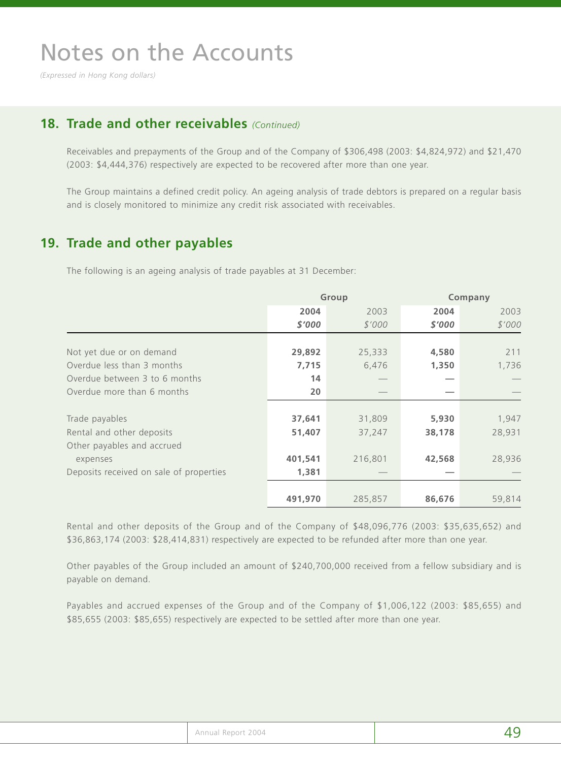# Notes on the Accounts

*(Expressed in Hong Kong dollars)*

## 18. Trade and other receivables *(Continued)*

Receivables and prepayments of the Group and of the Company of $306,498 (2003: $4,824,972) and $21,470 (2003: $4,444,376) respectively are expected to be recovered after more than one year.

The Group maintains a defined credit policy. An ageing analysis of trade debtors is prepared on a regular basis and is closely monitored to minimize any credit risk associated with receivables.

## 19. Trade and other payables

The following is an ageing analysis of trade payables at 31 December:

| | Group | | Company | |
|---|---|---|---|---|
| | **2004** | 2003 | **2004** | 2003 |
| | ***$'000*** | *$'000* | ***$'000*** | *$'000* |
| Not yet due or on demand | **29,892** | 25,333 | **4,580** | 211 |
| Overdue less than 3 months | **7,715** | 6,476 | **1,350** | 1,736 |
| Overdue between 3 to 6 months | **14** | — | **—** | — |
| Overdue more than 6 months | **20** | — | **—** | — |
| Trade payables | **37,641** | 31,809 | **5,930** | 1,947 |
| Rental and other deposits | **51,407** | 37,247 | **38,178** | 28,931 |
| Other payables and accrued expenses | **401,541** | 216,801 | **42,568** | 28,936 |
| Deposits received on sale of properties | **1,381** | — | **—** | — |
| | **491,970** | 285,857 | **86,676** | 59,814 |

Rental and other deposits of the Group and of the Company of $48,096,776 (2003: $35,635,652) and $36,863,174 (2003: $28,414,831) respectively are expected to be refunded after more than one year.

Other payables of the Group included an amount of $240,700,000 received from a fellow subsidiary and is payable on demand.

Payables and accrued expenses of the Group and of the Company of $1,006,122 (2003: $85,655) and $85,655 (2003: $85,655) respectively are expected to be settled after more than one year.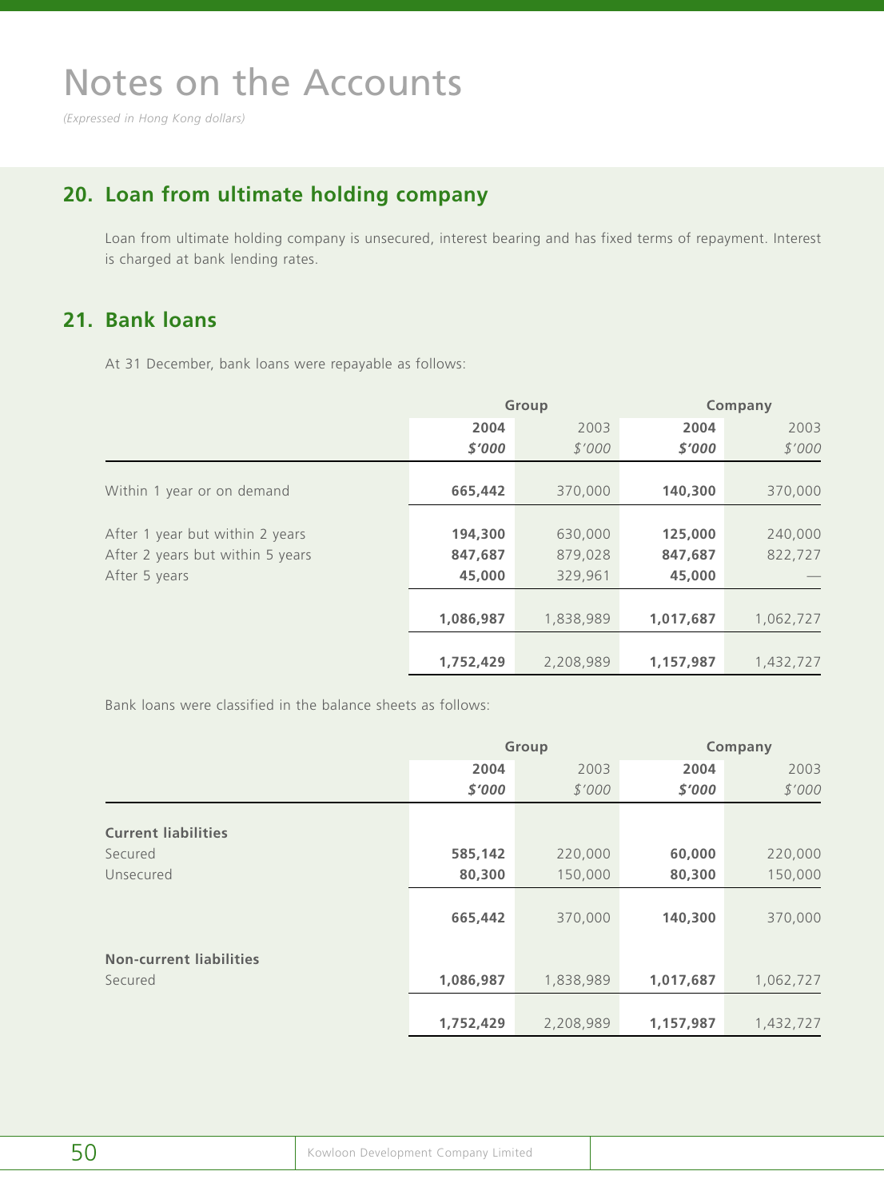# Notes on the Accounts

*(Expressed in Hong Kong dollars)*

## 20. Loan from ultimate holding company

Loan from ultimate holding company is unsecured, interest bearing and has fixed terms of repayment. Interest is charged at bank lending rates.

## 21. Bank loans

At 31 December, bank loans were repayable as follows:

| | Group | | Company | |
|---|---|---|---|---|
| | **2004** | 2003 | **2004** | 2003 |
| | ***$'000*** | *$'000* | ***$'000*** | *$'000* |
| Within 1 year or on demand | **665,442** | 370,000 | **140,300** | 370,000 |
| After 1 year but within 2 years | **194,300** | 630,000 | **125,000** | 240,000 |
| After 2 years but within 5 years | **847,687** | 879,028 | **847,687** | 822,727 |
| After 5 years | **45,000** | 329,961 | **45,000** | — |
| | **1,086,987** | 1,838,989 | **1,017,687** | 1,062,727 |
| | **1,752,429** | 2,208,989 | **1,157,987** | 1,432,727 |

Bank loans were classified in the balance sheets as follows:

| | Group | | Company | |
|---|---|---|---|---|
| | **2004** | 2003 | **2004** | 2003 |
| | ***$'000*** | *$'000* | ***$'000*** | *$'000* |
| **Current liabilities** | | | | |
| Secured | **585,142** | 220,000 | **60,000** | 220,000 |
| Unsecured | **80,300** | 150,000 | **80,300** | 150,000 |
| | **665,442** | 370,000 | **140,300** | 370,000 |
| **Non-current liabilities** | | | | |
| Secured | **1,086,987** | 1,838,989 | **1,017,687** | 1,062,727 |
| | **1,752,429** | 2,208,989 | **1,157,987** | 1,432,727 |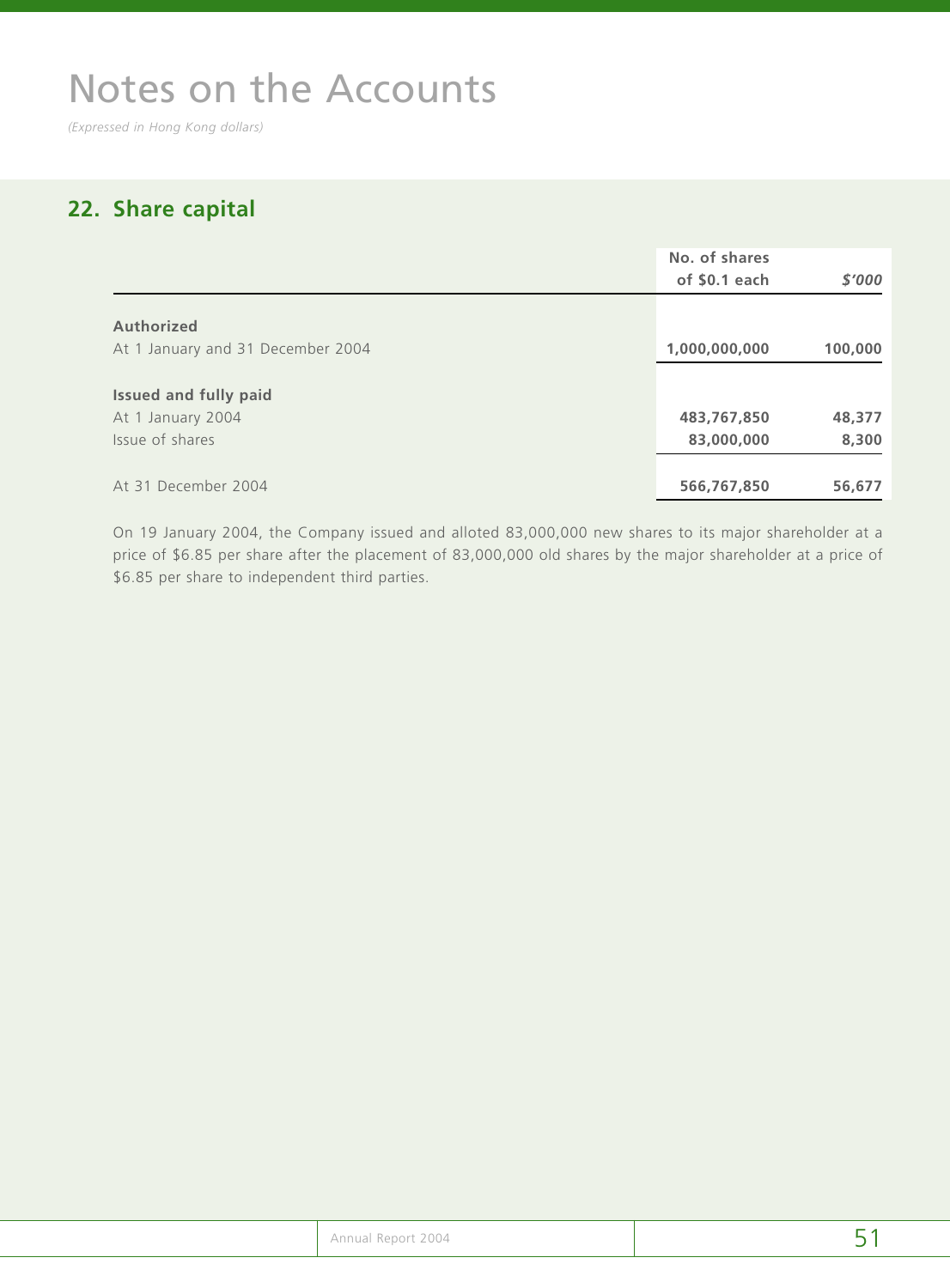# Notes on the Accounts

*(Expressed in Hong Kong dollars)*

## 22. Share capital

| | No. of shares of $0.1 each | *$'000* |
|---|---|---|
| **Authorized** | | |
| At 1 January and 31 December 2004 | **1,000,000,000** | **100,000** |
| **Issued and fully paid** | | |
| At 1 January 2004 | **483,767,850** | **48,377** |
| Issue of shares | **83,000,000** | **8,300** |
| At 31 December 2004 | **566,767,850** | **56,677** |

On 19 January 2004, the Company issued and alloted 83,000,000 new shares to its major shareholder at a price of $6.85 per share after the placement of 83,000,000 old shares by the major shareholder at a price of $6.85 per share to independent third parties.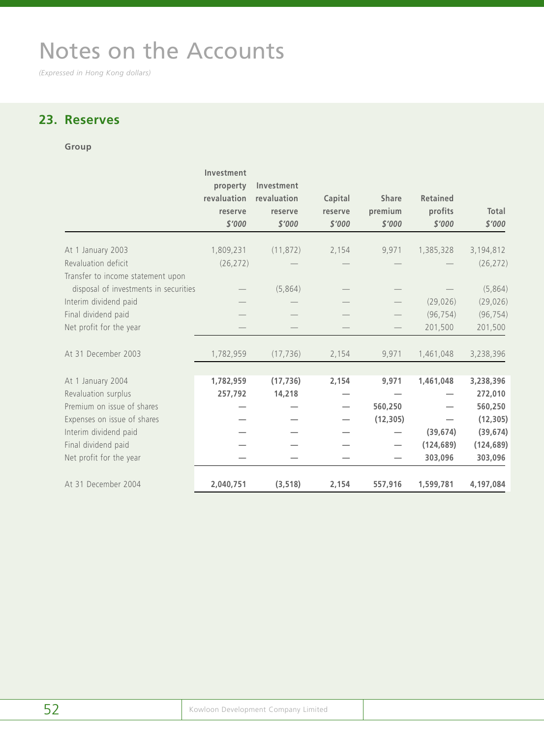# Notes on the Accounts

*(Expressed in Hong Kong dollars)*

## 23. Reserves

**Group**

| | Investment property revaluation reserve<br>*$'000* | Investment revaluation reserve<br>*$'000* | Capital reserve<br>*$'000* | Share premium<br>*$'000* | Retained profits<br>*$'000* | Total<br>*$'000* |
|---|---|---|---|---|---|---|
| At 1 January 2003 | 1,809,231 | (11,872) | 2,154 | 9,971 | 1,385,328 | 3,194,812 |
| Revaluation deficit | (26,272) | — | — | — | — | (26,272) |
| Transfer to income statement upon disposal of investments in securities | — | (5,864) | — | — | — | (5,864) |
| Interim dividend paid | — | — | — | — | (29,026) | (29,026) |
| Final dividend paid | — | — | — | — | (96,754) | (96,754) |
| Net profit for the year | — | — | — | — | 201,500 | 201,500 |
| At 31 December 2003 | 1,782,959 | (17,736) | 2,154 | 9,971 | 1,461,048 | 3,238,396 |
| **At 1 January 2004** | **1,782,959** | **(17,736)** | **2,154** | **9,971** | **1,461,048** | **3,238,396** |
| Revaluation surplus | **257,792** | **14,218** | — | — | — | **272,010** |
| Premium on issue of shares | — | — | — | **560,250** | — | **560,250** |
| Expenses on issue of shares | — | — | — | **(12,305)** | — | **(12,305)** |
| Interim dividend paid | — | — | — | — | **(39,674)** | **(39,674)** |
| Final dividend paid | — | — | — | — | **(124,689)** | **(124,689)** |
| Net profit for the year | — | — | — | — | **303,096** | **303,096** |
| **At 31 December 2004** | **2,040,751** | **(3,518)** | **2,154** | **557,916** | **1,599,781** | **4,197,084** |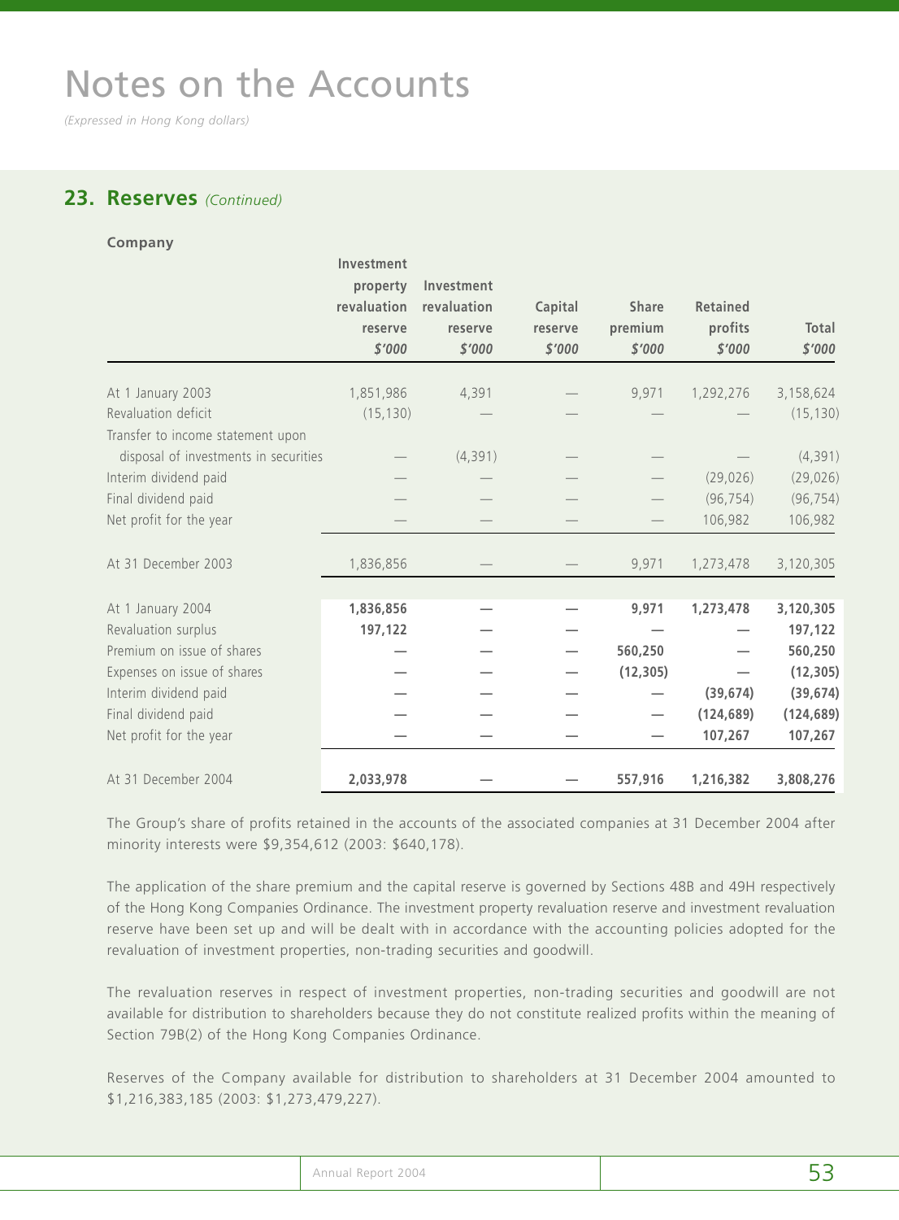# Notes on the Accounts

*(Expressed in Hong Kong dollars)*

## 23. Reserves *(Continued)*

**Company**

| | Investment property revaluation reserve $'000 | Investment revaluation reserve $'000 | Capital reserve $'000 | Share premium $'000 | Retained profits $'000 | Total $'000 |
|---|---|---|---|---|---|---|
| At 1 January 2003 | 1,851,986 | 4,391 | — | 9,971 | 1,292,276 | 3,158,624 |
| Revaluation deficit | (15,130) | — | — | — | — | (15,130) |
| Transfer to income statement upon disposal of investments in securities | — | (4,391) | — | — | — | (4,391) |
| Interim dividend paid | — | — | — | — | (29,026) | (29,026) |
| Final dividend paid | — | — | — | — | (96,754) | (96,754) |
| Net profit for the year | — | — | — | — | 106,982 | 106,982 |
| At 31 December 2003 | 1,836,856 | — | — | 9,971 | 1,273,478 | 3,120,305 |
| At 1 January 2004 | **1,836,856** | **—** | **—** | **9,971** | **1,273,478** | **3,120,305** |
| Revaluation surplus | **197,122** | **—** | **—** | **—** | **—** | **197,122** |
| Premium on issue of shares | **—** | **—** | **—** | **560,250** | **—** | **560,250** |
| Expenses on issue of shares | **—** | **—** | **—** | **(12,305)** | **—** | **(12,305)** |
| Interim dividend paid | **—** | **—** | **—** | **—** | **(39,674)** | **(39,674)** |
| Final dividend paid | **—** | **—** | **—** | **—** | **(124,689)** | **(124,689)** |
| Net profit for the year | **—** | **—** | **—** | **—** | **107,267** | **107,267** |
| At 31 December 2004 | **2,033,978** | **—** | **—** | **557,916** | **1,216,382** | **3,808,276** |

The Group's share of profits retained in the accounts of the associated companies at 31 December 2004 after minority interests were $9,354,612 (2003: $640,178).

The application of the share premium and the capital reserve is governed by Sections 48B and 49H respectively of the Hong Kong Companies Ordinance. The investment property revaluation reserve and investment revaluation reserve have been set up and will be dealt with in accordance with the accounting policies adopted for the revaluation of investment properties, non-trading securities and goodwill.

The revaluation reserves in respect of investment properties, non-trading securities and goodwill are not available for distribution to shareholders because they do not constitute realized profits within the meaning of Section 79B(2) of the Hong Kong Companies Ordinance.

Reserves of the Company available for distribution to shareholders at 31 December 2004 amounted to $1,216,383,185 (2003: $1,273,479,227).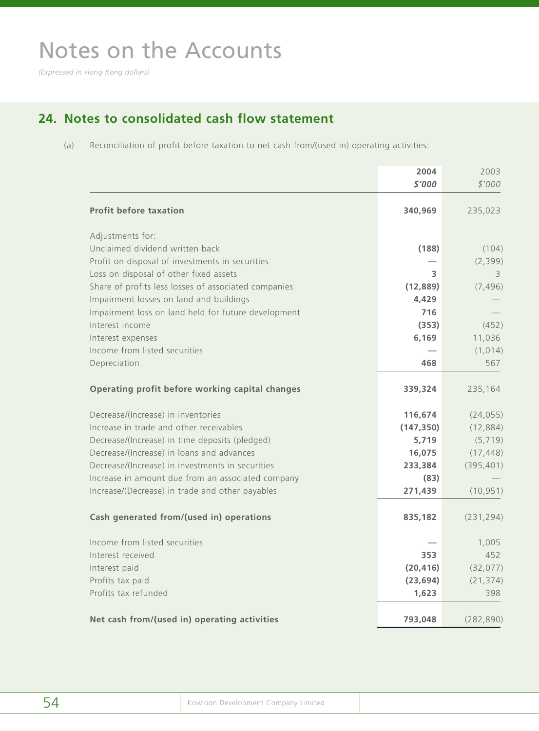# Notes on the Accounts

*(Expressed in Hong Kong dollars)*

## 24. Notes to consolidated cash flow statement

(a) Reconciliation of profit before taxation to net cash from/(used in) operating activities:

| | 2004<br>$'000 | 2003<br>$'000 |
|---|---|---|
| **Profit before taxation** | **340,969** | 235,023 |
| Adjustments for: | | |
| Unclaimed dividend written back | **(188)** | (104) |
| Profit on disposal of investments in securities | **—** | (2,399) |
| Loss on disposal of other fixed assets | **3** | 3 |
| Share of profits less losses of associated companies | **(12,889)** | (7,496) |
| Impairment losses on land and buildings | **4,429** | — |
| Impairment loss on land held for future development | **716** | — |
| Interest income | **(353)** | (452) |
| Interest expenses | **6,169** | 11,036 |
| Income from listed securities | **—** | (1,014) |
| Depreciation | **468** | 567 |
| **Operating profit before working capital changes** | **339,324** | 235,164 |
| Decrease/(Increase) in inventories | **116,674** | (24,055) |
| Increase in trade and other receivables | **(147,350)** | (12,884) |
| Decrease/(Increase) in time deposits (pledged) | **5,719** | (5,719) |
| Decrease/(Increase) in loans and advances | **16,075** | (17,448) |
| Decrease/(Increase) in investments in securities | **233,384** | (395,401) |
| Increase in amount due from an associated company | **(83)** | — |
| Increase/(Decrease) in trade and other payables | **271,439** | (10,951) |
| **Cash generated from/(used in) operations** | **835,182** | (231,294) |
| Income from listed securities | **—** | 1,005 |
| Interest received | **353** | 452 |
| Interest paid | **(20,416)** | (32,077) |
| Profits tax paid | **(23,694)** | (21,374) |
| Profits tax refunded | **1,623** | 398 |
| **Net cash from/(used in) operating activities** | **793,048** | (282,890) |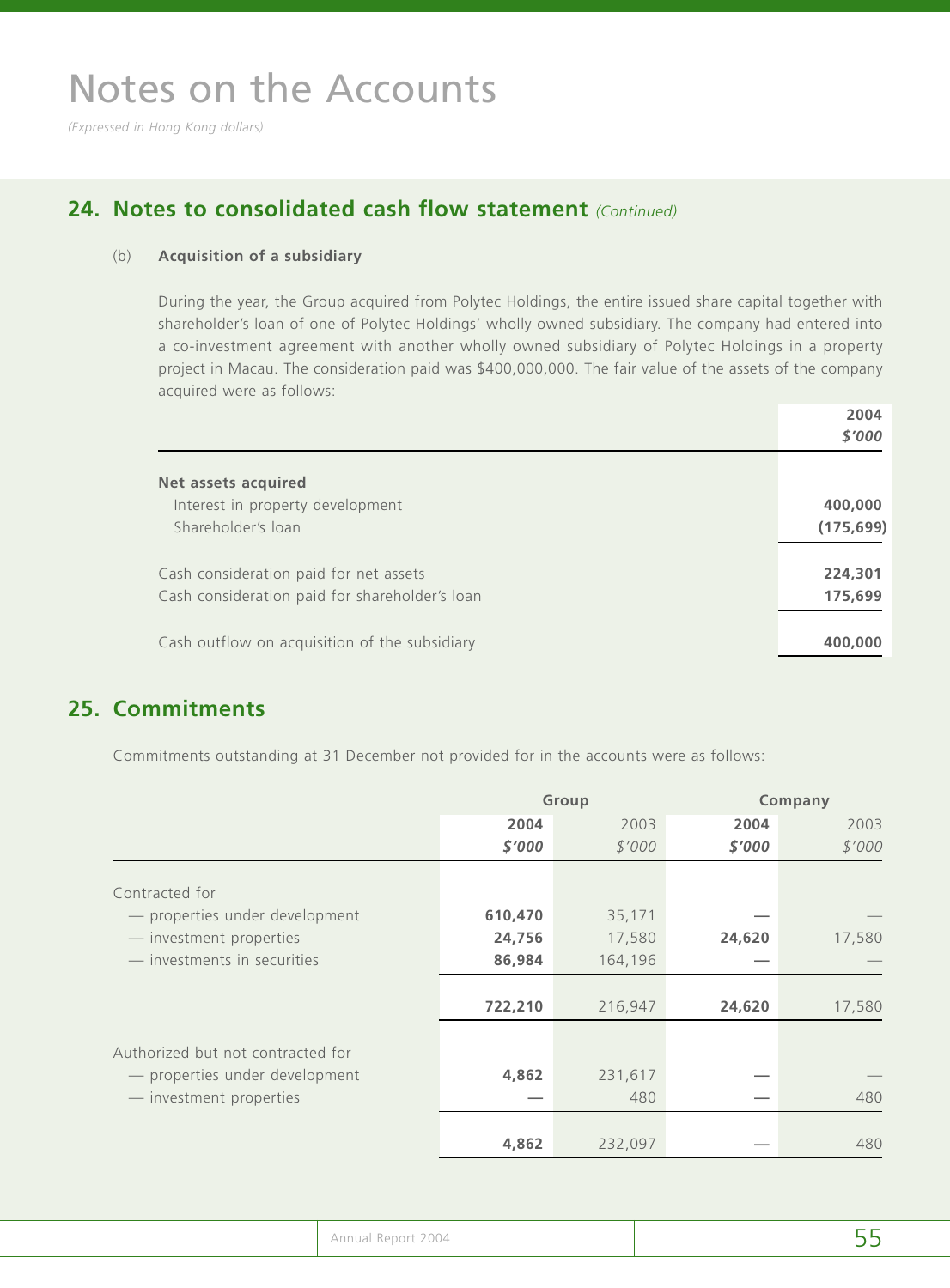# Notes on the Accounts

*(Expressed in Hong Kong dollars)*

## 24. Notes to consolidated cash flow statement *(Continued)*

### (b) Acquisition of a subsidiary

During the year, the Group acquired from Polytec Holdings, the entire issued share capital together with shareholder's loan of one of Polytec Holdings' wholly owned subsidiary. The company had entered into a co-investment agreement with another wholly owned subsidiary of Polytec Holdings in a property project in Macau. The consideration paid was $400,000,000. The fair value of the assets of the company acquired were as follows:

| | **2004** |
|---|---|
| | ***$'000*** |
| **Net assets acquired** | |
| Interest in property development | **400,000** |
| Shareholder's loan | **(175,699)** |
| Cash consideration paid for net assets | **224,301** |
| Cash consideration paid for shareholder's loan | **175,699** |
| Cash outflow on acquisition of the subsidiary | **400,000** |

## 25. Commitments

Commitments outstanding at 31 December not provided for in the accounts were as follows:

| | **Group** | | **Company** | |
|---|---|---|---|---|
| | **2004** | 2003 | **2004** | 2003 |
| | ***$'000*** | *$'000* | ***$'000*** | *$'000* |
| Contracted for | | | | |
| — properties under development | **610,470** | 35,171 | **—** | — |
| — investment properties | **24,756** | 17,580 | **24,620** | 17,580 |
| — investments in securities | **86,984** | 164,196 | **—** | — |
| | **722,210** | 216,947 | **24,620** | 17,580 |
| Authorized but not contracted for | | | | |
| — properties under development | **4,862** | 231,617 | **—** | — |
| — investment properties | **—** | 480 | **—** | 480 |
| | **4,862** | 232,097 | **—** | 480 |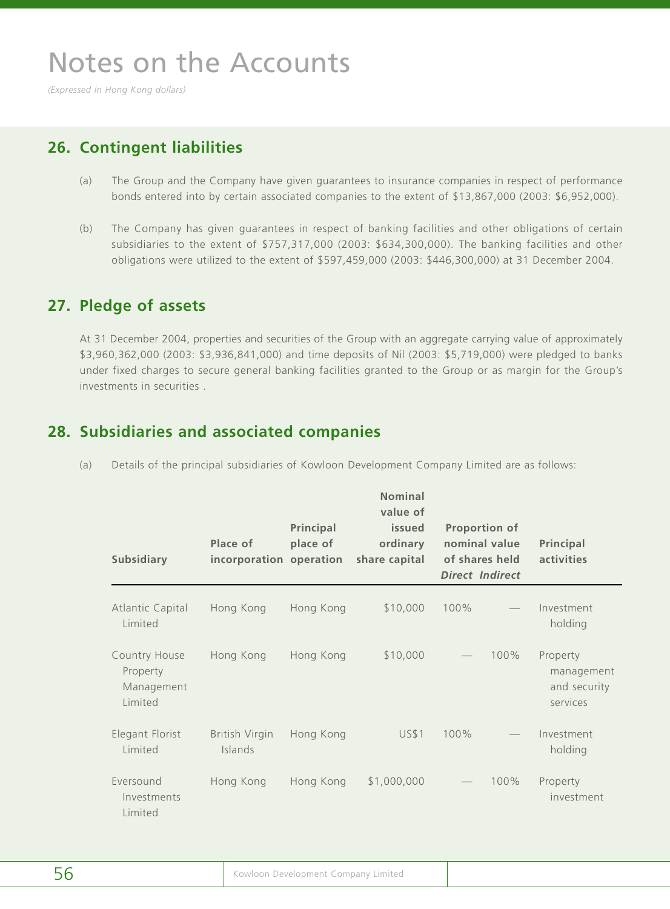# Notes on the Accounts

*(Expressed in Hong Kong dollars)*

## 26. Contingent liabilities

(a) The Group and the Company have given guarantees to insurance companies in respect of performance bonds entered into by certain associated companies to the extent of $13,867,000 (2003: $6,952,000).

(b) The Company has given guarantees in respect of banking facilities and other obligations of certain subsidiaries to the extent of $757,317,000 (2003: $634,300,000). The banking facilities and other obligations were utilized to the extent of $597,459,000 (2003: $446,300,000) at 31 December 2004.

## 27. Pledge of assets

At 31 December 2004, properties and securities of the Group with an aggregate carrying value of approximately $3,960,362,000 (2003: $3,936,841,000) and time deposits of Nil (2003: $5,719,000) were pledged to banks under fixed charges to secure general banking facilities granted to the Group or as margin for the Group's investments in securities .

## 28. Subsidiaries and associated companies

(a) Details of the principal subsidiaries of Kowloon Development Company Limited are as follows:

| Subsidiary | Place of incorporation | Principal place of operation | Nominal value of issued ordinary share capital | Proportion of nominal value of shares held | | Principal activities |
|---|---|---|---|---|---|---|
| | | | | *Direct* | *Indirect* | |
| Atlantic Capital Limited | Hong Kong | Hong Kong | $10,000 | 100% | — | Investment holding |
| Country House Property Management Limited | Hong Kong | Hong Kong | $10,000 | — | 100% | Property management and security services |
| Elegant Florist Limited | British Virgin Islands | Hong Kong | US$1 | 100% | — | Investment holding |
| Eversound Investments Limited | Hong Kong | Hong Kong | $1,000,000 | — | 100% | Property investment |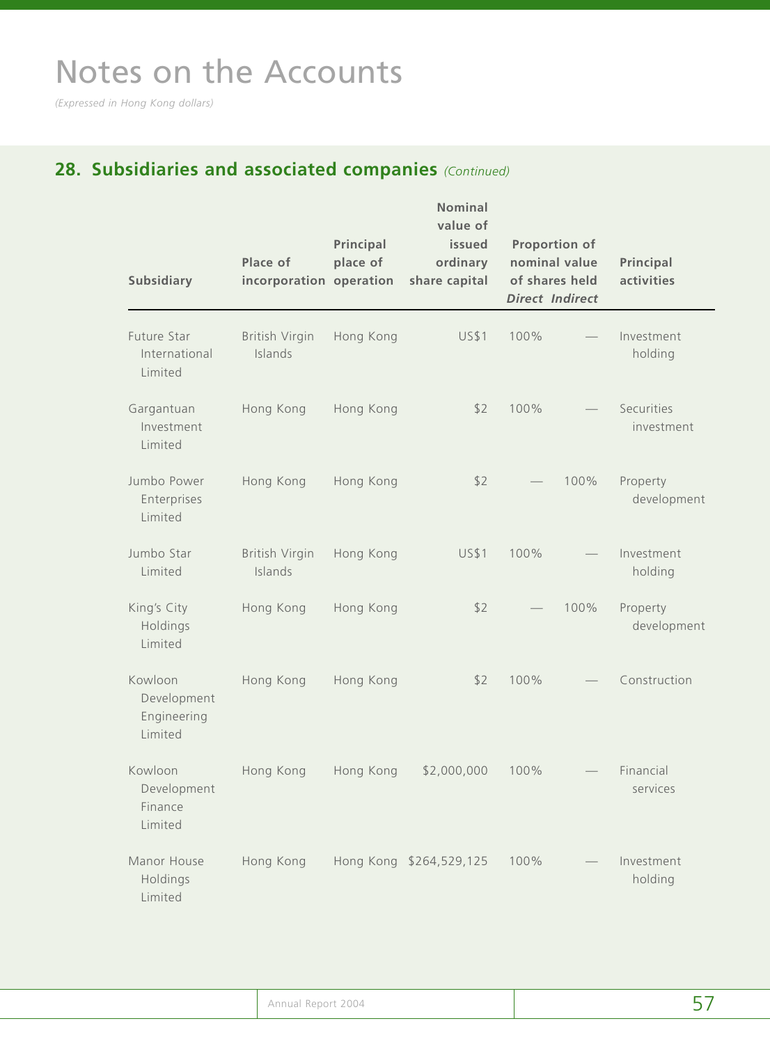# Notes on the Accounts

*(Expressed in Hong Kong dollars)*

## 28. Subsidiaries and associated companies *(Continued)*

| Subsidiary | Place of incorporation | Principal place of operation | Nominal value of issued ordinary share capital | Proportion of nominal value of shares held | | Principal activities |
|---|---|---|---|---|---|---|
| | | | | ***Direct*** | ***Indirect*** | |
| Future Star International Limited | British Virgin Islands | Hong Kong | US$1 | 100% | — | Investment holding |
| Gargantuan Investment Limited | Hong Kong | Hong Kong | $2 | 100% | — | Securities investment |
| Jumbo Power Enterprises Limited | Hong Kong | Hong Kong | $2 | — | 100% | Property development |
| Jumbo Star Limited | British Virgin Islands | Hong Kong | US$1 | 100% | — | Investment holding |
| King's City Holdings Limited | Hong Kong | Hong Kong | $2 | — | 100% | Property development |
| Kowloon Development Engineering Limited | Hong Kong | Hong Kong | $2 | 100% | — | Construction |
| Kowloon Development Finance Limited | Hong Kong | Hong Kong | $2,000,000 | 100% | — | Financial services |
| Manor House Holdings Limited | Hong Kong | Hong Kong | $264,529,125 | 100% | — | Investment holding |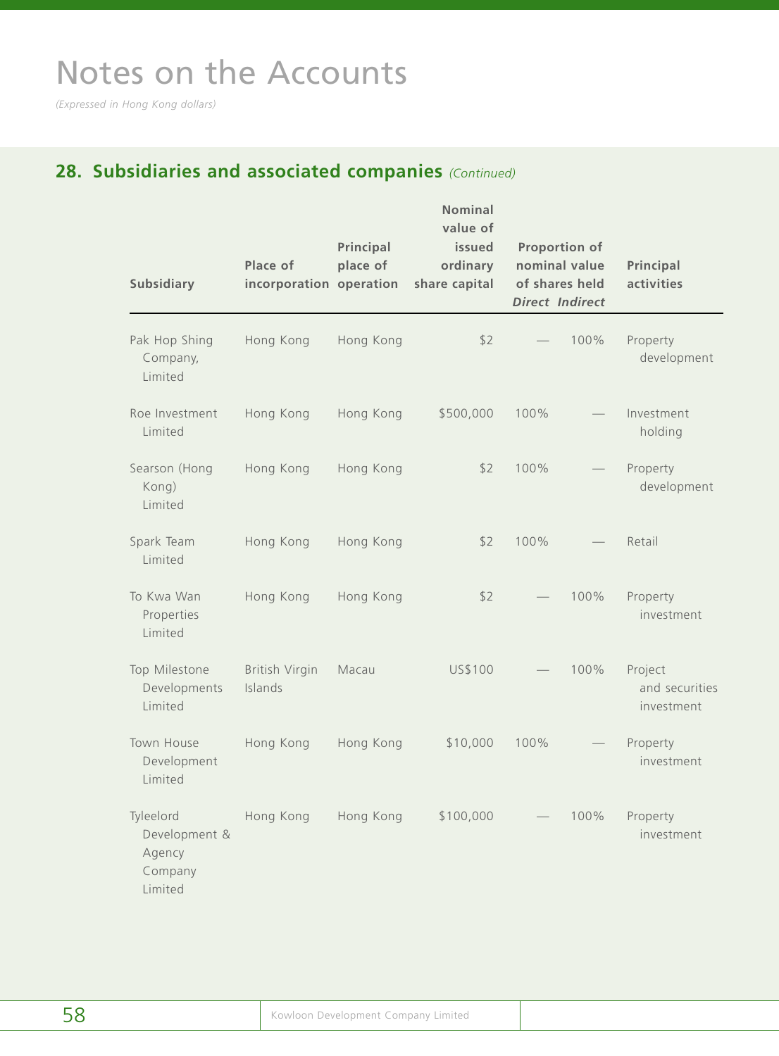# Notes on the Accounts

*(Expressed in Hong Kong dollars)*

## 28. Subsidiaries and associated companies *(Continued)*

| Subsidiary | Place of incorporation | Principal place of operation | Nominal value of issued ordinary share capital | Proportion of nominal value of shares held | | Principal activities |
|---|---|---|---|---|---|---|
| | | | | ***Direct*** | ***Indirect*** | |
| Pak Hop Shing Company, Limited | Hong Kong | Hong Kong | $2 | — | 100% | Property development |
| Roe Investment Limited | Hong Kong | Hong Kong | $500,000 | 100% | — | Investment holding |
| Searson (Hong Kong) Limited | Hong Kong | Hong Kong | $2 | 100% | — | Property development |
| Spark Team Limited | Hong Kong | Hong Kong | $2 | 100% | — | Retail |
| To Kwa Wan Properties Limited | Hong Kong | Hong Kong | $2 | — | 100% | Property investment |
| Top Milestone Developments Limited | British Virgin Islands | Macau | US$100 | — | 100% | Project and securities investment |
| Town House Development Limited | Hong Kong | Hong Kong | $10,000 | 100% | — | Property investment |
| Tyleelord Development & Agency Company Limited | Hong Kong | Hong Kong | $100,000 | — | 100% | Property investment |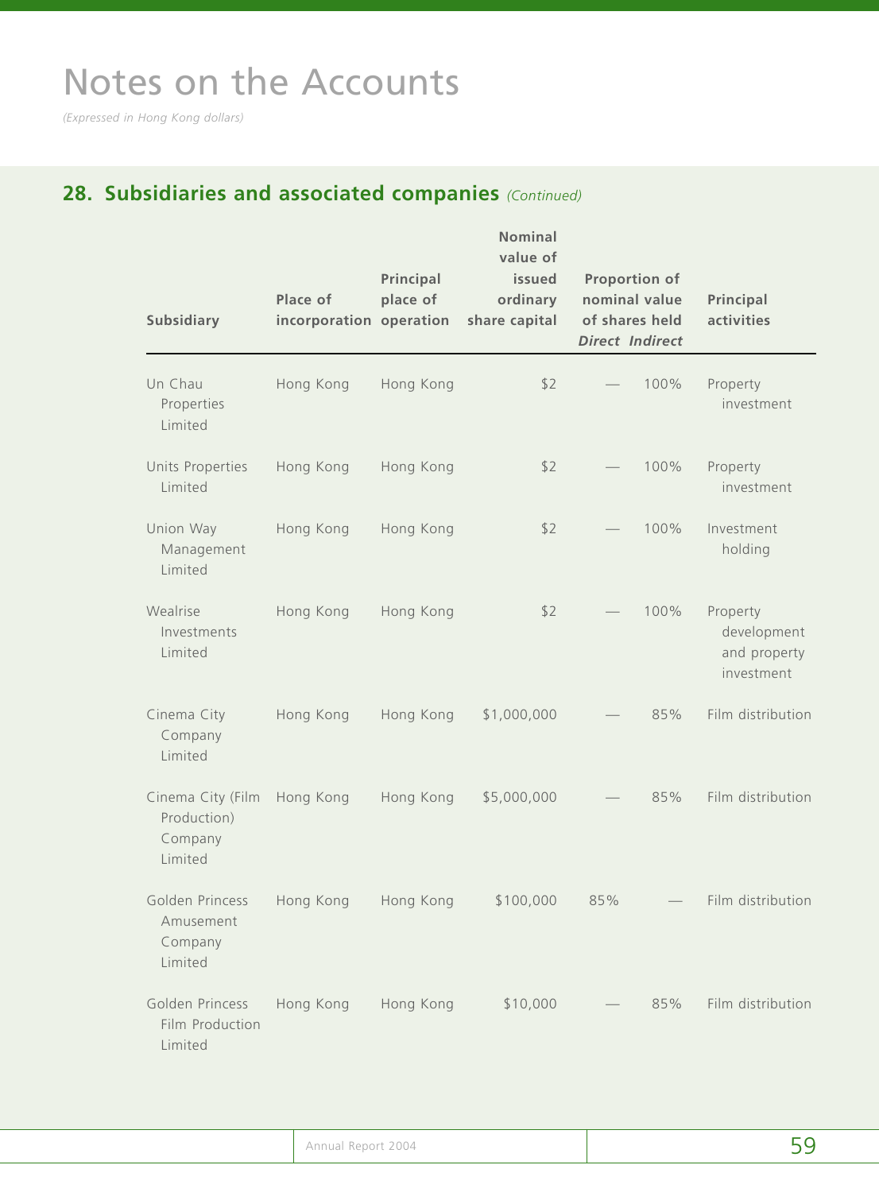# Notes on the Accounts

*(Expressed in Hong Kong dollars)*

## 28. Subsidiaries and associated companies *(Continued)*

| Subsidiary | Place of incorporation | Principal place of operation | Nominal value of issued ordinary share capital | Proportion of nominal value of shares held | | Principal activities |
|---|---|---|---|---|---|---|
| | | | | *Direct* | *Indirect* | |
| Un Chau Properties Limited | Hong Kong | Hong Kong | $2 | — | 100% | Property investment |
| Units Properties Limited | Hong Kong | Hong Kong | $2 | — | 100% | Property investment |
| Union Way Management Limited | Hong Kong | Hong Kong | $2 | — | 100% | Investment holding |
| Wealrise Investments Limited | Hong Kong | Hong Kong | $2 | — | 100% | Property development and property investment |
| Cinema City Company Limited | Hong Kong | Hong Kong | $1,000,000 | — | 85% | Film distribution |
| Cinema City (Film Production) Company Limited | Hong Kong | Hong Kong | $5,000,000 | — | 85% | Film distribution |
| Golden Princess Amusement Company Limited | Hong Kong | Hong Kong | $100,000 | 85% | — | Film distribution |
| Golden Princess Film Production Limited | Hong Kong | Hong Kong | $10,000 | — | 85% | Film distribution |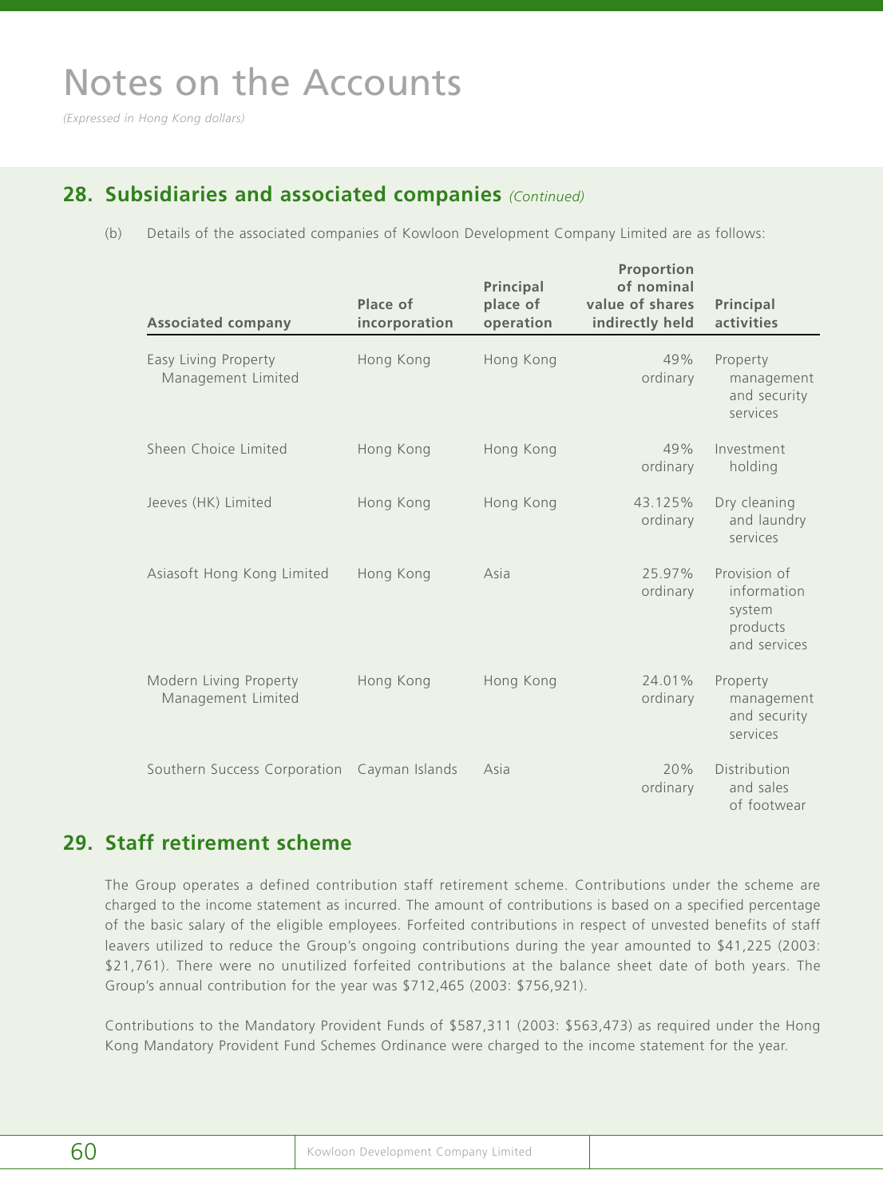# Notes on the Accounts

*(Expressed in Hong Kong dollars)*

## 28. Subsidiaries and associated companies *(Continued)*

(b) Details of the associated companies of Kowloon Development Company Limited are as follows:

| Associated company | Place of incorporation | Principal place of operation | Proportion of nominal value of shares indirectly held | Principal activities |
|---|---|---|---|---|
| Easy Living Property Management Limited | Hong Kong | Hong Kong | 49% ordinary | Property management and security services |
| Sheen Choice Limited | Hong Kong | Hong Kong | 49% ordinary | Investment holding |
| Jeeves (HK) Limited | Hong Kong | Hong Kong | 43.125% ordinary | Dry cleaning and laundry services |
| Asiasoft Hong Kong Limited | Hong Kong | Asia | 25.97% ordinary | Provision of information system products and services |
| Modern Living Property Management Limited | Hong Kong | Hong Kong | 24.01% ordinary | Property management and security services |
| Southern Success Corporation | Cayman Islands | Asia | 20% ordinary | Distribution and sales of footwear |

## 29. Staff retirement scheme

The Group operates a defined contribution staff retirement scheme. Contributions under the scheme are charged to the income statement as incurred. The amount of contributions is based on a specified percentage of the basic salary of the eligible employees. Forfeited contributions in respect of unvested benefits of staff leavers utilized to reduce the Group's ongoing contributions during the year amounted to $41,225 (2003: $21,761). There were no unutilized forfeited contributions at the balance sheet date of both years. The Group's annual contribution for the year was $712,465 (2003: $756,921).

Contributions to the Mandatory Provident Funds of $587,311 (2003: $563,473) as required under the Hong Kong Mandatory Provident Fund Schemes Ordinance were charged to the income statement for the year.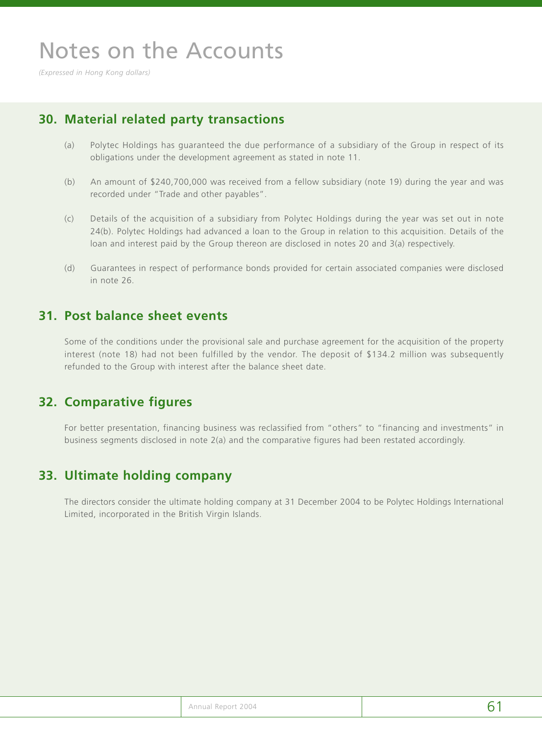# Notes on the Accounts

*(Expressed in Hong Kong dollars)*

## 30. Material related party transactions

(a) Polytec Holdings has guaranteed the due performance of a subsidiary of the Group in respect of its obligations under the development agreement as stated in note 11.

(b) An amount of $240,700,000 was received from a fellow subsidiary (note 19) during the year and was recorded under "Trade and other payables".

(c) Details of the acquisition of a subsidiary from Polytec Holdings during the year was set out in note 24(b). Polytec Holdings had advanced a loan to the Group in relation to this acquisition. Details of the loan and interest paid by the Group thereon are disclosed in notes 20 and 3(a) respectively.

(d) Guarantees in respect of performance bonds provided for certain associated companies were disclosed in note 26.

## 31. Post balance sheet events

Some of the conditions under the provisional sale and purchase agreement for the acquisition of the property interest (note 18) had not been fulfilled by the vendor. The deposit of $134.2 million was subsequently refunded to the Group with interest after the balance sheet date.

## 32. Comparative figures

For better presentation, financing business was reclassified from "others" to "financing and investments" in business segments disclosed in note 2(a) and the comparative figures had been restated accordingly.

## 33. Ultimate holding company

The directors consider the ultimate holding company at 31 December 2004 to be Polytec Holdings International Limited, incorporated in the British Virgin Islands.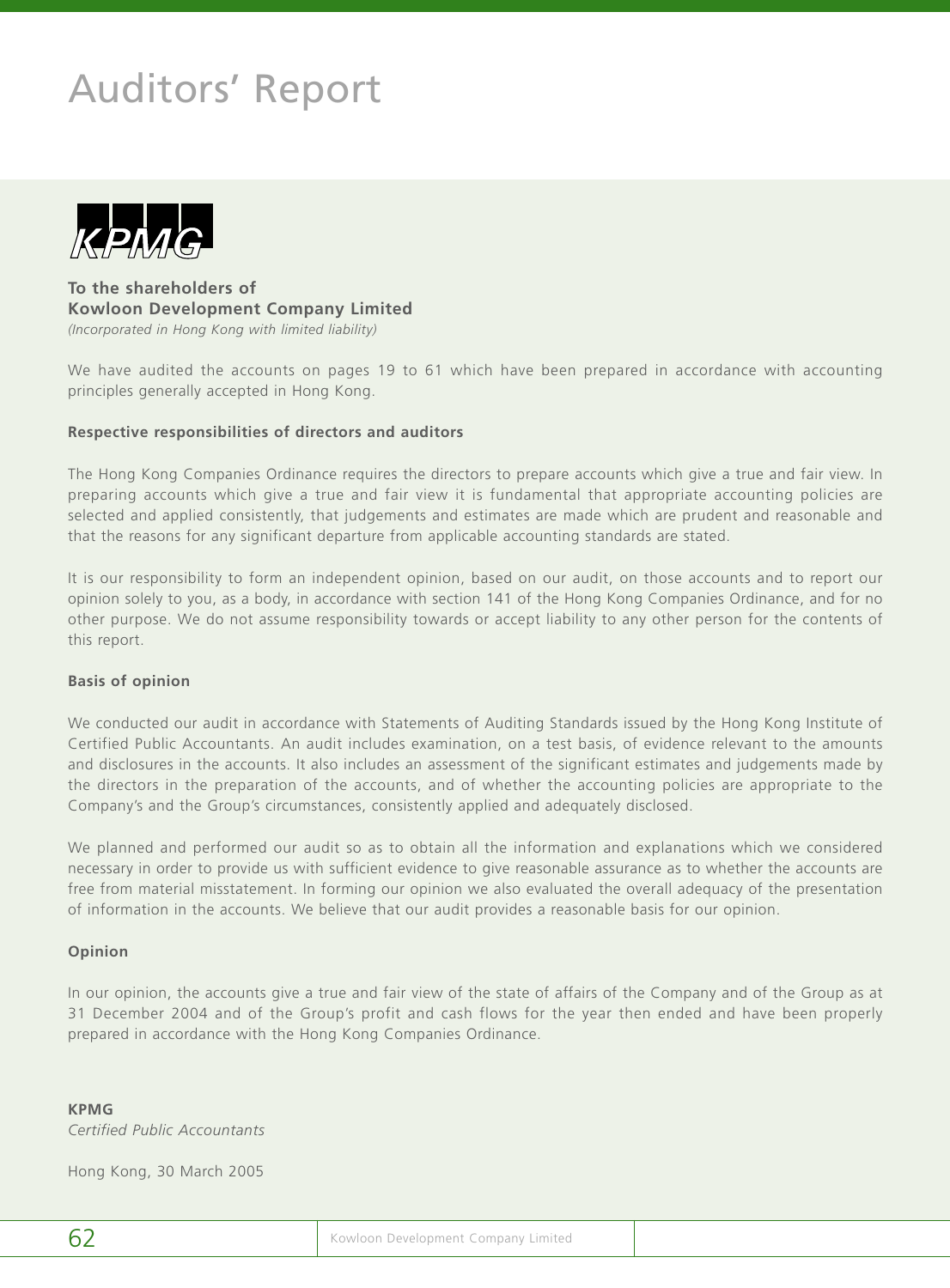# Auditors' Report

KPMG

**To the shareholders of**
**Kowloon Development Company Limited**
*(Incorporated in Hong Kong with limited liability)*

We have audited the accounts on pages 19 to 61 which have been prepared in accordance with accounting principles generally accepted in Hong Kong.

**Respective responsibilities of directors and auditors**

The Hong Kong Companies Ordinance requires the directors to prepare accounts which give a true and fair view. In preparing accounts which give a true and fair view it is fundamental that appropriate accounting policies are selected and applied consistently, that judgements and estimates are made which are prudent and reasonable and that the reasons for any significant departure from applicable accounting standards are stated.

It is our responsibility to form an independent opinion, based on our audit, on those accounts and to report our opinion solely to you, as a body, in accordance with section 141 of the Hong Kong Companies Ordinance, and for no other purpose. We do not assume responsibility towards or accept liability to any other person for the contents of this report.

**Basis of opinion**

We conducted our audit in accordance with Statements of Auditing Standards issued by the Hong Kong Institute of Certified Public Accountants. An audit includes examination, on a test basis, of evidence relevant to the amounts and disclosures in the accounts. It also includes an assessment of the significant estimates and judgements made by the directors in the preparation of the accounts, and of whether the accounting policies are appropriate to the Company's and the Group's circumstances, consistently applied and adequately disclosed.

We planned and performed our audit so as to obtain all the information and explanations which we considered necessary in order to provide us with sufficient evidence to give reasonable assurance as to whether the accounts are free from material misstatement. In forming our opinion we also evaluated the overall adequacy of the presentation of information in the accounts. We believe that our audit provides a reasonable basis for our opinion.

**Opinion**

In our opinion, the accounts give a true and fair view of the state of affairs of the Company and of the Group as at 31 December 2004 and of the Group's profit and cash flows for the year then ended and have been properly prepared in accordance with the Hong Kong Companies Ordinance.

**KPMG**
*Certified Public Accountants*

Hong Kong, 30 March 2005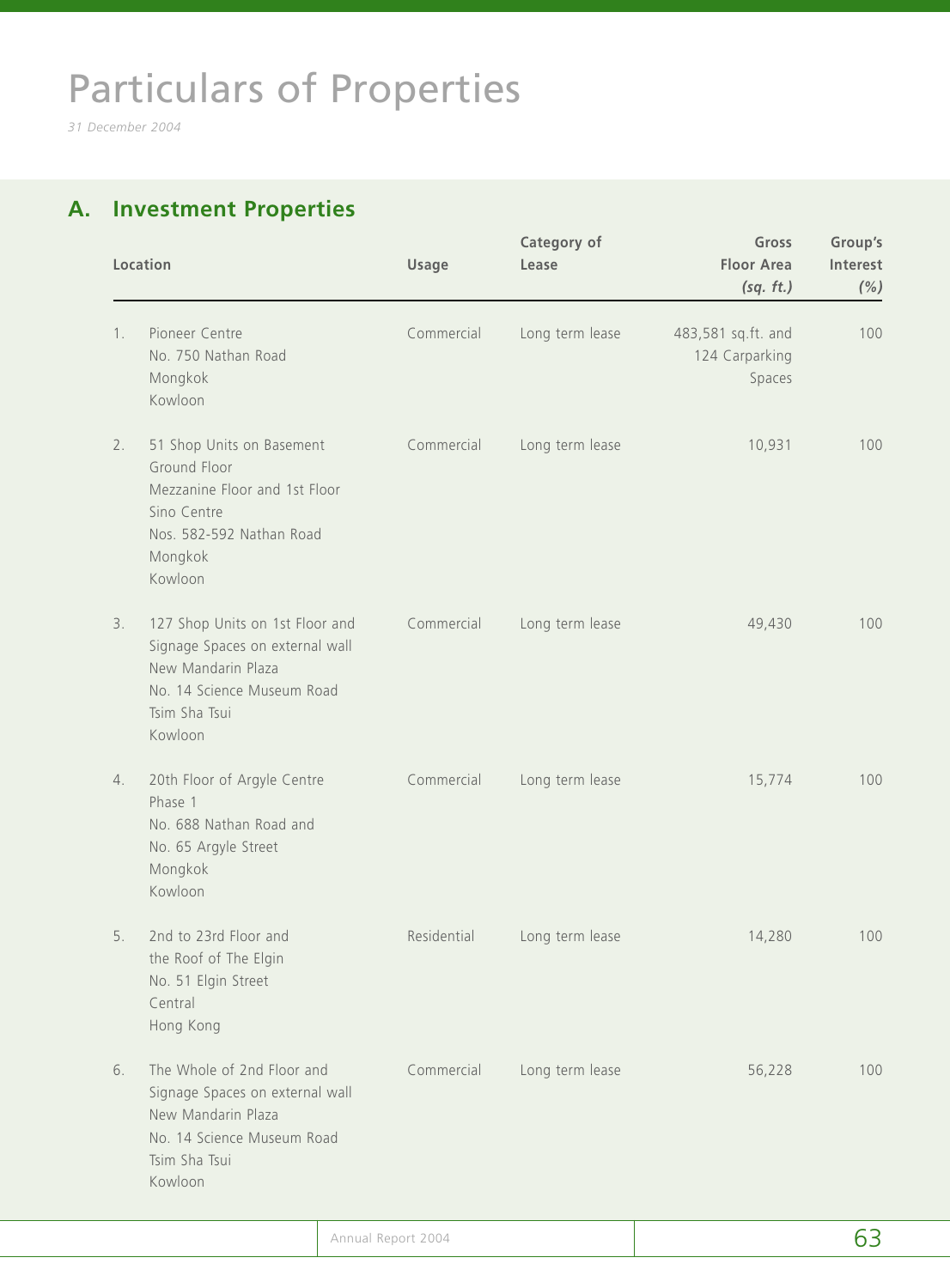# Particulars of Properties

*31 December 2004*

## A. Investment Properties

| | Location | Usage | Category of Lease | Gross Floor Area *(sq. ft.)* | Group's Interest *(%)* |
|---|---|---|---|---|---|
| 1. | Pioneer Centre<br>No. 750 Nathan Road<br>Mongkok<br>Kowloon | Commercial | Long term lease | 483,581 sq.ft. and 124 Carparking Spaces | 100 |
| 2. | 51 Shop Units on Basement<br>Ground Floor<br>Mezzanine Floor and 1st Floor<br>Sino Centre<br>Nos. 582-592 Nathan Road<br>Mongkok<br>Kowloon | Commercial | Long term lease | 10,931 | 100 |
| 3. | 127 Shop Units on 1st Floor and Signage Spaces on external wall<br>New Mandarin Plaza<br>No. 14 Science Museum Road<br>Tsim Sha Tsui<br>Kowloon | Commercial | Long term lease | 49,430 | 100 |
| 4. | 20th Floor of Argyle Centre Phase 1<br>No. 688 Nathan Road and<br>No. 65 Argyle Street<br>Mongkok<br>Kowloon | Commercial | Long term lease | 15,774 | 100 |
| 5. | 2nd to 23rd Floor and the Roof of The Elgin<br>No. 51 Elgin Street<br>Central<br>Hong Kong | Residential | Long term lease | 14,280 | 100 |
| 6. | The Whole of 2nd Floor and Signage Spaces on external wall<br>New Mandarin Plaza<br>No. 14 Science Museum Road<br>Tsim Sha Tsui<br>Kowloon | Commercial | Long term lease | 56,228 | 100 |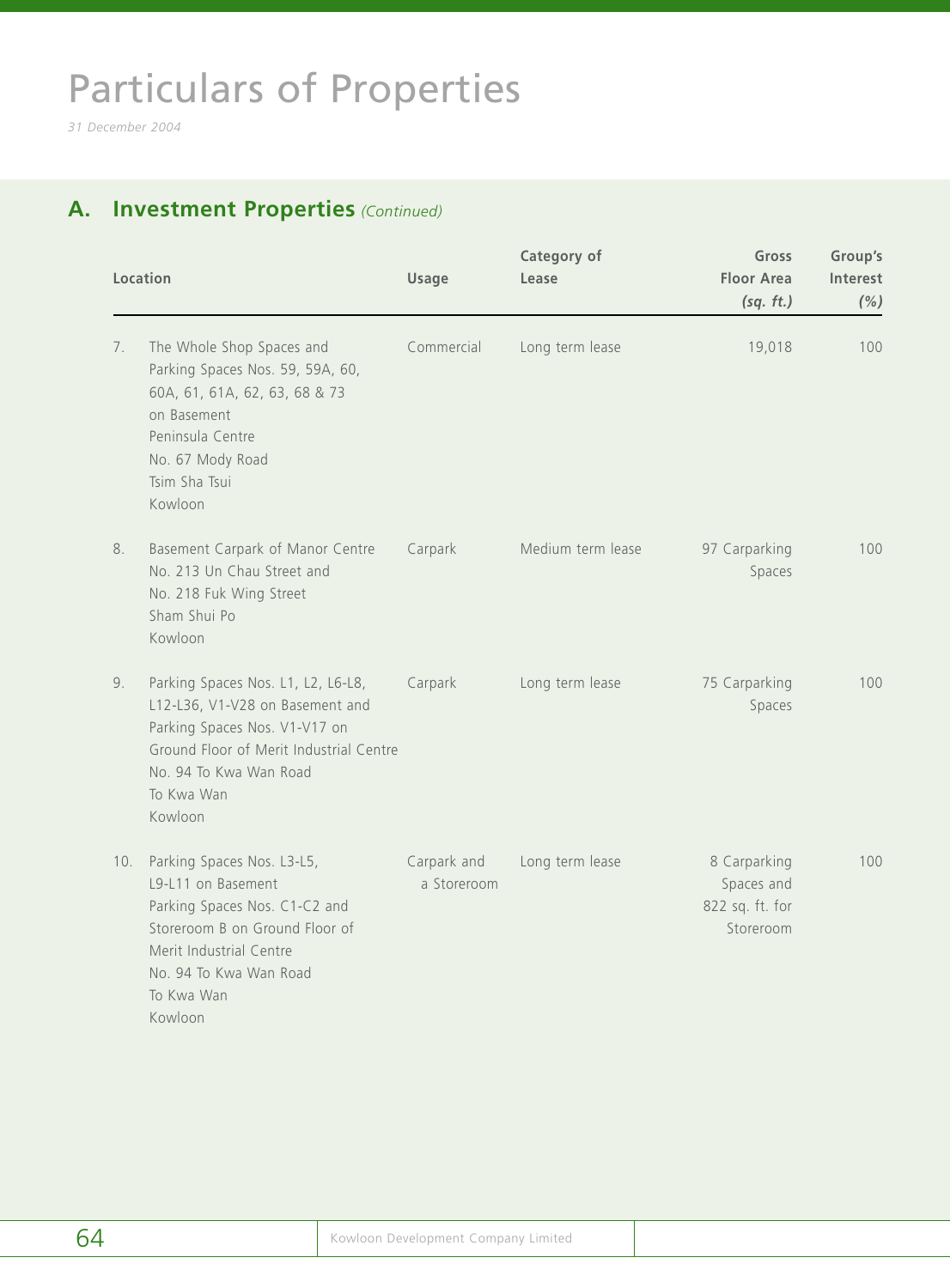# Particulars of Properties

*31 December 2004*

## A. Investment Properties *(Continued)*

| | Location | Usage | Category of Lease | Gross Floor Area *(sq. ft.)* | Group's Interest *(%)* |
|---|---|---|---|---|---|
| 7. | The Whole Shop Spaces and Parking Spaces Nos. 59, 59A, 60, 60A, 61, 61A, 62, 63, 68 & 73 on Basement Peninsula Centre No. 67 Mody Road Tsim Sha Tsui Kowloon | Commercial | Long term lease | 19,018 | 100 |
| 8. | Basement Carpark of Manor Centre No. 213 Un Chau Street and No. 218 Fuk Wing Street Sham Shui Po Kowloon | Carpark | Medium term lease | 97 Carparking Spaces | 100 |
| 9. | Parking Spaces Nos. L1, L2, L6-L8, L12-L36, V1-V28 on Basement and Parking Spaces Nos. V1-V17 on Ground Floor of Merit Industrial Centre No. 94 To Kwa Wan Road To Kwa Wan Kowloon | Carpark | Long term lease | 75 Carparking Spaces | 100 |
| 10. | Parking Spaces Nos. L3-L5, L9-L11 on Basement Parking Spaces Nos. C1-C2 and Storeroom B on Ground Floor of Merit Industrial Centre No. 94 To Kwa Wan Road To Kwa Wan Kowloon | Carpark and a Storeroom | Long term lease | 8 Carparking Spaces and 822 sq. ft. for Storeroom | 100 |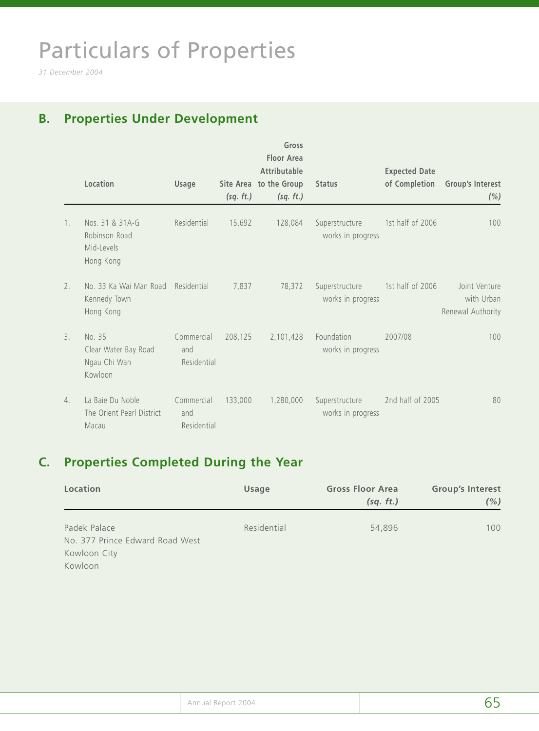# Particulars of Properties

*31 December 2004*

## B. Properties Under Development

| | Location | Usage | Site Area *(sq. ft.)* | Gross Floor Area Attributable to the Group *(sq. ft.)* | Status | Expected Date of Completion | Group's Interest *(%)* |
|---|---|---|---|---|---|---|---|
| 1. | Nos. 31 & 31A-G Robinson Road Mid-Levels Hong Kong | Residential | 15,692 | 128,084 | Superstructure works in progress | 1st half of 2006 | 100 |
| 2. | No. 33 Ka Wai Man Road Kennedy Town Hong Kong | Residential | 7,837 | 78,372 | Superstructure works in progress | 1st half of 2006 | Joint Venture with Urban Renewal Authority |
| 3. | No. 35 Clear Water Bay Road Ngau Chi Wan Kowloon | Commercial and Residential | 208,125 | 2,101,428 | Foundation works in progress | 2007/08 | 100 |
| 4. | La Baie Du Noble The Orient Pearl District Macau | Commercial and Residential | 133,000 | 1,280,000 | Superstructure works in progress | 2nd half of 2005 | 80 |

## C. Properties Completed During the Year

| Location | Usage | Gross Floor Area *(sq. ft.)* | Group's Interest *(%)* |
|---|---|---|---|
| Padek Palace No. 377 Prince Edward Road West Kowloon City Kowloon | Residential | 54,896 | 100 |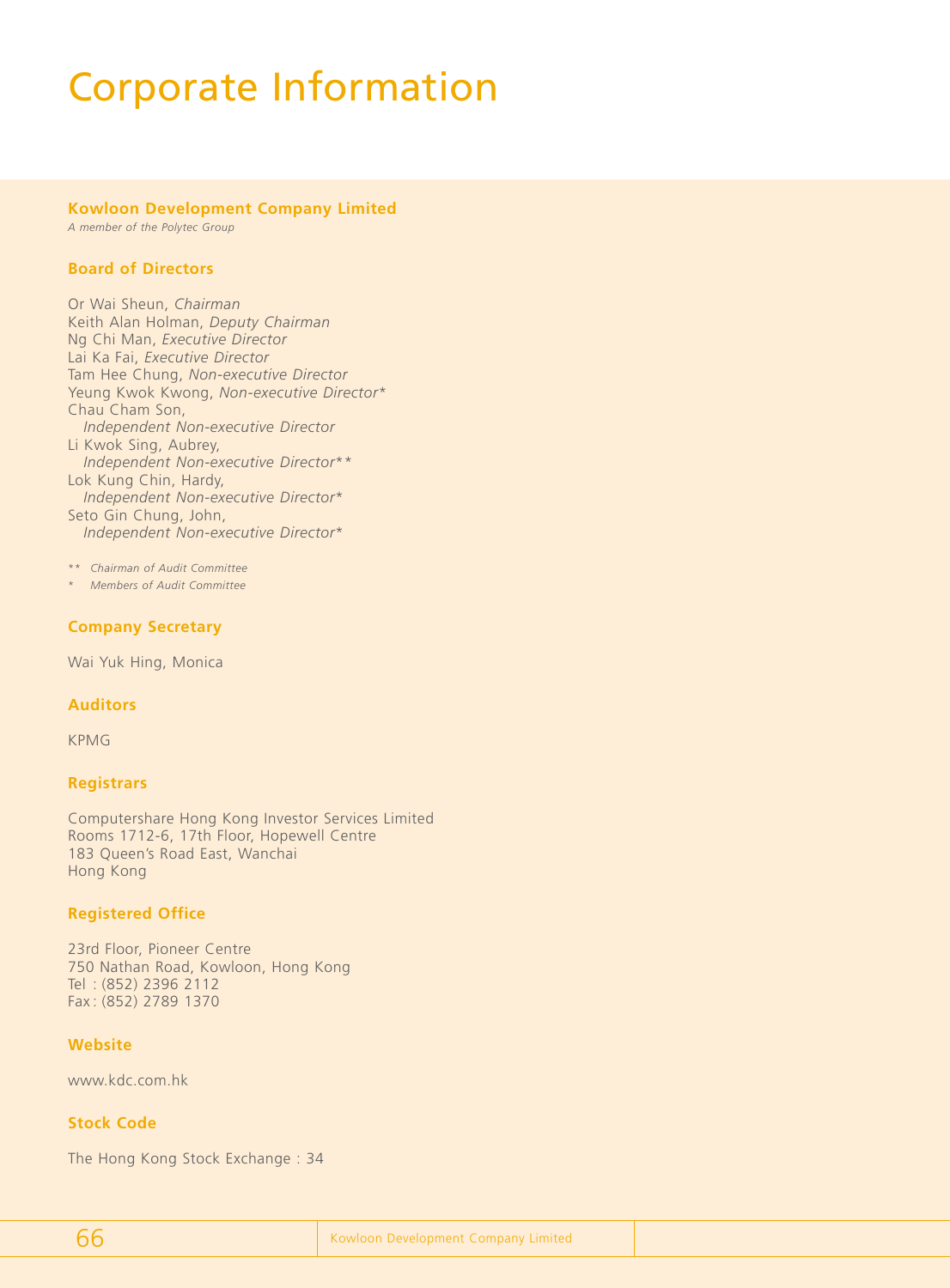# Corporate Information

**Kowloon Development Company Limited**
*A member of the Polytec Group*

## Board of Directors

Or Wai Sheun, *Chairman*
Keith Alan Holman, *Deputy Chairman*
Ng Chi Man, *Executive Director*
Lai Ka Fai, *Executive Director*
Tam Hee Chung, *Non-executive Director*
Yeung Kwok Kwong, *Non-executive Director**
Chau Cham Son,
*Independent Non-executive Director*
Li Kwok Sing, Aubrey,
*Independent Non-executive Director***
Lok Kung Chin, Hardy,
*Independent Non-executive Director**
Seto Gin Chung, John,
*Independent Non-executive Director**

*\*\* Chairman of Audit Committee*
*\* Members of Audit Committee*

## Company Secretary

Wai Yuk Hing, Monica

## Auditors

KPMG

## Registrars

Computershare Hong Kong Investor Services Limited
Rooms 1712-6, 17th Floor, Hopewell Centre
183 Queen's Road East, Wanchai
Hong Kong

## Registered Office

23rd Floor, Pioneer Centre
750 Nathan Road, Kowloon, Hong Kong
Tel : (852) 2396 2112
Fax : (852) 2789 1370

## Website

www.kdc.com.hk

## Stock Code

The Hong Kong Stock Exchange : 34